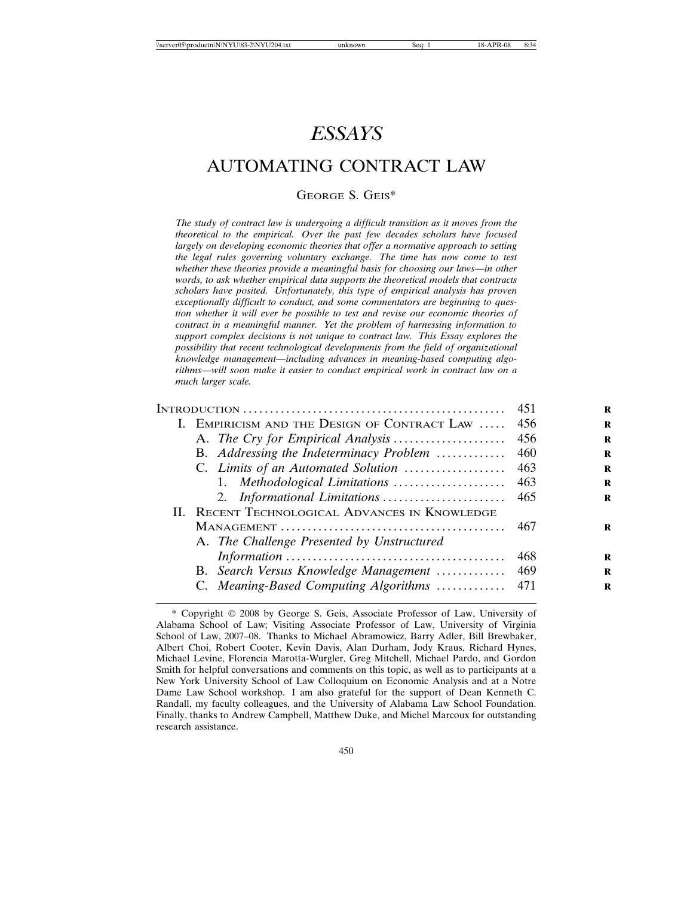# *ESSAYS*

## AUTOMATING CONTRACT LAW

GEORGE S. GEIS*

*The study of contract law is undergoing a difficult transition as it moves from the theoretical to the empirical. Over the past few decades scholars have focused largely on developing economic theories that offer a normative approach to setting the legal rules governing voluntary exchange. The time has now come to test whether these theories provide a meaningful basis for choosing our laws—in other words, to ask whether empirical data supports the theoretical models that contracts scholars have posited. Unfortunately, this type of empirical analysis has proven exceptionally difficult to conduct, and some commentators are beginning to question whether it will ever be possible to test and revise our economic theories of contract in a meaningful manner. Yet the problem of harnessing information to support complex decisions is not unique to contract law. This Essay explores the possibility that recent technological developments from the field of organizational knowledge management—including advances in meaning-based computing algorithms—will soon make it easier to conduct empirical work in contract law on a much larger scale.*

| | |
|---|---|
| INTRODUCTION | 451 |
| I. EMPIRICISM AND THE DESIGN OF CONTRACT LAW | 456 |
| A. *The Cry for Empirical Analysis* | 456 |
| B. *Addressing the Indeterminacy Problem* | 460 |
| C. *Limits of an Automated Solution* | 463 |
| 1. *Methodological Limitations* | 463 |
| 2. *Informational Limitations* | 465 |
| II. RECENT TECHNOLOGICAL ADVANCES IN KNOWLEDGE MANAGEMENT | 467 |
| A. *The Challenge Presented by Unstructured Information* | 468 |
| B. *Search Versus Knowledge Management* | 469 |
| C. *Meaning-Based Computing Algorithms* | 471 |

\* Copyright © 2008 by George S. Geis, Associate Professor of Law, University of Alabama School of Law; Visiting Associate Professor of Law, University of Virginia School of Law, 2007–08. Thanks to Michael Abramowicz, Barry Adler, Bill Brewbaker, Albert Choi, Robert Cooter, Kevin Davis, Alan Durham, Jody Kraus, Richard Hynes, Michael Levine, Florencia Marotta-Wurgler, Greg Mitchell, Michael Pardo, and Gordon Smith for helpful conversations and comments on this topic, as well as to participants at a New York University School of Law Colloquium on Economic Analysis and at a Notre Dame Law School workshop. I am also grateful for the support of Dean Kenneth C. Randall, my faculty colleagues, and the University of Alabama Law School Foundation. Finally, thanks to Andrew Campbell, Matthew Duke, and Michel Marcoux for outstanding research assistance.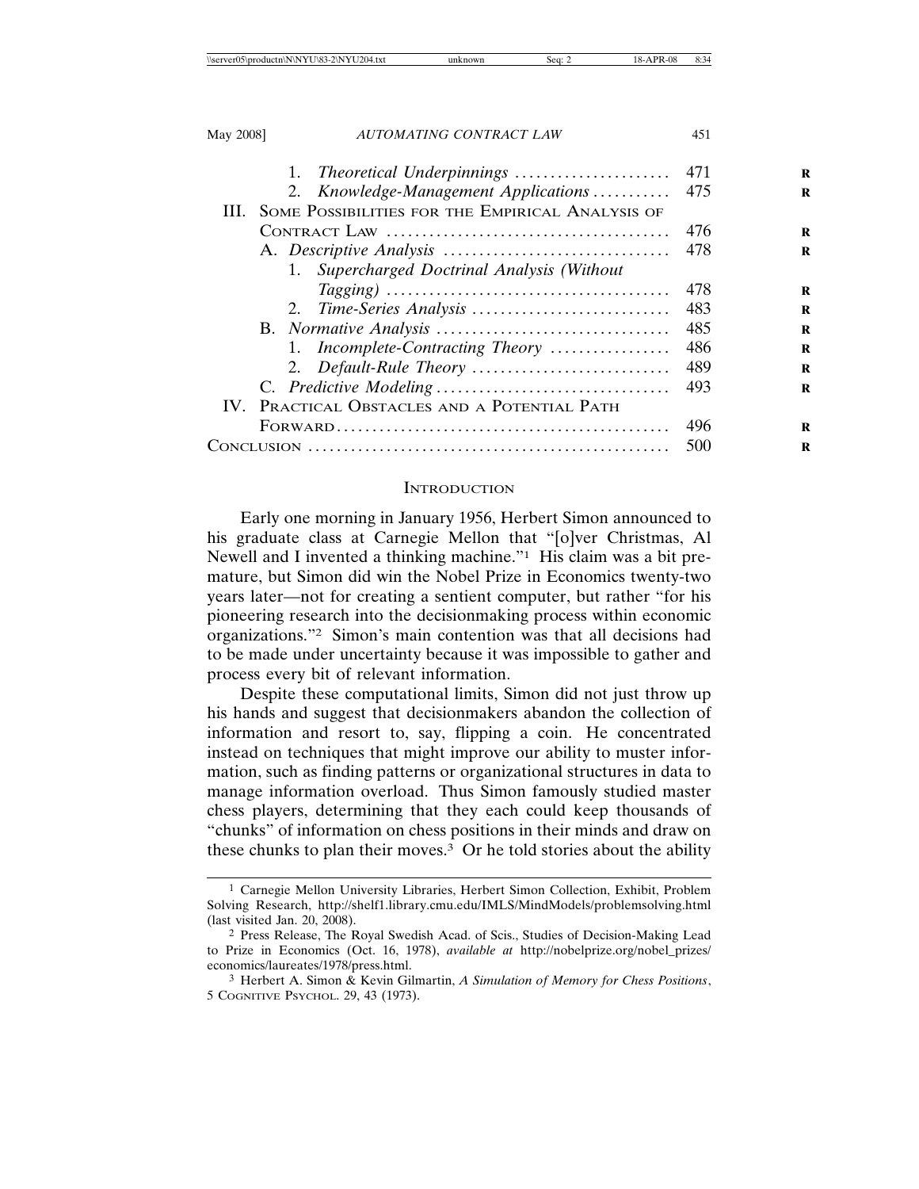1. *Theoretical Underpinnings* ...................... 471
2. *Knowledge-Management Applications* ........... 475

III. Some Possibilities for the Empirical Analysis of Contract Law ........................................ 476

A. *Descriptive Analysis* ................................ 478

1. *Supercharged Doctrinal Analysis (Without Tagging)* ........................................ 478
2. *Time-Series Analysis* ............................ 483

B. *Normative Analysis* ................................. 485

1. *Incomplete-Contracting Theory* ................. 486
2. *Default-Rule Theory* ............................ 489

C. *Predictive Modeling* ................................. 493

IV. Practical Obstacles and a Potential Path Forward.............................................. 496

Conclusion .................................................. 500

## Introduction

Early one morning in January 1956, Herbert Simon announced to his graduate class at Carnegie Mellon that "[o]ver Christmas, Al Newell and I invented a thinking machine."[1] His claim was a bit premature, but Simon did win the Nobel Prize in Economics twenty-two years later—not for creating a sentient computer, but rather "for his pioneering research into the decisionmaking process within economic organizations."[2] Simon's main contention was that all decisions had to be made under uncertainty because it was impossible to gather and process every bit of relevant information.

Despite these computational limits, Simon did not just throw up his hands and suggest that decisionmakers abandon the collection of information and resort to, say, flipping a coin. He concentrated instead on techniques that might improve our ability to muster information, such as finding patterns or organizational structures in data to manage information overload. Thus Simon famously studied master chess players, determining that they each could keep thousands of "chunks" of information on chess positions in their minds and draw on these chunks to plan their moves.[3] Or he told stories about the ability

---

[1] Carnegie Mellon University Libraries, Herbert Simon Collection, Exhibit, Problem Solving Research, http://shelf1.library.cmu.edu/IMLS/MindModels/problemsolving.html (last visited Jan. 20, 2008).

[2] Press Release, The Royal Swedish Acad. of Scis., Studies of Decision-Making Lead to Prize in Economics (Oct. 16, 1978), *available at* http://nobelprize.org/nobel_prizes/economics/laureates/1978/press.html.

[3] Herbert A. Simon & Kevin Gilmartin, *A Simulation of Memory for Chess Positions*, 5 Cognitive Psychol. 29, 43 (1973).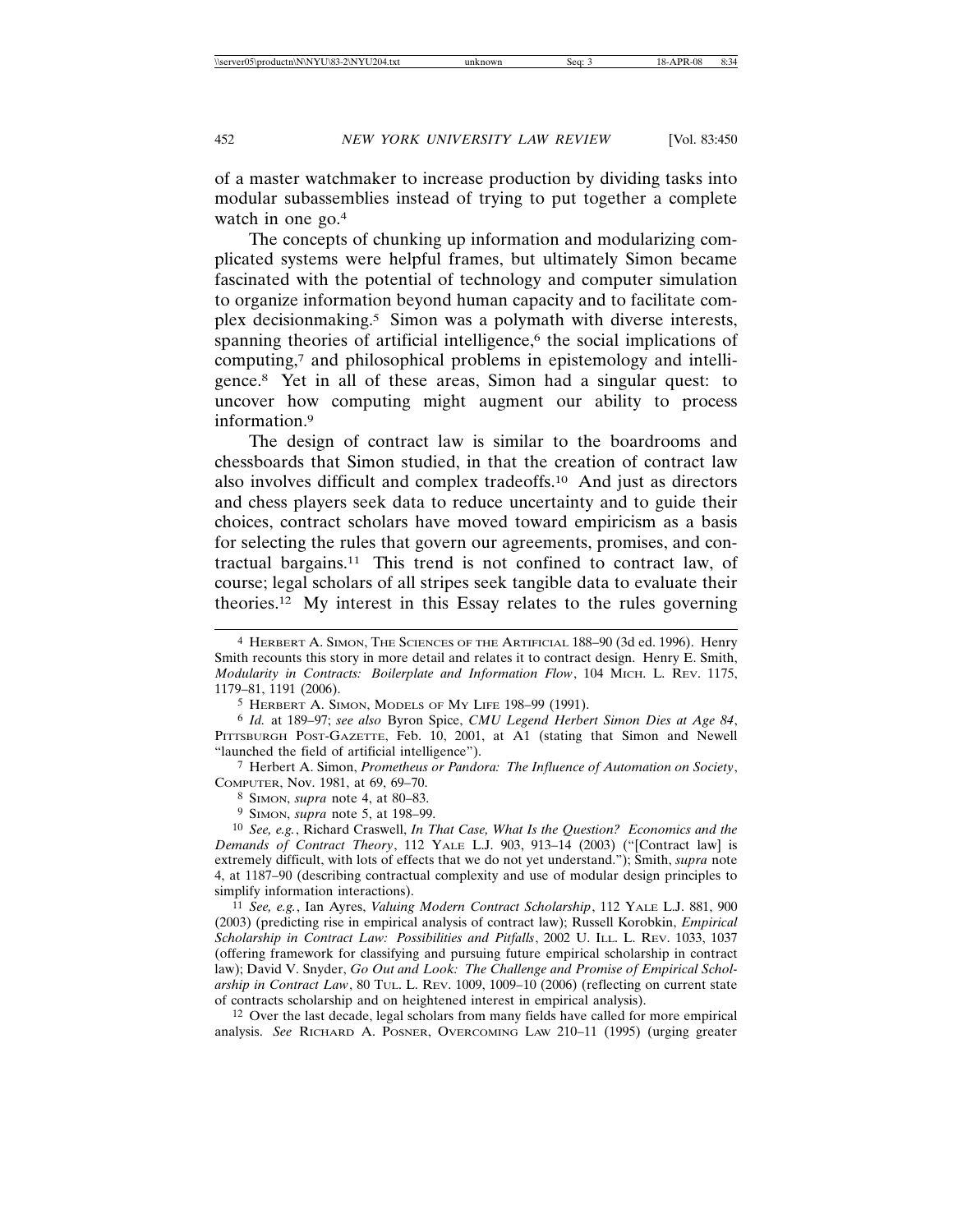of a master watchmaker to increase production by dividing tasks into modular subassemblies instead of trying to put together a complete watch in one go.[4]

The concepts of chunking up information and modularizing complicated systems were helpful frames, but ultimately Simon became fascinated with the potential of technology and computer simulation to organize information beyond human capacity and to facilitate complex decisionmaking.[5] Simon was a polymath with diverse interests, spanning theories of artificial intelligence,[6] the social implications of computing,[7] and philosophical problems in epistemology and intelligence.[8] Yet in all of these areas, Simon had a singular quest: to uncover how computing might augment our ability to process information.[9]

The design of contract law is similar to the boardrooms and chessboards that Simon studied, in that the creation of contract law also involves difficult and complex tradeoffs.[10] And just as directors and chess players seek data to reduce uncertainty and to guide their choices, contract scholars have moved toward empiricism as a basis for selecting the rules that govern our agreements, promises, and contractual bargains.[11] This trend is not confined to contract law, of course; legal scholars of all stripes seek tangible data to evaluate their theories.[12] My interest in this Essay relates to the rules governing

---

[4] HERBERT A. SIMON, THE SCIENCES OF THE ARTIFICIAL 188–90 (3d ed. 1996). Henry Smith recounts this story in more detail and relates it to contract design. Henry E. Smith, *Modularity in Contracts: Boilerplate and Information Flow*, 104 MICH. L. REV. 1175, 1179–81, 1191 (2006).

[5] HERBERT A. SIMON, MODELS OF MY LIFE 198–99 (1991).

[6] *Id.* at 189–97; *see also* Byron Spice, *CMU Legend Herbert Simon Dies at Age 84*, PITTSBURGH POST-GAZETTE, Feb. 10, 2001, at A1 (stating that Simon and Newell "launched the field of artificial intelligence").

[7] Herbert A. Simon, *Prometheus or Pandora: The Influence of Automation on Society*, COMPUTER, Nov. 1981, at 69, 69–70.

[8] SIMON, *supra* note 4, at 80–83.

[9] SIMON, *supra* note 5, at 198–99.

[10] *See, e.g.*, Richard Craswell, *In That Case, What Is the Question? Economics and the Demands of Contract Theory*, 112 YALE L.J. 903, 913–14 (2003) ("[Contract law] is extremely difficult, with lots of effects that we do not yet understand."); Smith, *supra* note 4, at 1187–90 (describing contractual complexity and use of modular design principles to simplify information interactions).

[11] *See, e.g.*, Ian Ayres, *Valuing Modern Contract Scholarship*, 112 YALE L.J. 881, 900 (2003) (predicting rise in empirical analysis of contract law); Russell Korobkin, *Empirical Scholarship in Contract Law: Possibilities and Pitfalls*, 2002 U. ILL. L. REV. 1033, 1037 (offering framework for classifying and pursuing future empirical scholarship in contract law); David V. Snyder, *Go Out and Look: The Challenge and Promise of Empirical Scholarship in Contract Law*, 80 TUL. L. REV. 1009, 1009–10 (2006) (reflecting on current state of contracts scholarship and on heightened interest in empirical analysis).

[12] Over the last decade, legal scholars from many fields have called for more empirical analysis. *See* RICHARD A. POSNER, OVERCOMING LAW 210–11 (1995) (urging greater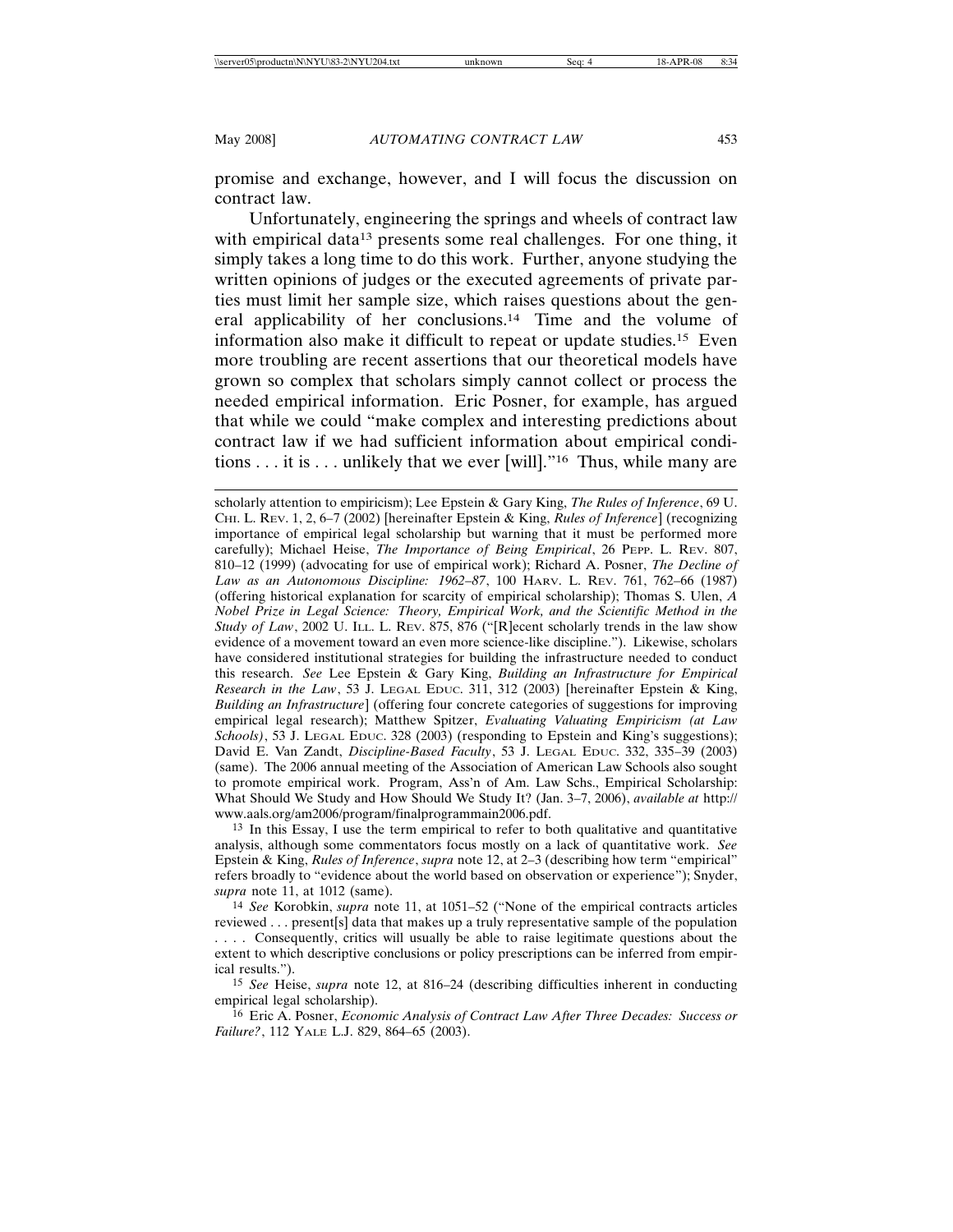promise and exchange, however, and I will focus the discussion on contract law.

Unfortunately, engineering the springs and wheels of contract law with empirical data[13] presents some real challenges. For one thing, it simply takes a long time to do this work. Further, anyone studying the written opinions of judges or the executed agreements of private parties must limit her sample size, which raises questions about the general applicability of her conclusions.[14] Time and the volume of information also make it difficult to repeat or update studies.[15] Even more troubling are recent assertions that our theoretical models have grown so complex that scholars simply cannot collect or process the needed empirical information. Eric Posner, for example, has argued that while we could "make complex and interesting predictions about contract law if we had sufficient information about empirical conditions . . . it is . . . unlikely that we ever [will]."[16] Thus, while many are

---

scholarly attention to empiricism); Lee Epstein & Gary King, *The Rules of Inference*, 69 U. CHI. L. REV. 1, 2, 6–7 (2002) [hereinafter Epstein & King, *Rules of Inference*] (recognizing importance of empirical legal scholarship but warning that it must be performed more carefully); Michael Heise, *The Importance of Being Empirical*, 26 PEPP. L. REV. 807, 810–12 (1999) (advocating for use of empirical work); Richard A. Posner, *The Decline of Law as an Autonomous Discipline: 1962–87*, 100 HARV. L. REV. 761, 762–66 (1987) (offering historical explanation for scarcity of empirical scholarship); Thomas S. Ulen, *A Nobel Prize in Legal Science: Theory, Empirical Work, and the Scientific Method in the Study of Law*, 2002 U. ILL. L. REV. 875, 876 ("[R]ecent scholarly trends in the law show evidence of a movement toward an even more science-like discipline."). Likewise, scholars have considered institutional strategies for building the infrastructure needed to conduct this research. *See* Lee Epstein & Gary King, *Building an Infrastructure for Empirical Research in the Law*, 53 J. LEGAL EDUC. 311, 312 (2003) [hereinafter Epstein & King, *Building an Infrastructure*] (offering four concrete categories of suggestions for improving empirical legal research); Matthew Spitzer, *Evaluating Valuating Empiricism (at Law Schools)*, 53 J. LEGAL EDUC. 328 (2003) (responding to Epstein and King's suggestions); David E. Van Zandt, *Discipline-Based Faculty*, 53 J. LEGAL EDUC. 332, 335–39 (2003) (same). The 2006 annual meeting of the Association of American Law Schools also sought to promote empirical work. Program, Ass'n of Am. Law Schs., Empirical Scholarship: What Should We Study and How Should We Study It? (Jan. 3–7, 2006), *available at* http://www.aals.org/am2006/program/finalprogrammain2006.pdf.

[13] In this Essay, I use the term empirical to refer to both qualitative and quantitative analysis, although some commentators focus mostly on a lack of quantitative work. *See* Epstein & King, *Rules of Inference*, *supra* note 12, at 2–3 (describing how term "empirical" refers broadly to "evidence about the world based on observation or experience"); Snyder, *supra* note 11, at 1012 (same).

[14] *See* Korobkin, *supra* note 11, at 1051–52 ("None of the empirical contracts articles reviewed . . . present[s] data that makes up a truly representative sample of the population . . . . Consequently, critics will usually be able to raise legitimate questions about the extent to which descriptive conclusions or policy prescriptions can be inferred from empirical results.").

[15] *See* Heise, *supra* note 12, at 816–24 (describing difficulties inherent in conducting empirical legal scholarship).

[16] Eric A. Posner, *Economic Analysis of Contract Law After Three Decades: Success or Failure?*, 112 YALE L.J. 829, 864–65 (2003).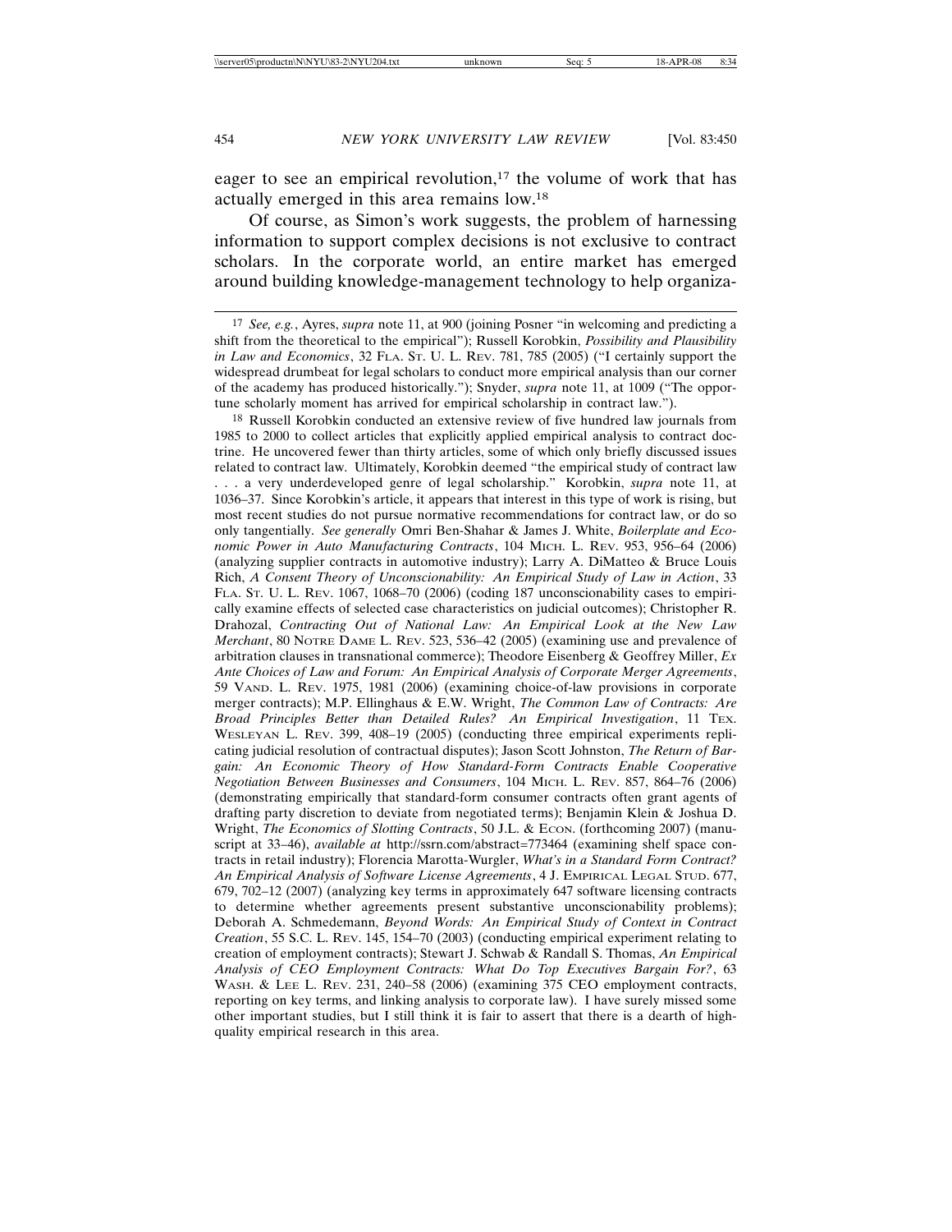eager to see an empirical revolution,[17] the volume of work that has actually emerged in this area remains low.[18]

Of course, as Simon's work suggests, the problem of harnessing information to support complex decisions is not exclusive to contract scholars. In the corporate world, an entire market has emerged around building knowledge-management technology to help organiza-

---

[17] *See, e.g.*, Ayres, *supra* note 11, at 900 (joining Posner "in welcoming and predicting a shift from the theoretical to the empirical"); Russell Korobkin, *Possibility and Plausibility in Law and Economics*, 32 FLA. ST. U. L. REV. 781, 785 (2005) ("I certainly support the widespread drumbeat for legal scholars to conduct more empirical analysis than our corner of the academy has produced historically."); Snyder, *supra* note 11, at 1009 ("The opportune scholarly moment has arrived for empirical scholarship in contract law.").

[18] Russell Korobkin conducted an extensive review of five hundred law journals from 1985 to 2000 to collect articles that explicitly applied empirical analysis to contract doctrine. He uncovered fewer than thirty articles, some of which only briefly discussed issues related to contract law. Ultimately, Korobkin deemed "the empirical study of contract law . . . a very underdeveloped genre of legal scholarship." Korobkin, *supra* note 11, at 1036–37. Since Korobkin's article, it appears that interest in this type of work is rising, but most recent studies do not pursue normative recommendations for contract law, or do so only tangentially. *See generally* Omri Ben-Shahar & James J. White, *Boilerplate and Economic Power in Auto Manufacturing Contracts*, 104 MICH. L. REV. 953, 956–64 (2006) (analyzing supplier contracts in automotive industry); Larry A. DiMatteo & Bruce Louis Rich, *A Consent Theory of Unconscionability: An Empirical Study of Law in Action*, 33 FLA. ST. U. L. REV. 1067, 1068–70 (2006) (coding 187 unconscionability cases to empirically examine effects of selected case characteristics on judicial outcomes); Christopher R. Drahozal, *Contracting Out of National Law: An Empirical Look at the New Law Merchant*, 80 NOTRE DAME L. REV. 523, 536–42 (2005) (examining use and prevalence of arbitration clauses in transnational commerce); Theodore Eisenberg & Geoffrey Miller, *Ex Ante Choices of Law and Forum: An Empirical Analysis of Corporate Merger Agreements*, 59 VAND. L. REV. 1975, 1981 (2006) (examining choice-of-law provisions in corporate merger contracts); M.P. Ellinghaus & E.W. Wright, *The Common Law of Contracts: Are Broad Principles Better than Detailed Rules? An Empirical Investigation*, 11 TEX. WESLEYAN L. REV. 399, 408–19 (2005) (conducting three empirical experiments replicating judicial resolution of contractual disputes); Jason Scott Johnston, *The Return of Bargain: An Economic Theory of How Standard-Form Contracts Enable Cooperative Negotiation Between Businesses and Consumers*, 104 MICH. L. REV. 857, 864–76 (2006) (demonstrating empirically that standard-form consumer contracts often grant agents of drafting party discretion to deviate from negotiated terms); Benjamin Klein & Joshua D. Wright, *The Economics of Slotting Contracts*, 50 J.L. & ECON. (forthcoming 2007) (manuscript at 33–46), *available at* http://ssrn.com/abstract=773464 (examining shelf space contracts in retail industry); Florencia Marotta-Wurgler, *What's in a Standard Form Contract? An Empirical Analysis of Software License Agreements*, 4 J. EMPIRICAL LEGAL STUD. 677, 679, 702–12 (2007) (analyzing key terms in approximately 647 software licensing contracts to determine whether agreements present substantive unconscionability problems); Deborah A. Schmedemann, *Beyond Words: An Empirical Study of Context in Contract Creation*, 55 S.C. L. REV. 145, 154–70 (2003) (conducting empirical experiment relating to creation of employment contracts); Stewart J. Schwab & Randall S. Thomas, *An Empirical Analysis of CEO Employment Contracts: What Do Top Executives Bargain For?*, 63 WASH. & LEE L. REV. 231, 240–58 (2006) (examining 375 CEO employment contracts, reporting on key terms, and linking analysis to corporate law). I have surely missed some other important studies, but I still think it is fair to assert that there is a dearth of high-quality empirical research in this area.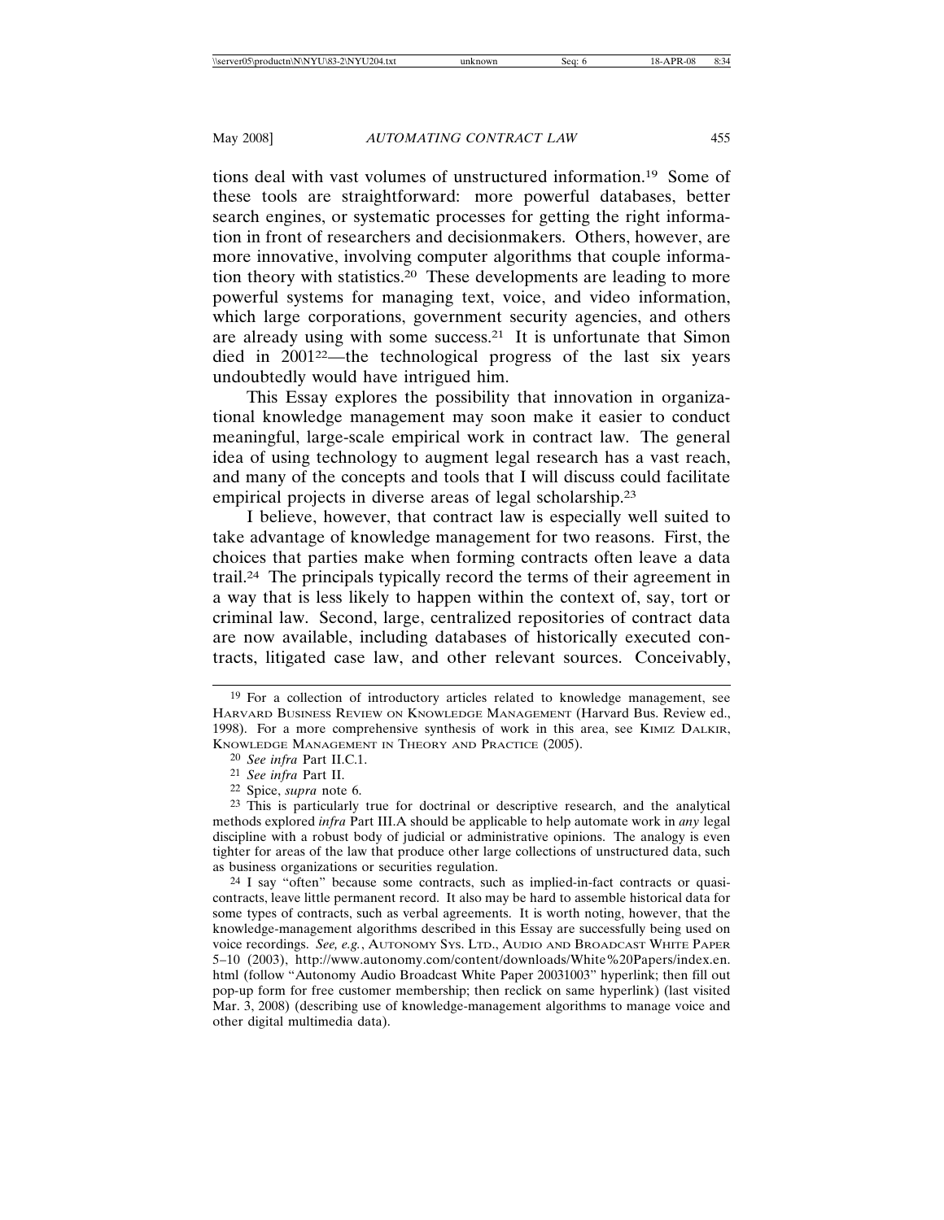tions deal with vast volumes of unstructured information.[19] Some of these tools are straightforward: more powerful databases, better search engines, or systematic processes for getting the right information in front of researchers and decisionmakers. Others, however, are more innovative, involving computer algorithms that couple information theory with statistics.[20] These developments are leading to more powerful systems for managing text, voice, and video information, which large corporations, government security agencies, and others are already using with some success.[21] It is unfortunate that Simon died in 2001[22]—the technological progress of the last six years undoubtedly would have intrigued him.

This Essay explores the possibility that innovation in organizational knowledge management may soon make it easier to conduct meaningful, large-scale empirical work in contract law. The general idea of using technology to augment legal research has a vast reach, and many of the concepts and tools that I will discuss could facilitate empirical projects in diverse areas of legal scholarship.[23]

I believe, however, that contract law is especially well suited to take advantage of knowledge management for two reasons. First, the choices that parties make when forming contracts often leave a data trail.[24] The principals typically record the terms of their agreement in a way that is less likely to happen within the context of, say, tort or criminal law. Second, large, centralized repositories of contract data are now available, including databases of historically executed contracts, litigated case law, and other relevant sources. Conceivably,

---

[19] For a collection of introductory articles related to knowledge management, see HARVARD BUSINESS REVIEW ON KNOWLEDGE MANAGEMENT (Harvard Bus. Review ed., 1998). For a more comprehensive synthesis of work in this area, see KIMIZ DALKIR, KNOWLEDGE MANAGEMENT IN THEORY AND PRACTICE (2005).

[20] *See infra* Part II.C.1.

[21] *See infra* Part II.

[22] Spice, *supra* note 6.

[23] This is particularly true for doctrinal or descriptive research, and the analytical methods explored *infra* Part III.A should be applicable to help automate work in *any* legal discipline with a robust body of judicial or administrative opinions. The analogy is even tighter for areas of the law that produce other large collections of unstructured data, such as business organizations or securities regulation.

[24] I say "often" because some contracts, such as implied-in-fact contracts or quasi-contracts, leave little permanent record. It also may be hard to assemble historical data for some types of contracts, such as verbal agreements. It is worth noting, however, that the knowledge-management algorithms described in this Essay are successfully being used on voice recordings. *See, e.g.*, AUTONOMY SYS. LTD., AUDIO AND BROADCAST WHITE PAPER 5–10 (2003), http://www.autonomy.com/content/downloads/White%20Papers/index.en.html (follow "Autonomy Audio Broadcast White Paper 20031003" hyperlink; then fill out pop-up form for free customer membership; then reclick on same hyperlink) (last visited Mar. 3, 2008) (describing use of knowledge-management algorithms to manage voice and other digital multimedia data).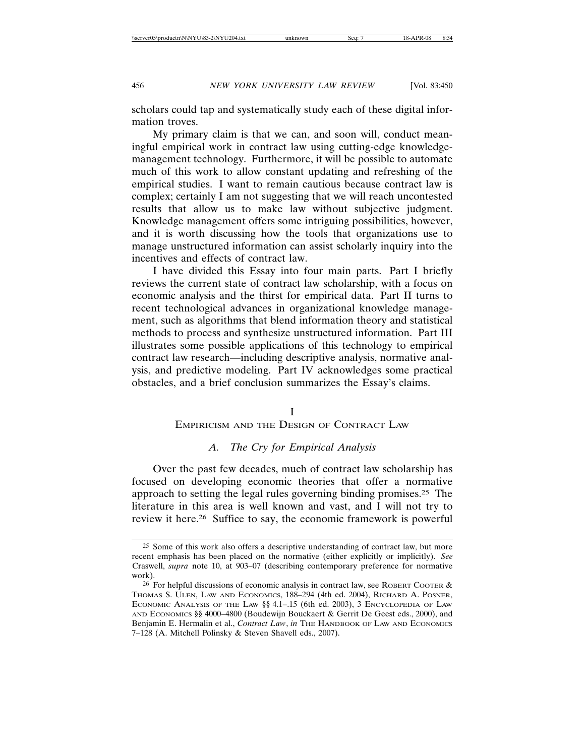scholars could tap and systematically study each of these digital information troves.

My primary claim is that we can, and soon will, conduct meaningful empirical work in contract law using cutting-edge knowledge-management technology. Furthermore, it will be possible to automate much of this work to allow constant updating and refreshing of the empirical studies. I want to remain cautious because contract law is complex; certainly I am not suggesting that we will reach uncontested results that allow us to make law without subjective judgment. Knowledge management offers some intriguing possibilities, however, and it is worth discussing how the tools that organizations use to manage unstructured information can assist scholarly inquiry into the incentives and effects of contract law.

I have divided this Essay into four main parts. Part I briefly reviews the current state of contract law scholarship, with a focus on economic analysis and the thirst for empirical data. Part II turns to recent technological advances in organizational knowledge management, such as algorithms that blend information theory and statistical methods to process and synthesize unstructured information. Part III illustrates some possible applications of this technology to empirical contract law research—including descriptive analysis, normative analysis, and predictive modeling. Part IV acknowledges some practical obstacles, and a brief conclusion summarizes the Essay's claims.

## I
## Empiricism and the Design of Contract Law

### *A. The Cry for Empirical Analysis*

Over the past few decades, much of contract law scholarship has focused on developing economic theories that offer a normative approach to setting the legal rules governing binding promises.[25] The literature in this area is well known and vast, and I will not try to review it here.[26] Suffice to say, the economic framework is powerful

---

[25] Some of this work also offers a descriptive understanding of contract law, but more recent emphasis has been placed on the normative (either explicitly or implicitly). *See* Craswell, *supra* note 10, at 903–07 (describing contemporary preference for normative work).

[26] For helpful discussions of economic analysis in contract law, see Robert Cooter & Thomas S. Ulen, Law and Economics, 188–294 (4th ed. 2004), Richard A. Posner, Economic Analysis of the Law §§ 4.1–.15 (6th ed. 2003), 3 Encyclopedia of Law and Economics §§ 4000–4800 (Boudewijn Bouckaert & Gerrit De Geest eds., 2000), and Benjamin E. Hermalin et al., *Contract Law*, *in* The Handbook of Law and Economics 7–128 (A. Mitchell Polinsky & Steven Shavell eds., 2007).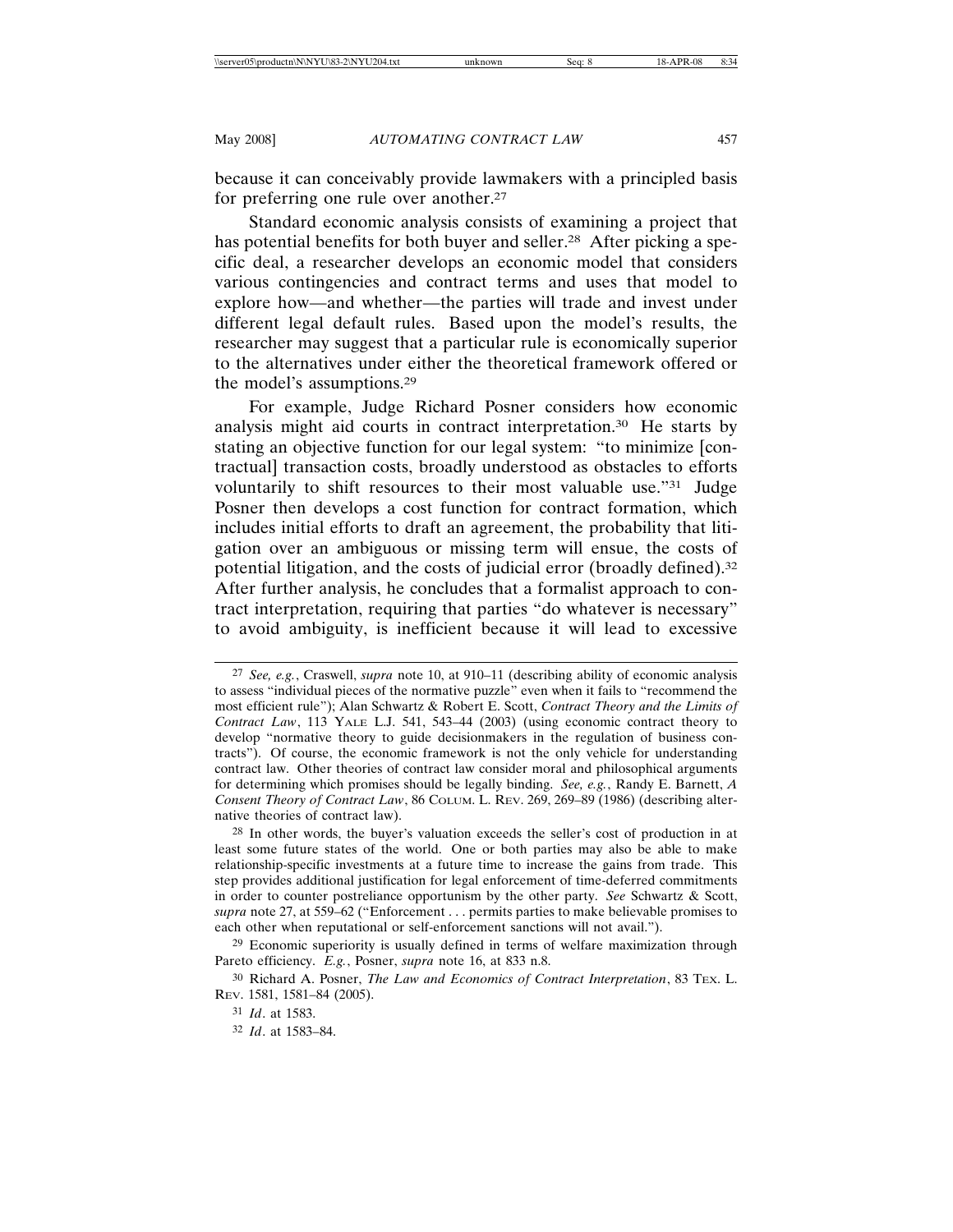because it can conceivably provide lawmakers with a principled basis for preferring one rule over another.[27]

Standard economic analysis consists of examining a project that has potential benefits for both buyer and seller.[28] After picking a specific deal, a researcher develops an economic model that considers various contingencies and contract terms and uses that model to explore how—and whether—the parties will trade and invest under different legal default rules. Based upon the model's results, the researcher may suggest that a particular rule is economically superior to the alternatives under either the theoretical framework offered or the model's assumptions.[29]

For example, Judge Richard Posner considers how economic analysis might aid courts in contract interpretation.[30] He starts by stating an objective function for our legal system: "to minimize [contractual] transaction costs, broadly understood as obstacles to efforts voluntarily to shift resources to their most valuable use."[31] Judge Posner then develops a cost function for contract formation, which includes initial efforts to draft an agreement, the probability that litigation over an ambiguous or missing term will ensue, the costs of potential litigation, and the costs of judicial error (broadly defined).[32] After further analysis, he concludes that a formalist approach to contract interpretation, requiring that parties "do whatever is necessary" to avoid ambiguity, is inefficient because it will lead to excessive

---

[27] *See, e.g.*, Craswell, *supra* note 10, at 910–11 (describing ability of economic analysis to assess "individual pieces of the normative puzzle" even when it fails to "recommend the most efficient rule"); Alan Schwartz & Robert E. Scott, *Contract Theory and the Limits of Contract Law*, 113 YALE L.J. 541, 543–44 (2003) (using economic contract theory to develop "normative theory to guide decisionmakers in the regulation of business contracts"). Of course, the economic framework is not the only vehicle for understanding contract law. Other theories of contract law consider moral and philosophical arguments for determining which promises should be legally binding. *See, e.g.*, Randy E. Barnett, *A Consent Theory of Contract Law*, 86 COLUM. L. REV. 269, 269–89 (1986) (describing alternative theories of contract law).

[28] In other words, the buyer's valuation exceeds the seller's cost of production in at least some future states of the world. One or both parties may also be able to make relationship-specific investments at a future time to increase the gains from trade. This step provides additional justification for legal enforcement of time-deferred commitments in order to counter postreliance opportunism by the other party. *See* Schwartz & Scott, *supra* note 27, at 559–62 ("Enforcement . . . permits parties to make believable promises to each other when reputational or self-enforcement sanctions will not avail.").

[29] Economic superiority is usually defined in terms of welfare maximization through Pareto efficiency. *E.g.*, Posner, *supra* note 16, at 833 n.8.

[30] Richard A. Posner, *The Law and Economics of Contract Interpretation*, 83 TEX. L. REV. 1581, 1581–84 (2005).

[31] *Id*. at 1583.

[32] *Id*. at 1583–84.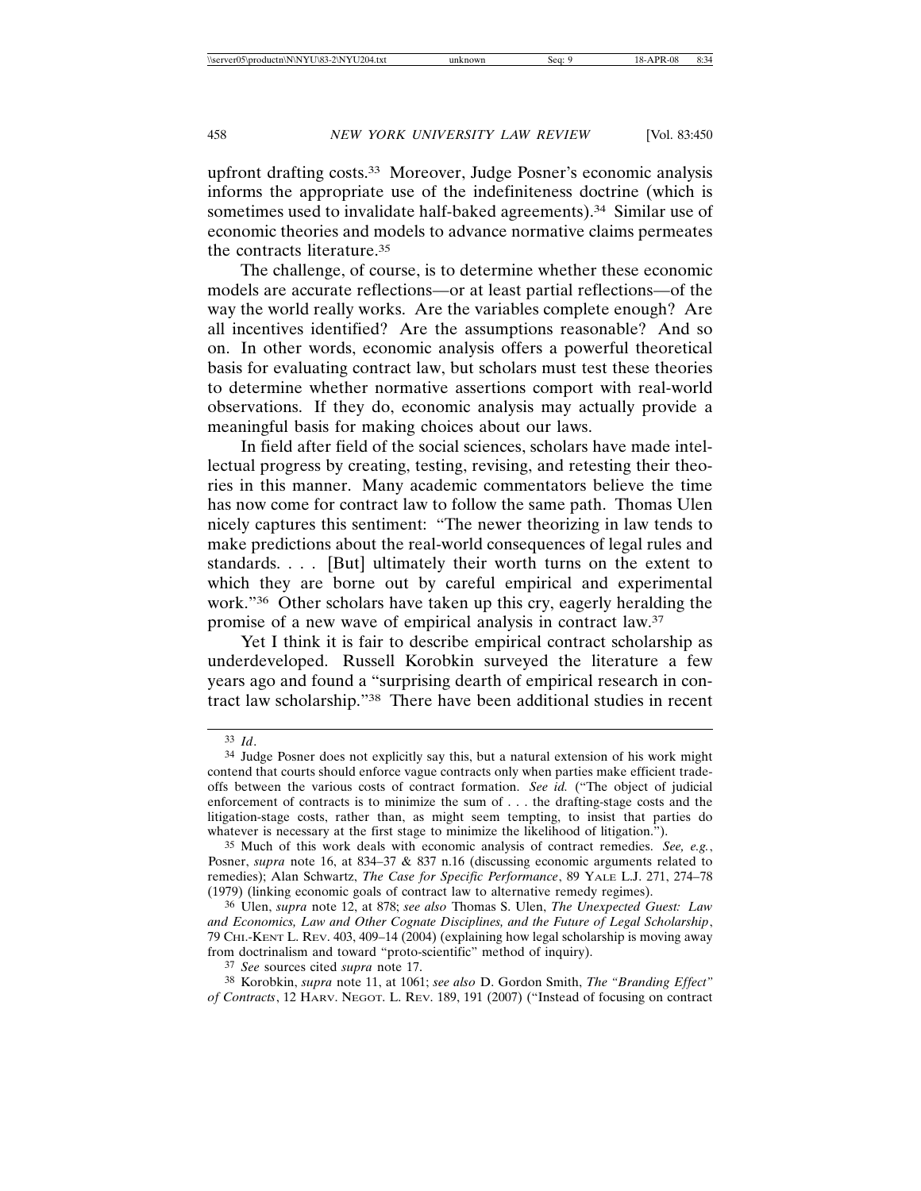upfront drafting costs.[33] Moreover, Judge Posner's economic analysis informs the appropriate use of the indefiniteness doctrine (which is sometimes used to invalidate half-baked agreements).[34] Similar use of economic theories and models to advance normative claims permeates the contracts literature.[35]

The challenge, of course, is to determine whether these economic models are accurate reflections—or at least partial reflections—of the way the world really works. Are the variables complete enough? Are all incentives identified? Are the assumptions reasonable? And so on. In other words, economic analysis offers a powerful theoretical basis for evaluating contract law, but scholars must test these theories to determine whether normative assertions comport with real-world observations. If they do, economic analysis may actually provide a meaningful basis for making choices about our laws.

In field after field of the social sciences, scholars have made intellectual progress by creating, testing, revising, and retesting their theories in this manner. Many academic commentators believe the time has now come for contract law to follow the same path. Thomas Ulen nicely captures this sentiment: "The newer theorizing in law tends to make predictions about the real-world consequences of legal rules and standards. . . . [But] ultimately their worth turns on the extent to which they are borne out by careful empirical and experimental work."[36] Other scholars have taken up this cry, eagerly heralding the promise of a new wave of empirical analysis in contract law.[37]

Yet I think it is fair to describe empirical contract scholarship as underdeveloped. Russell Korobkin surveyed the literature a few years ago and found a "surprising dearth of empirical research in contract law scholarship."[38] There have been additional studies in recent

---

[33] *Id*.

[34] Judge Posner does not explicitly say this, but a natural extension of his work might contend that courts should enforce vague contracts only when parties make efficient tradeoffs between the various costs of contract formation. *See id.* ("The object of judicial enforcement of contracts is to minimize the sum of . . . the drafting-stage costs and the litigation-stage costs, rather than, as might seem tempting, to insist that parties do whatever is necessary at the first stage to minimize the likelihood of litigation.").

[35] Much of this work deals with economic analysis of contract remedies. *See, e.g.*, Posner, *supra* note 16, at 834–37 & 837 n.16 (discussing economic arguments related to remedies); Alan Schwartz, *The Case for Specific Performance*, 89 YALE L.J. 271, 274–78 (1979) (linking economic goals of contract law to alternative remedy regimes).

[36] Ulen, *supra* note 12, at 878; *see also* Thomas S. Ulen, *The Unexpected Guest: Law and Economics, Law and Other Cognate Disciplines, and the Future of Legal Scholarship*, 79 CHI.-KENT L. REV. 403, 409–14 (2004) (explaining how legal scholarship is moving away from doctrinalism and toward "proto-scientific" method of inquiry).

[37] *See* sources cited *supra* note 17.

[38] Korobkin, *supra* note 11, at 1061; *see also* D. Gordon Smith, *The "Branding Effect" of Contracts*, 12 HARV. NEGOT. L. REV. 189, 191 (2007) ("Instead of focusing on contract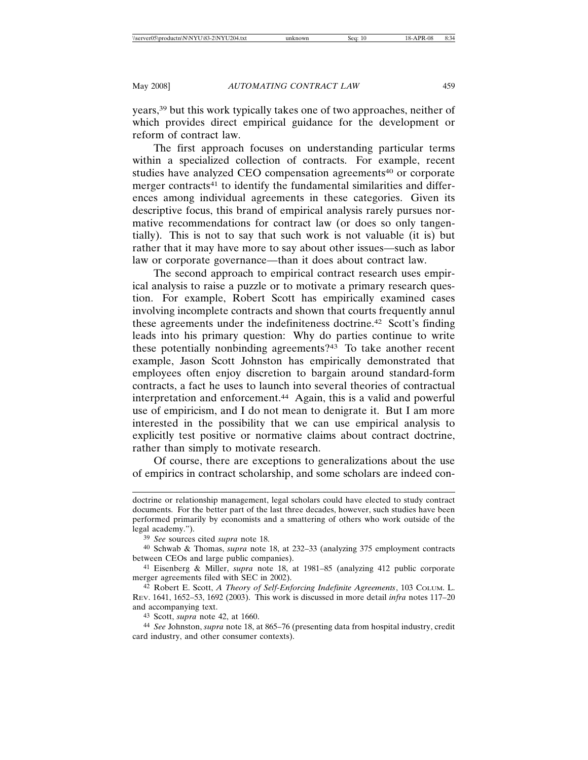years,[39] but this work typically takes one of two approaches, neither of which provides direct empirical guidance for the development or reform of contract law.

The first approach focuses on understanding particular terms within a specialized collection of contracts. For example, recent studies have analyzed CEO compensation agreements[40] or corporate merger contracts[41] to identify the fundamental similarities and differences among individual agreements in these categories. Given its descriptive focus, this brand of empirical analysis rarely pursues normative recommendations for contract law (or does so only tangentially). This is not to say that such work is not valuable (it is) but rather that it may have more to say about other issues—such as labor law or corporate governance—than it does about contract law.

The second approach to empirical contract research uses empirical analysis to raise a puzzle or to motivate a primary research question. For example, Robert Scott has empirically examined cases involving incomplete contracts and shown that courts frequently annul these agreements under the indefiniteness doctrine.[42] Scott's finding leads into his primary question: Why do parties continue to write these potentially nonbinding agreements?[43] To take another recent example, Jason Scott Johnston has empirically demonstrated that employees often enjoy discretion to bargain around standard-form contracts, a fact he uses to launch into several theories of contractual interpretation and enforcement.[44] Again, this is a valid and powerful use of empiricism, and I do not mean to denigrate it. But I am more interested in the possibility that we can use empirical analysis to explicitly test positive or normative claims about contract doctrine, rather than simply to motivate research.

Of course, there are exceptions to generalizations about the use of empirics in contract scholarship, and some scholars are indeed con-

---

doctrine or relationship management, legal scholars could have elected to study contract documents. For the better part of the last three decades, however, such studies have been performed primarily by economists and a smattering of others who work outside of the legal academy.").

[39] *See* sources cited *supra* note 18.

[40] Schwab & Thomas, *supra* note 18, at 232–33 (analyzing 375 employment contracts between CEOs and large public companies).

[41] Eisenberg & Miller, *supra* note 18, at 1981–85 (analyzing 412 public corporate merger agreements filed with SEC in 2002).

[42] Robert E. Scott, *A Theory of Self-Enforcing Indefinite Agreements*, 103 COLUM. L. REV. 1641, 1652–53, 1692 (2003). This work is discussed in more detail *infra* notes 117–20 and accompanying text.

[43] Scott, *supra* note 42, at 1660.

[44] *See* Johnston, *supra* note 18, at 865–76 (presenting data from hospital industry, credit card industry, and other consumer contexts).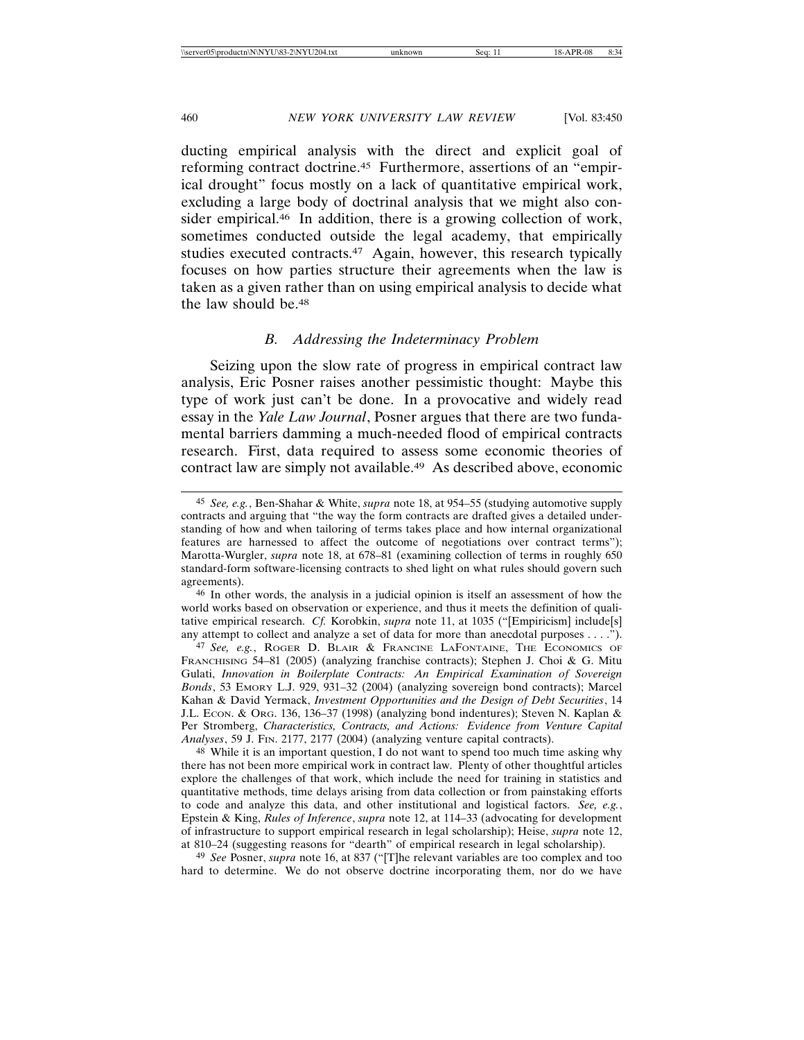ducting empirical analysis with the direct and explicit goal of reforming contract doctrine.[45] Furthermore, assertions of an "empirical drought" focus mostly on a lack of quantitative empirical work, excluding a large body of doctrinal analysis that we might also consider empirical.[46] In addition, there is a growing collection of work, sometimes conducted outside the legal academy, that empirically studies executed contracts.[47] Again, however, this research typically focuses on how parties structure their agreements when the law is taken as a given rather than on using empirical analysis to decide what the law should be.[48]

### *B. Addressing the Indeterminacy Problem*

Seizing upon the slow rate of progress in empirical contract law analysis, Eric Posner raises another pessimistic thought: Maybe this type of work just can't be done. In a provocative and widely read essay in the *Yale Law Journal*, Posner argues that there are two fundamental barriers damming a much-needed flood of empirical contracts research. First, data required to assess some economic theories of contract law are simply not available.[49] As described above, economic

---

[45] *See, e.g.*, Ben-Shahar & White, *supra* note 18, at 954–55 (studying automotive supply contracts and arguing that "the way the form contracts are drafted gives a detailed understanding of how and when tailoring of terms takes place and how internal organizational features are harnessed to affect the outcome of negotiations over contract terms"); Marotta-Wurgler, *supra* note 18, at 678–81 (examining collection of terms in roughly 650 standard-form software-licensing contracts to shed light on what rules should govern such agreements).

[46] In other words, the analysis in a judicial opinion is itself an assessment of how the world works based on observation or experience, and thus it meets the definition of qualitative empirical research. *Cf.* Korobkin, *supra* note 11, at 1035 ("[Empiricism] include[s] any attempt to collect and analyze a set of data for more than anecdotal purposes . . . .").

[47] *See, e.g.*, Roger D. Blair & Francine LaFontaine, The Economics of Franchising 54–81 (2005) (analyzing franchise contracts); Stephen J. Choi & G. Mitu Gulati, *Innovation in Boilerplate Contracts: An Empirical Examination of Sovereign Bonds*, 53 Emory L.J. 929, 931–32 (2004) (analyzing sovereign bond contracts); Marcel Kahan & David Yermack, *Investment Opportunities and the Design of Debt Securities*, 14 J.L. Econ. & Org. 136, 136–37 (1998) (analyzing bond indentures); Steven N. Kaplan & Per Stromberg, *Characteristics, Contracts, and Actions: Evidence from Venture Capital Analyses*, 59 J. Fin. 2177, 2177 (2004) (analyzing venture capital contracts).

[48] While it is an important question, I do not want to spend too much time asking why there has not been more empirical work in contract law. Plenty of other thoughtful articles explore the challenges of that work, which include the need for training in statistics and quantitative methods, time delays arising from data collection or from painstaking efforts to code and analyze this data, and other institutional and logistical factors. *See, e.g.*, Epstein & King, *Rules of Inference*, *supra* note 12, at 114–33 (advocating for development of infrastructure to support empirical research in legal scholarship); Heise, *supra* note 12, at 810–24 (suggesting reasons for "dearth" of empirical research in legal scholarship).

[49] *See* Posner, *supra* note 16, at 837 ("[T]he relevant variables are too complex and too hard to determine. We do not observe doctrine incorporating them, nor do we have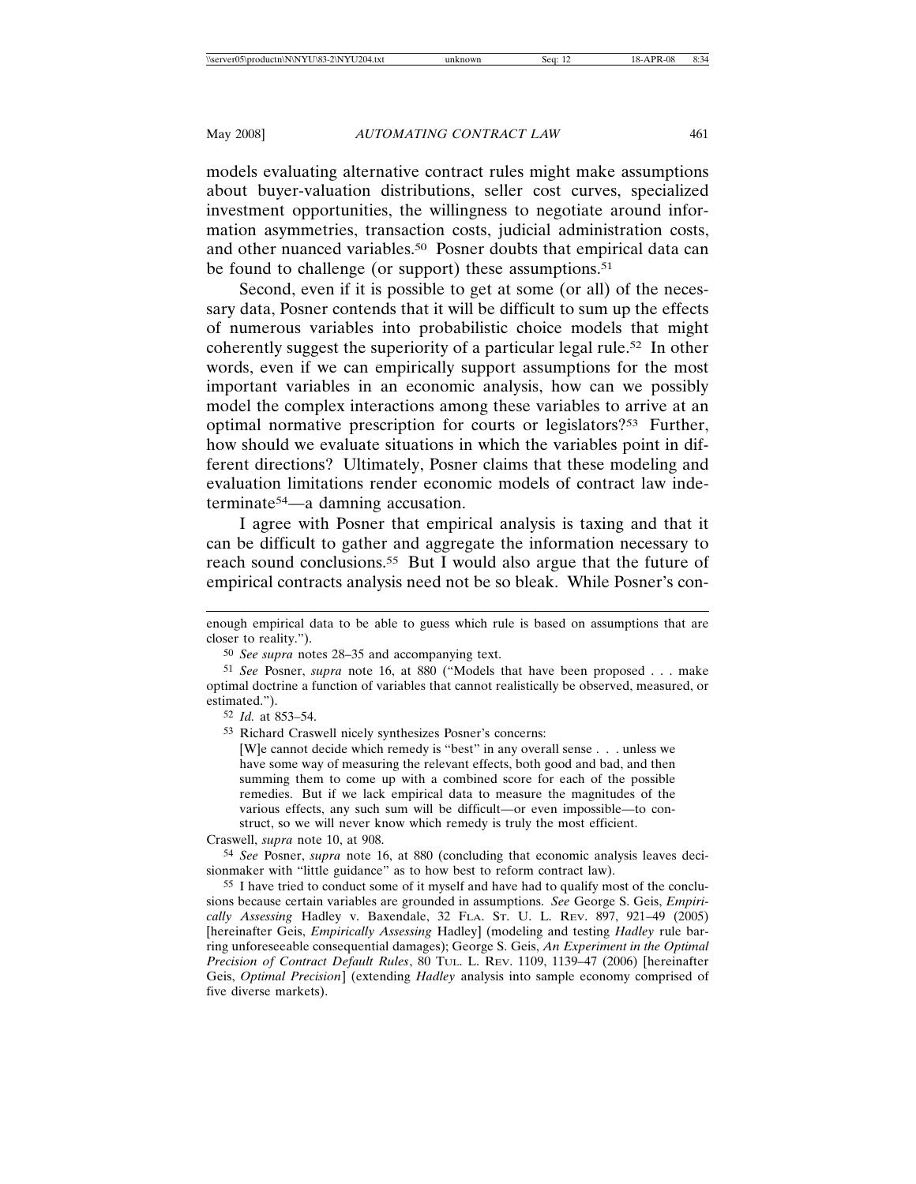models evaluating alternative contract rules might make assumptions about buyer-valuation distributions, seller cost curves, specialized investment opportunities, the willingness to negotiate around information asymmetries, transaction costs, judicial administration costs, and other nuanced variables.[50] Posner doubts that empirical data can be found to challenge (or support) these assumptions.[51]

Second, even if it is possible to get at some (or all) of the necessary data, Posner contends that it will be difficult to sum up the effects of numerous variables into probabilistic choice models that might coherently suggest the superiority of a particular legal rule.[52] In other words, even if we can empirically support assumptions for the most important variables in an economic analysis, how can we possibly model the complex interactions among these variables to arrive at an optimal normative prescription for courts or legislators?[53] Further, how should we evaluate situations in which the variables point in different directions? Ultimately, Posner claims that these modeling and evaluation limitations render economic models of contract law indeterminate[54]—a damning accusation.

I agree with Posner that empirical analysis is taxing and that it can be difficult to gather and aggregate the information necessary to reach sound conclusions.[55] But I would also argue that the future of empirical contracts analysis need not be so bleak. While Posner's con-

---

enough empirical data to be able to guess which rule is based on assumptions that are closer to reality.").

[50] *See supra* notes 28–35 and accompanying text.

[51] *See* Posner, *supra* note 16, at 880 ("Models that have been proposed . . . make optimal doctrine a function of variables that cannot realistically be observed, measured, or estimated.").

[52] *Id.* at 853–54.

[53] Richard Craswell nicely synthesizes Posner's concerns:

> [W]e cannot decide which remedy is "best" in any overall sense . . . unless we have some way of measuring the relevant effects, both good and bad, and then summing them to come up with a combined score for each of the possible remedies. But if we lack empirical data to measure the magnitudes of the various effects, any such sum will be difficult—or even impossible—to construct, so we will never know which remedy is truly the most efficient.

Craswell, *supra* note 10, at 908.

[54] *See* Posner, *supra* note 16, at 880 (concluding that economic analysis leaves decisionmaker with "little guidance" as to how best to reform contract law).

[55] I have tried to conduct some of it myself and have had to qualify most of the conclusions because certain variables are grounded in assumptions. *See* George S. Geis, *Empirically Assessing* Hadley v. Baxendale, 32 FLA. ST. U. L. REV. 897, 921–49 (2005) [hereinafter Geis, *Empirically Assessing* Hadley] (modeling and testing *Hadley* rule barring unforeseeable consequential damages); George S. Geis, *An Experiment in the Optimal Precision of Contract Default Rules*, 80 TUL. L. REV. 1109, 1139–47 (2006) [hereinafter Geis, *Optimal Precision*] (extending *Hadley* analysis into sample economy comprised of five diverse markets).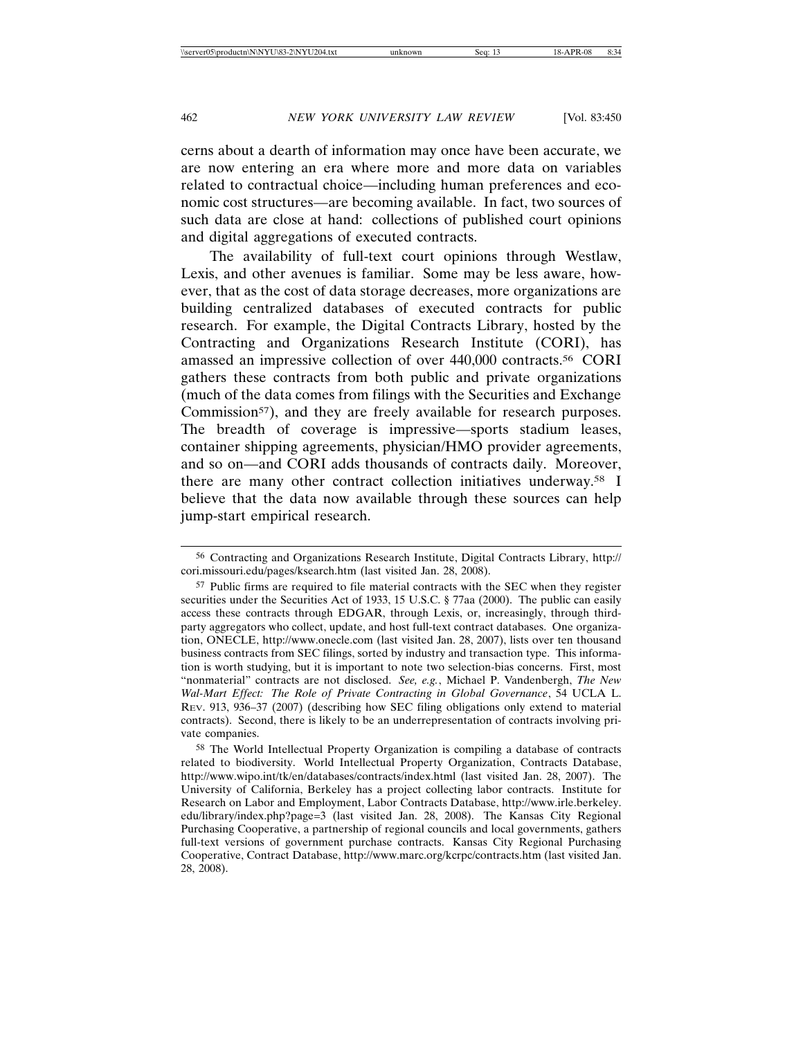cerns about a dearth of information may once have been accurate, we are now entering an era where more and more data on variables related to contractual choice—including human preferences and economic cost structures—are becoming available. In fact, two sources of such data are close at hand: collections of published court opinions and digital aggregations of executed contracts.

The availability of full-text court opinions through Westlaw, Lexis, and other avenues is familiar. Some may be less aware, however, that as the cost of data storage decreases, more organizations are building centralized databases of executed contracts for public research. For example, the Digital Contracts Library, hosted by the Contracting and Organizations Research Institute (CORI), has amassed an impressive collection of over 440,000 contracts.[56] CORI gathers these contracts from both public and private organizations (much of the data comes from filings with the Securities and Exchange Commission[57]), and they are freely available for research purposes. The breadth of coverage is impressive—sports stadium leases, container shipping agreements, physician/HMO provider agreements, and so on—and CORI adds thousands of contracts daily. Moreover, there are many other contract collection initiatives underway.[58] I believe that the data now available through these sources can help jump-start empirical research.

---

[56] Contracting and Organizations Research Institute, Digital Contracts Library, http://cori.missouri.edu/pages/ksearch.htm (last visited Jan. 28, 2008).

[57] Public firms are required to file material contracts with the SEC when they register securities under the Securities Act of 1933, 15 U.S.C. § 77aa (2000). The public can easily access these contracts through EDGAR, through Lexis, or, increasingly, through third-party aggregators who collect, update, and host full-text contract databases. One organization, ONECLE, http://www.onecle.com (last visited Jan. 28, 2007), lists over ten thousand business contracts from SEC filings, sorted by industry and transaction type. This information is worth studying, but it is important to note two selection-bias concerns. First, most "nonmaterial" contracts are not disclosed. *See, e.g.*, Michael P. Vandenbergh, *The New Wal-Mart Effect: The Role of Private Contracting in Global Governance*, 54 UCLA L. REV. 913, 936–37 (2007) (describing how SEC filing obligations only extend to material contracts). Second, there is likely to be an underrepresentation of contracts involving private companies.

[58] The World Intellectual Property Organization is compiling a database of contracts related to biodiversity. World Intellectual Property Organization, Contracts Database, http://www.wipo.int/tk/en/databases/contracts/index.html (last visited Jan. 28, 2007). The University of California, Berkeley has a project collecting labor contracts. Institute for Research on Labor and Employment, Labor Contracts Database, http://www.irle.berkeley.edu/library/index.php?page=3 (last visited Jan. 28, 2008). The Kansas City Regional Purchasing Cooperative, a partnership of regional councils and local governments, gathers full-text versions of government purchase contracts. Kansas City Regional Purchasing Cooperative, Contract Database, http://www.marc.org/kcrpc/contracts.htm (last visited Jan. 28, 2008).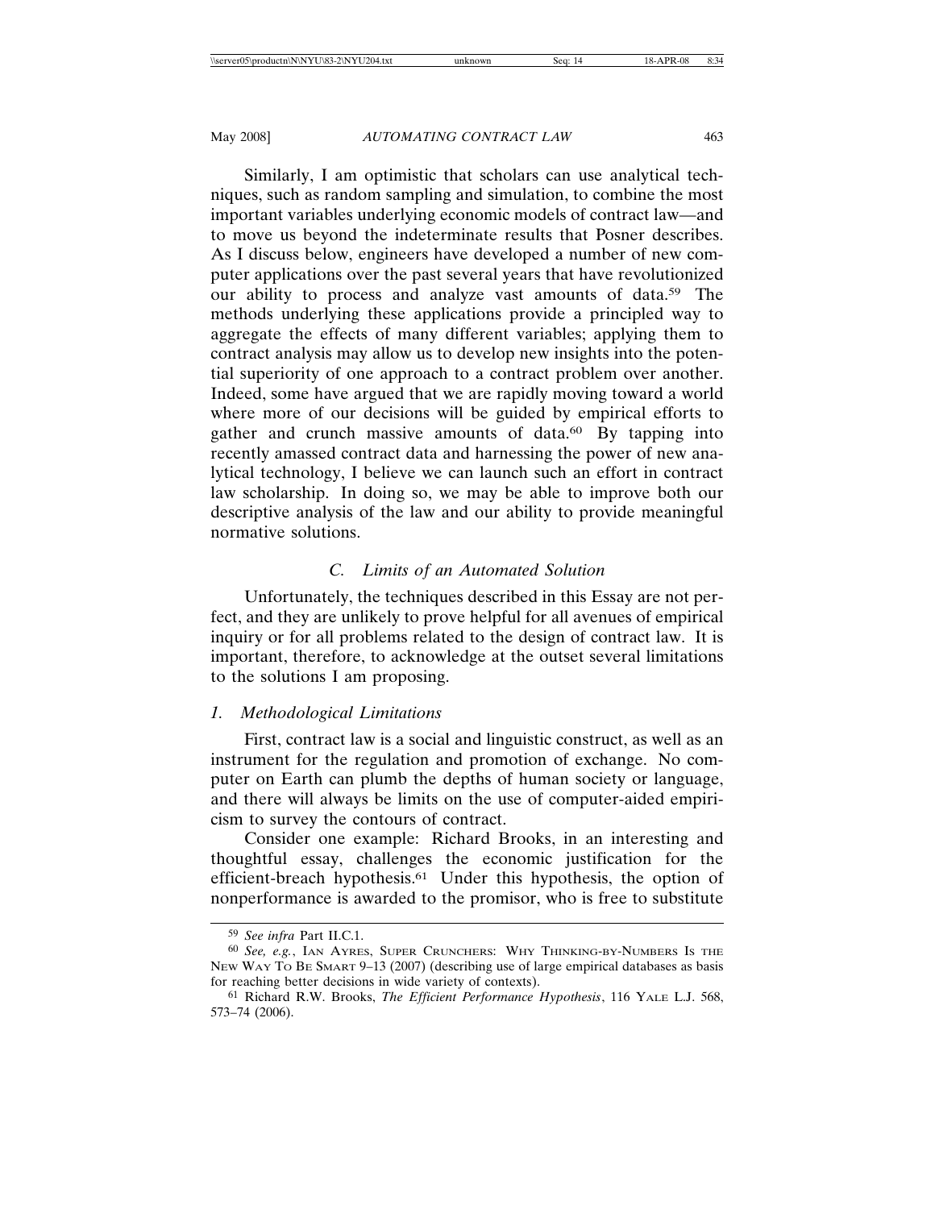Similarly, I am optimistic that scholars can use analytical techniques, such as random sampling and simulation, to combine the most important variables underlying economic models of contract law—and to move us beyond the indeterminate results that Posner describes. As I discuss below, engineers have developed a number of new computer applications over the past several years that have revolutionized our ability to process and analyze vast amounts of data.[59] The methods underlying these applications provide a principled way to aggregate the effects of many different variables; applying them to contract analysis may allow us to develop new insights into the potential superiority of one approach to a contract problem over another. Indeed, some have argued that we are rapidly moving toward a world where more of our decisions will be guided by empirical efforts to gather and crunch massive amounts of data.[60] By tapping into recently amassed contract data and harnessing the power of new analytical technology, I believe we can launch such an effort in contract law scholarship. In doing so, we may be able to improve both our descriptive analysis of the law and our ability to provide meaningful normative solutions.

### *C. Limits of an Automated Solution*

Unfortunately, the techniques described in this Essay are not perfect, and they are unlikely to prove helpful for all avenues of empirical inquiry or for all problems related to the design of contract law. It is important, therefore, to acknowledge at the outset several limitations to the solutions I am proposing.

#### *1. Methodological Limitations*

First, contract law is a social and linguistic construct, as well as an instrument for the regulation and promotion of exchange. No computer on Earth can plumb the depths of human society or language, and there will always be limits on the use of computer-aided empiricism to survey the contours of contract.

Consider one example: Richard Brooks, in an interesting and thoughtful essay, challenges the economic justification for the efficient-breach hypothesis.[61] Under this hypothesis, the option of nonperformance is awarded to the promisor, who is free to substitute

---

[59] *See infra* Part II.C.1.

[60] *See, e.g.*, IAN AYRES, SUPER CRUNCHERS: WHY THINKING-BY-NUMBERS IS THE NEW WAY TO BE SMART 9–13 (2007) (describing use of large empirical databases as basis for reaching better decisions in wide variety of contexts).

[61] Richard R.W. Brooks, *The Efficient Performance Hypothesis*, 116 YALE L.J. 568, 573–74 (2006).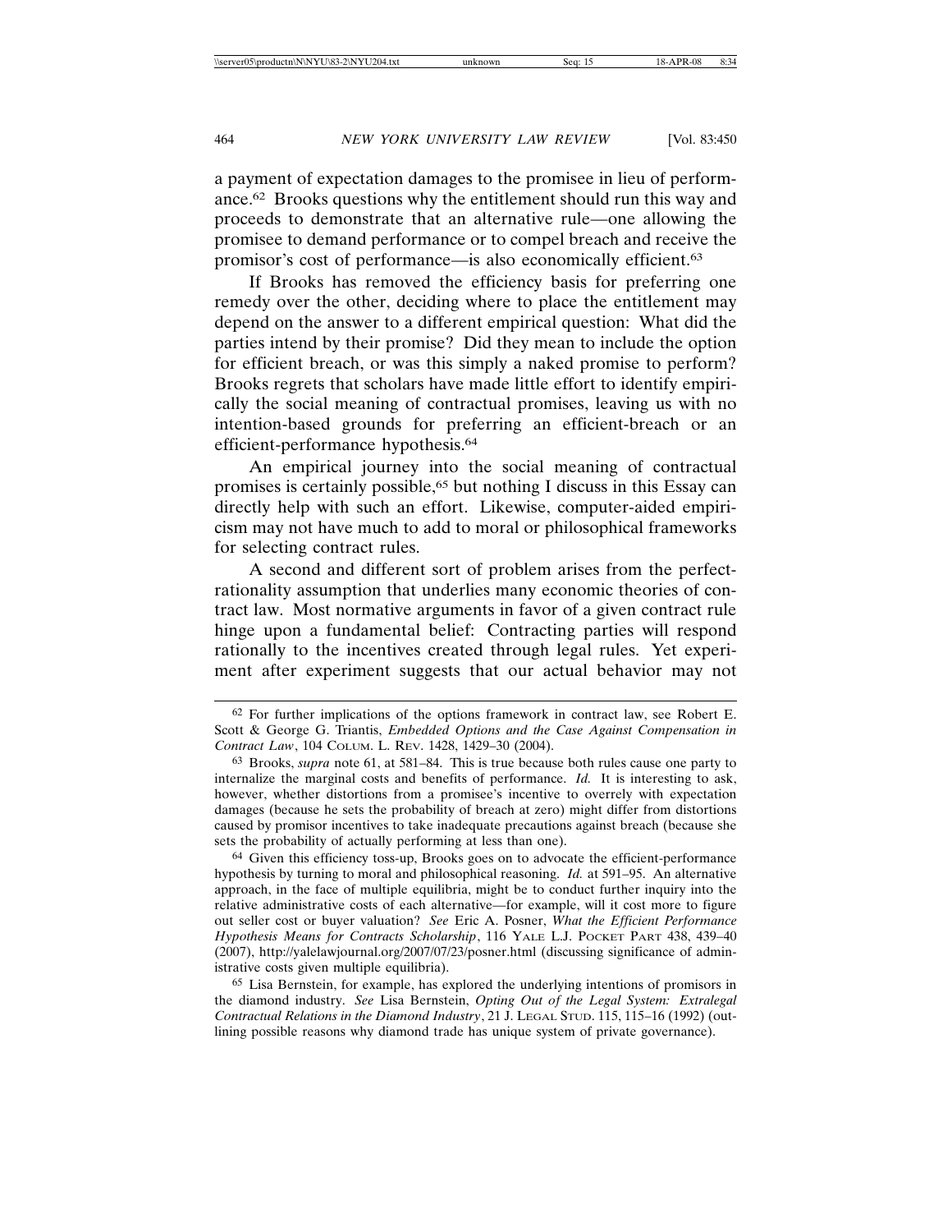a payment of expectation damages to the promisee in lieu of performance.[62] Brooks questions why the entitlement should run this way and proceeds to demonstrate that an alternative rule—one allowing the promisee to demand performance or to compel breach and receive the promisor's cost of performance—is also economically efficient.[63]

If Brooks has removed the efficiency basis for preferring one remedy over the other, deciding where to place the entitlement may depend on the answer to a different empirical question: What did the parties intend by their promise? Did they mean to include the option for efficient breach, or was this simply a naked promise to perform? Brooks regrets that scholars have made little effort to identify empirically the social meaning of contractual promises, leaving us with no intention-based grounds for preferring an efficient-breach or an efficient-performance hypothesis.[64]

An empirical journey into the social meaning of contractual promises is certainly possible,[65] but nothing I discuss in this Essay can directly help with such an effort. Likewise, computer-aided empiricism may not have much to add to moral or philosophical frameworks for selecting contract rules.

A second and different sort of problem arises from the perfect-rationality assumption that underlies many economic theories of contract law. Most normative arguments in favor of a given contract rule hinge upon a fundamental belief: Contracting parties will respond rationally to the incentives created through legal rules. Yet experiment after experiment suggests that our actual behavior may not

---

[62] For further implications of the options framework in contract law, see Robert E. Scott & George G. Triantis, *Embedded Options and the Case Against Compensation in Contract Law*, 104 COLUM. L. REV. 1428, 1429–30 (2004).

[63] Brooks, *supra* note 61, at 581–84. This is true because both rules cause one party to internalize the marginal costs and benefits of performance. *Id.* It is interesting to ask, however, whether distortions from a promisee's incentive to overrely with expectation damages (because he sets the probability of breach at zero) might differ from distortions caused by promisor incentives to take inadequate precautions against breach (because she sets the probability of actually performing at less than one).

[64] Given this efficiency toss-up, Brooks goes on to advocate the efficient-performance hypothesis by turning to moral and philosophical reasoning. *Id.* at 591–95. An alternative approach, in the face of multiple equilibria, might be to conduct further inquiry into the relative administrative costs of each alternative—for example, will it cost more to figure out seller cost or buyer valuation? *See* Eric A. Posner, *What the Efficient Performance Hypothesis Means for Contracts Scholarship*, 116 YALE L.J. POCKET PART 438, 439–40 (2007), http://yalelawjournal.org/2007/07/23/posner.html (discussing significance of administrative costs given multiple equilibria).

[65] Lisa Bernstein, for example, has explored the underlying intentions of promisors in the diamond industry. *See* Lisa Bernstein, *Opting Out of the Legal System: Extralegal Contractual Relations in the Diamond Industry*, 21 J. LEGAL STUD. 115, 115–16 (1992) (outlining possible reasons why diamond trade has unique system of private governance).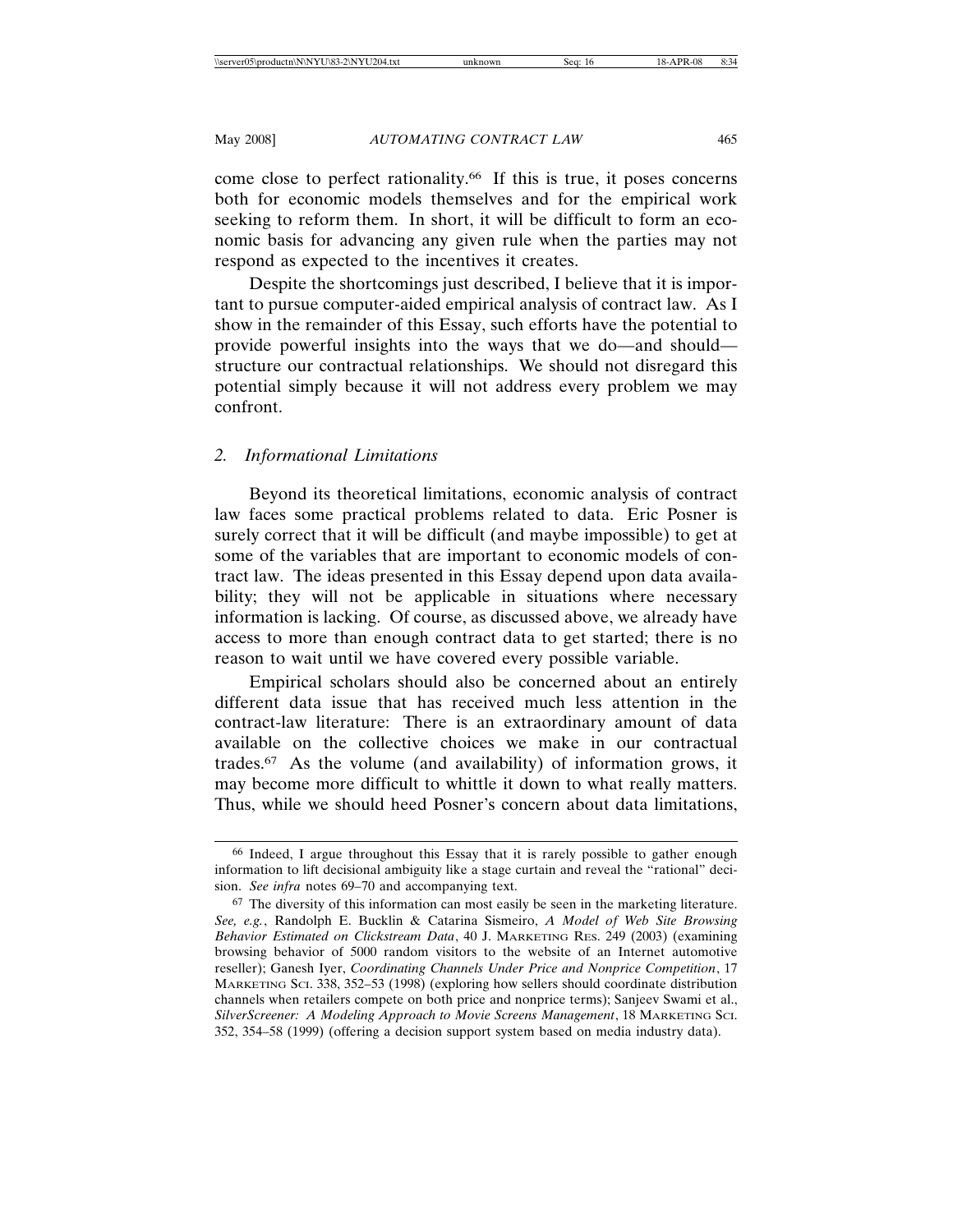come close to perfect rationality.[66] If this is true, it poses concerns both for economic models themselves and for the empirical work seeking to reform them. In short, it will be difficult to form an economic basis for advancing any given rule when the parties may not respond as expected to the incentives it creates.

Despite the shortcomings just described, I believe that it is important to pursue computer-aided empirical analysis of contract law. As I show in the remainder of this Essay, such efforts have the potential to provide powerful insights into the ways that we do—and should—structure our contractual relationships. We should not disregard this potential simply because it will not address every problem we may confront.

### 2. *Informational Limitations*

Beyond its theoretical limitations, economic analysis of contract law faces some practical problems related to data. Eric Posner is surely correct that it will be difficult (and maybe impossible) to get at some of the variables that are important to economic models of contract law. The ideas presented in this Essay depend upon data availability; they will not be applicable in situations where necessary information is lacking. Of course, as discussed above, we already have access to more than enough contract data to get started; there is no reason to wait until we have covered every possible variable.

Empirical scholars should also be concerned about an entirely different data issue that has received much less attention in the contract-law literature: There is an extraordinary amount of data available on the collective choices we make in our contractual trades.[67] As the volume (and availability) of information grows, it may become more difficult to whittle it down to what really matters. Thus, while we should heed Posner's concern about data limitations,

---

[66] Indeed, I argue throughout this Essay that it is rarely possible to gather enough information to lift decisional ambiguity like a stage curtain and reveal the "rational" decision. *See infra* notes 69–70 and accompanying text.

[67] The diversity of this information can most easily be seen in the marketing literature. *See, e.g.*, Randolph E. Bucklin & Catarina Sismeiro, *A Model of Web Site Browsing Behavior Estimated on Clickstream Data*, 40 J. MARKETING RES. 249 (2003) (examining browsing behavior of 5000 random visitors to the website of an Internet automotive reseller); Ganesh Iyer, *Coordinating Channels Under Price and Nonprice Competition*, 17 MARKETING SCI. 338, 352–53 (1998) (exploring how sellers should coordinate distribution channels when retailers compete on both price and nonprice terms); Sanjeev Swami et al., *SilverScreener: A Modeling Approach to Movie Screens Management*, 18 MARKETING SCI. 352, 354–58 (1999) (offering a decision support system based on media industry data).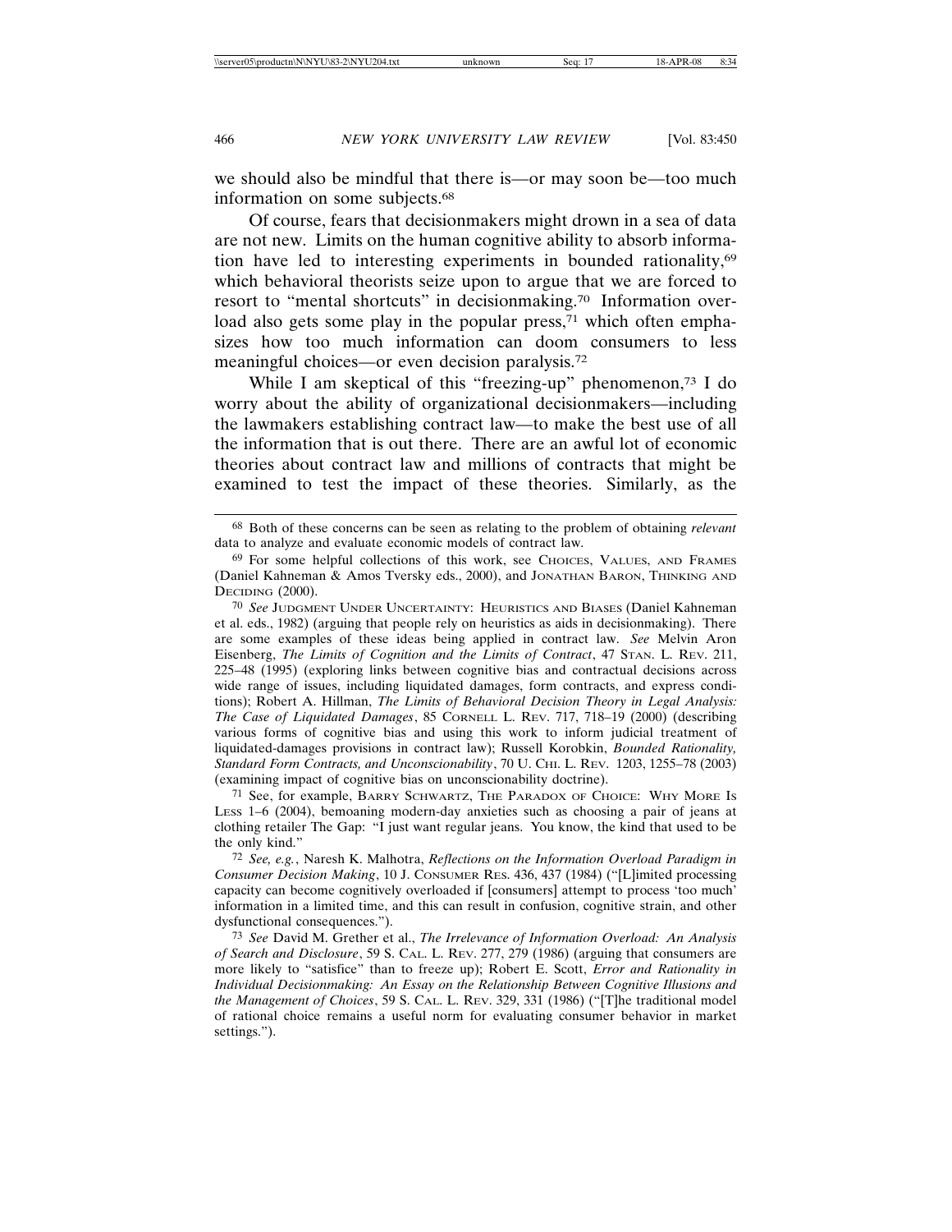we should also be mindful that there is—or may soon be—too much information on some subjects.[68]

Of course, fears that decisionmakers might drown in a sea of data are not new. Limits on the human cognitive ability to absorb information have led to interesting experiments in bounded rationality,[69] which behavioral theorists seize upon to argue that we are forced to resort to "mental shortcuts" in decisionmaking.[70] Information overload also gets some play in the popular press,[71] which often emphasizes how too much information can doom consumers to less meaningful choices—or even decision paralysis.[72]

While I am skeptical of this "freezing-up" phenomenon,[73] I do worry about the ability of organizational decisionmakers—including the lawmakers establishing contract law—to make the best use of all the information that is out there. There are an awful lot of economic theories about contract law and millions of contracts that might be examined to test the impact of these theories. Similarly, as the

---

[68] Both of these concerns can be seen as relating to the problem of obtaining *relevant* data to analyze and evaluate economic models of contract law.

[69] For some helpful collections of this work, see CHOICES, VALUES, AND FRAMES (Daniel Kahneman & Amos Tversky eds., 2000), and JONATHAN BARON, THINKING AND DECIDING (2000).

[70] *See* JUDGMENT UNDER UNCERTAINTY: HEURISTICS AND BIASES (Daniel Kahneman et al. eds., 1982) (arguing that people rely on heuristics as aids in decisionmaking). There are some examples of these ideas being applied in contract law. *See* Melvin Aron Eisenberg, *The Limits of Cognition and the Limits of Contract*, 47 STAN. L. REV. 211, 225–48 (1995) (exploring links between cognitive bias and contractual decisions across wide range of issues, including liquidated damages, form contracts, and express conditions); Robert A. Hillman, *The Limits of Behavioral Decision Theory in Legal Analysis: The Case of Liquidated Damages*, 85 CORNELL L. REV. 717, 718–19 (2000) (describing various forms of cognitive bias and using this work to inform judicial treatment of liquidated-damages provisions in contract law); Russell Korobkin, *Bounded Rationality, Standard Form Contracts, and Unconscionability*, 70 U. CHI. L. REV. 1203, 1255–78 (2003) (examining impact of cognitive bias on unconscionability doctrine).

[71] See, for example, BARRY SCHWARTZ, THE PARADOX OF CHOICE: WHY MORE IS LESS 1–6 (2004), bemoaning modern-day anxieties such as choosing a pair of jeans at clothing retailer The Gap: "I just want regular jeans. You know, the kind that used to be the only kind."

[72] *See, e.g.*, Naresh K. Malhotra, *Reflections on the Information Overload Paradigm in Consumer Decision Making*, 10 J. CONSUMER RES. 436, 437 (1984) ("[L]imited processing capacity can become cognitively overloaded if [consumers] attempt to process 'too much' information in a limited time, and this can result in confusion, cognitive strain, and other dysfunctional consequences.").

[73] *See* David M. Grether et al., *The Irrelevance of Information Overload: An Analysis of Search and Disclosure*, 59 S. CAL. L. REV. 277, 279 (1986) (arguing that consumers are more likely to "satisfice" than to freeze up); Robert E. Scott, *Error and Rationality in Individual Decisionmaking: An Essay on the Relationship Between Cognitive Illusions and the Management of Choices*, 59 S. CAL. L. REV. 329, 331 (1986) ("[T]he traditional model of rational choice remains a useful norm for evaluating consumer behavior in market settings.").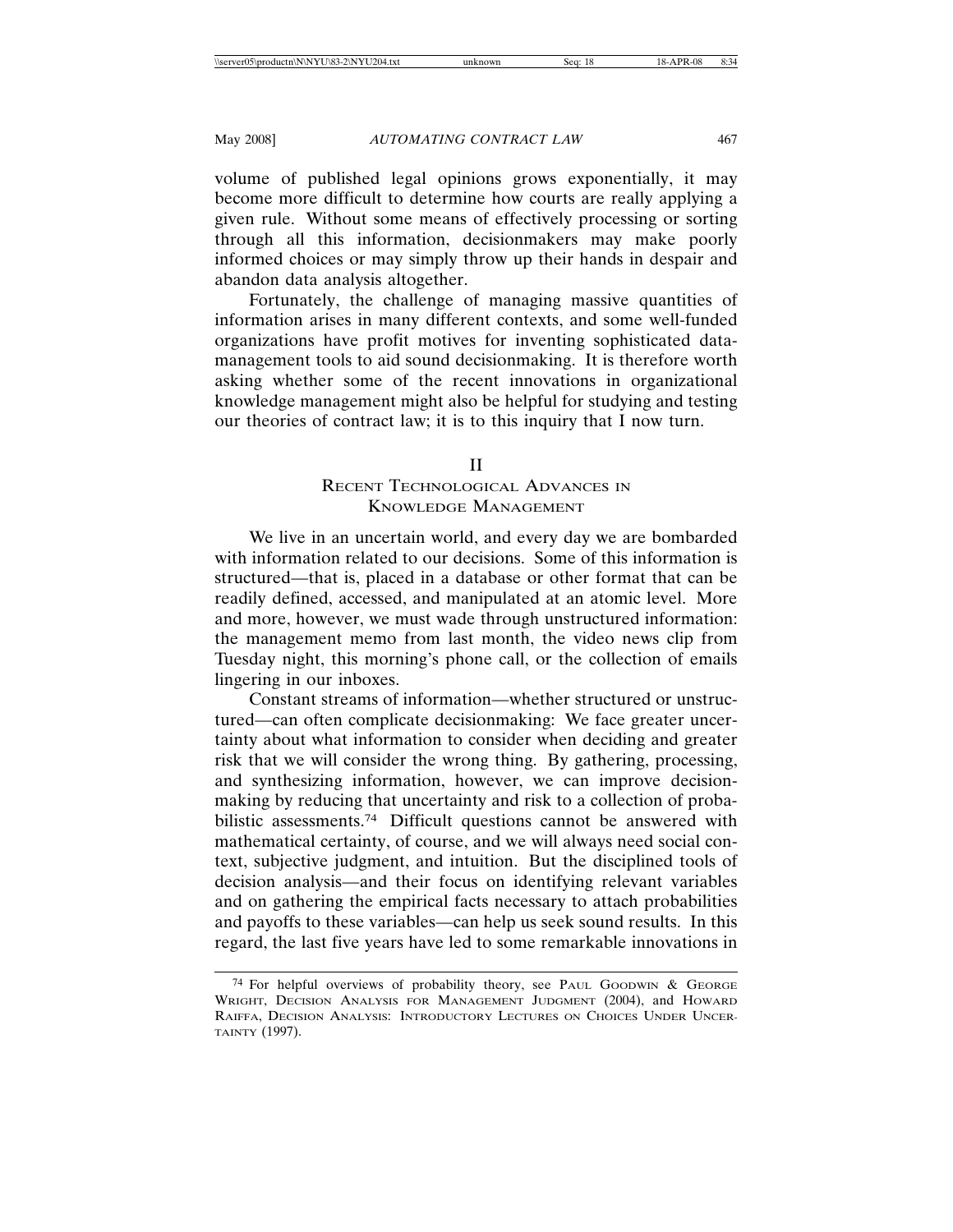volume of published legal opinions grows exponentially, it may become more difficult to determine how courts are really applying a given rule. Without some means of effectively processing or sorting through all this information, decisionmakers may make poorly informed choices or may simply throw up their hands in despair and abandon data analysis altogether.

Fortunately, the challenge of managing massive quantities of information arises in many different contexts, and some well-funded organizations have profit motives for inventing sophisticated data-management tools to aid sound decisionmaking. It is therefore worth asking whether some of the recent innovations in organizational knowledge management might also be helpful for studying and testing our theories of contract law; it is to this inquiry that I now turn.

## II
## Recent Technological Advances in Knowledge Management

We live in an uncertain world, and every day we are bombarded with information related to our decisions. Some of this information is structured—that is, placed in a database or other format that can be readily defined, accessed, and manipulated at an atomic level. More and more, however, we must wade through unstructured information: the management memo from last month, the video news clip from Tuesday night, this morning's phone call, or the collection of emails lingering in our inboxes.

Constant streams of information—whether structured or unstructured—can often complicate decisionmaking: We face greater uncertainty about what information to consider when deciding and greater risk that we will consider the wrong thing. By gathering, processing, and synthesizing information, however, we can improve decisionmaking by reducing that uncertainty and risk to a collection of probabilistic assessments.[74] Difficult questions cannot be answered with mathematical certainty, of course, and we will always need social context, subjective judgment, and intuition. But the disciplined tools of decision analysis—and their focus on identifying relevant variables and on gathering the empirical facts necessary to attach probabilities and payoffs to these variables—can help us seek sound results. In this regard, the last five years have led to some remarkable innovations in

[74] For helpful overviews of probability theory, see Paul Goodwin & George Wright, Decision Analysis for Management Judgment (2004), and Howard Raiffa, Decision Analysis: Introductory Lectures on Choices Under Uncertainty (1997).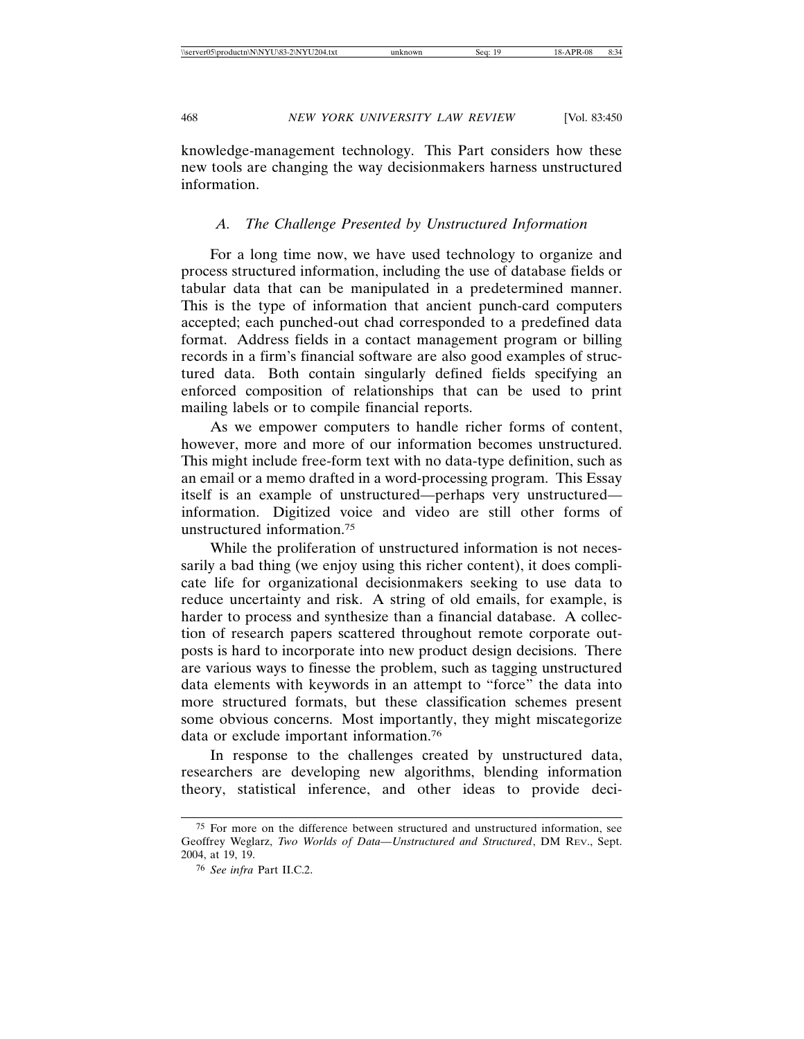knowledge-management technology. This Part considers how these new tools are changing the way decisionmakers harness unstructured information.

### *A. The Challenge Presented by Unstructured Information*

For a long time now, we have used technology to organize and process structured information, including the use of database fields or tabular data that can be manipulated in a predetermined manner. This is the type of information that ancient punch-card computers accepted; each punched-out chad corresponded to a predefined data format. Address fields in a contact management program or billing records in a firm's financial software are also good examples of structured data. Both contain singularly defined fields specifying an enforced composition of relationships that can be used to print mailing labels or to compile financial reports.

As we empower computers to handle richer forms of content, however, more and more of our information becomes unstructured. This might include free-form text with no data-type definition, such as an email or a memo drafted in a word-processing program. This Essay itself is an example of unstructured—perhaps very unstructured—information. Digitized voice and video are still other forms of unstructured information.[75]

While the proliferation of unstructured information is not necessarily a bad thing (we enjoy using this richer content), it does complicate life for organizational decisionmakers seeking to use data to reduce uncertainty and risk. A string of old emails, for example, is harder to process and synthesize than a financial database. A collection of research papers scattered throughout remote corporate outposts is hard to incorporate into new product design decisions. There are various ways to finesse the problem, such as tagging unstructured data elements with keywords in an attempt to "force" the data into more structured formats, but these classification schemes present some obvious concerns. Most importantly, they might miscategorize data or exclude important information.[76]

In response to the challenges created by unstructured data, researchers are developing new algorithms, blending information theory, statistical inference, and other ideas to provide deci-

---

[75] For more on the difference between structured and unstructured information, see Geoffrey Weglarz, *Two Worlds of Data—Unstructured and Structured*, DM REV., Sept. 2004, at 19, 19.

[76] *See infra* Part II.C.2.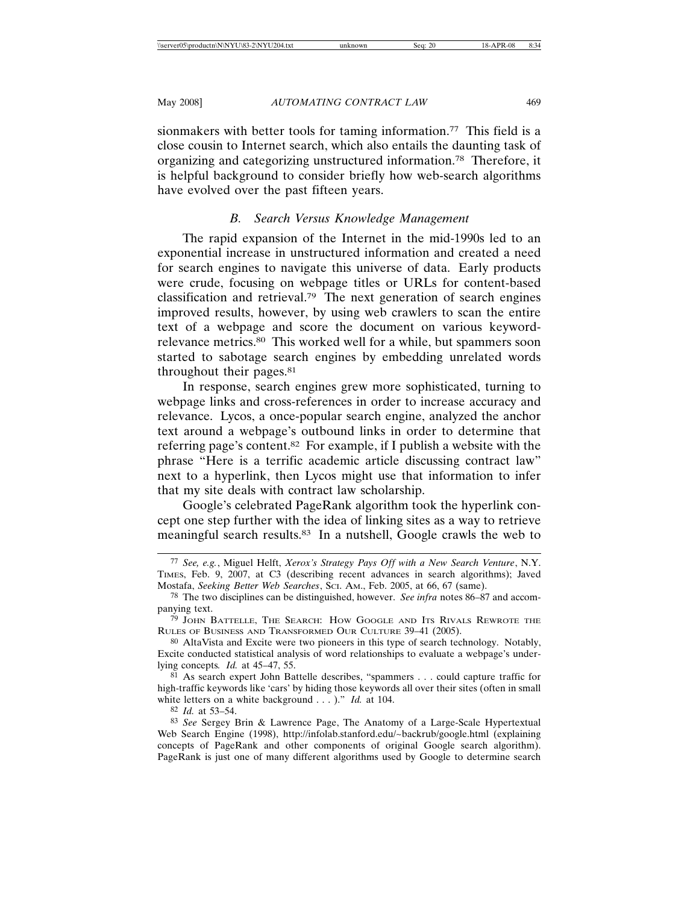sionmakers with better tools for taming information.[77] This field is a close cousin to Internet search, which also entails the daunting task of organizing and categorizing unstructured information.[78] Therefore, it is helpful background to consider briefly how web-search algorithms have evolved over the past fifteen years.

### *B. Search Versus Knowledge Management*

The rapid expansion of the Internet in the mid-1990s led to an exponential increase in unstructured information and created a need for search engines to navigate this universe of data. Early products were crude, focusing on webpage titles or URLs for content-based classification and retrieval.[79] The next generation of search engines improved results, however, by using web crawlers to scan the entire text of a webpage and score the document on various keyword-relevance metrics.[80] This worked well for a while, but spammers soon started to sabotage search engines by embedding unrelated words throughout their pages.[81]

In response, search engines grew more sophisticated, turning to webpage links and cross-references in order to increase accuracy and relevance. Lycos, a once-popular search engine, analyzed the anchor text around a webpage's outbound links in order to determine that referring page's content.[82] For example, if I publish a website with the phrase "Here is a terrific academic article discussing contract law" next to a hyperlink, then Lycos might use that information to infer that my site deals with contract law scholarship.

Google's celebrated PageRank algorithm took the hyperlink concept one step further with the idea of linking sites as a way to retrieve meaningful search results.[83] In a nutshell, Google crawls the web to

---

[77] *See, e.g.*, Miguel Helft, *Xerox's Strategy Pays Off with a New Search Venture*, N.Y. TIMES, Feb. 9, 2007, at C3 (describing recent advances in search algorithms); Javed Mostafa, *Seeking Better Web Searches*, SCI. AM., Feb. 2005, at 66, 67 (same).

[78] The two disciplines can be distinguished, however. *See infra* notes 86–87 and accompanying text.

[79] JOHN BATTELLE, THE SEARCH: HOW GOOGLE AND ITS RIVALS REWROTE THE RULES OF BUSINESS AND TRANSFORMED OUR CULTURE 39–41 (2005).

[80] AltaVista and Excite were two pioneers in this type of search technology. Notably, Excite conducted statistical analysis of word relationships to evaluate a webpage's underlying concepts*. Id.* at 45–47, 55.

[81] As search expert John Battelle describes, "spammers . . . could capture traffic for high-traffic keywords like 'cars' by hiding those keywords all over their sites (often in small white letters on a white background . . . )." *Id.* at 104.

[82] *Id.* at 53–54.

[83] *See* Sergey Brin & Lawrence Page, The Anatomy of a Large-Scale Hypertextual Web Search Engine (1998), http://infolab.stanford.edu/~backrub/google.html (explaining concepts of PageRank and other components of original Google search algorithm). PageRank is just one of many different algorithms used by Google to determine search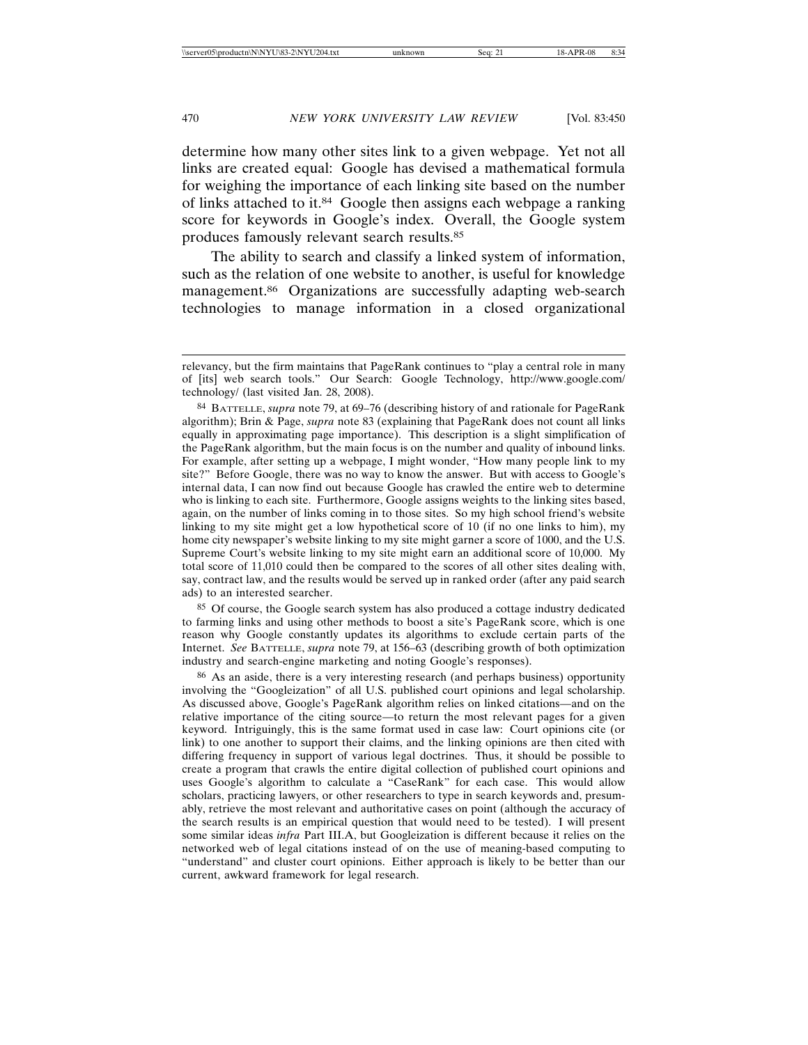determine how many other sites link to a given webpage. Yet not all links are created equal: Google has devised a mathematical formula for weighing the importance of each linking site based on the number of links attached to it.[84] Google then assigns each webpage a ranking score for keywords in Google's index. Overall, the Google system produces famously relevant search results.[85]

The ability to search and classify a linked system of information, such as the relation of one website to another, is useful for knowledge management.[86] Organizations are successfully adapting web-search technologies to manage information in a closed organizational

---

relevancy, but the firm maintains that PageRank continues to "play a central role in many of [its] web search tools." Our Search: Google Technology, http://www.google.com/technology/ (last visited Jan. 28, 2008).

[84] BATTELLE, *supra* note 79, at 69–76 (describing history of and rationale for PageRank algorithm); Brin & Page, *supra* note 83 (explaining that PageRank does not count all links equally in approximating page importance). This description is a slight simplification of the PageRank algorithm, but the main focus is on the number and quality of inbound links. For example, after setting up a webpage, I might wonder, "How many people link to my site?" Before Google, there was no way to know the answer. But with access to Google's internal data, I can now find out because Google has crawled the entire web to determine who is linking to each site. Furthermore, Google assigns weights to the linking sites based, again, on the number of links coming in to those sites. So my high school friend's website linking to my site might get a low hypothetical score of 10 (if no one links to him), my home city newspaper's website linking to my site might garner a score of 1000, and the U.S. Supreme Court's website linking to my site might earn an additional score of 10,000. My total score of 11,010 could then be compared to the scores of all other sites dealing with, say, contract law, and the results would be served up in ranked order (after any paid search ads) to an interested searcher.

[85] Of course, the Google search system has also produced a cottage industry dedicated to farming links and using other methods to boost a site's PageRank score, which is one reason why Google constantly updates its algorithms to exclude certain parts of the Internet. *See* BATTELLE, *supra* note 79, at 156–63 (describing growth of both optimization industry and search-engine marketing and noting Google's responses).

[86] As an aside, there is a very interesting research (and perhaps business) opportunity involving the "Googleization" of all U.S. published court opinions and legal scholarship. As discussed above, Google's PageRank algorithm relies on linked citations—and on the relative importance of the citing source—to return the most relevant pages for a given keyword. Intriguingly, this is the same format used in case law: Court opinions cite (or link) to one another to support their claims, and the linking opinions are then cited with differing frequency in support of various legal doctrines. Thus, it should be possible to create a program that crawls the entire digital collection of published court opinions and uses Google's algorithm to calculate a "CaseRank" for each case. This would allow scholars, practicing lawyers, or other researchers to type in search keywords and, presumably, retrieve the most relevant and authoritative cases on point (although the accuracy of the search results is an empirical question that would need to be tested). I will present some similar ideas *infra* Part III.A, but Googleization is different because it relies on the networked web of legal citations instead of on the use of meaning-based computing to "understand" and cluster court opinions. Either approach is likely to be better than our current, awkward framework for legal research.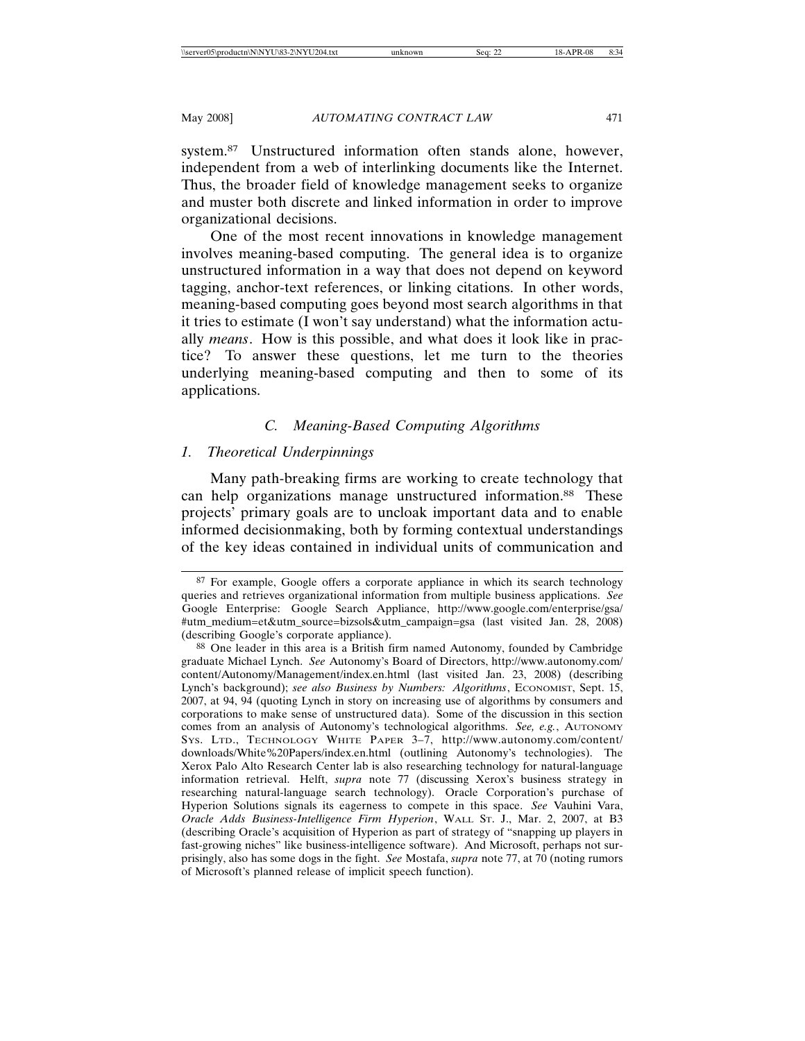system.[87] Unstructured information often stands alone, however, independent from a web of interlinking documents like the Internet. Thus, the broader field of knowledge management seeks to organize and muster both discrete and linked information in order to improve organizational decisions.

One of the most recent innovations in knowledge management involves meaning-based computing. The general idea is to organize unstructured information in a way that does not depend on keyword tagging, anchor-text references, or linking citations. In other words, meaning-based computing goes beyond most search algorithms in that it tries to estimate (I won't say understand) what the information actually *means*. How is this possible, and what does it look like in practice? To answer these questions, let me turn to the theories underlying meaning-based computing and then to some of its applications.

### *C. Meaning-Based Computing Algorithms*

#### *1. Theoretical Underpinnings*

Many path-breaking firms are working to create technology that can help organizations manage unstructured information.[88] These projects' primary goals are to uncloak important data and to enable informed decisionmaking, both by forming contextual understandings of the key ideas contained in individual units of communication and

---

[87] For example, Google offers a corporate appliance in which its search technology queries and retrieves organizational information from multiple business applications. *See* Google Enterprise: Google Search Appliance, http://www.google.com/enterprise/gsa/#utm_medium=et&utm_source=bizsols&utm_campaign=gsa (last visited Jan. 28, 2008) (describing Google's corporate appliance).

[88] One leader in this area is a British firm named Autonomy, founded by Cambridge graduate Michael Lynch. *See* Autonomy's Board of Directors, http://www.autonomy.com/content/Autonomy/Management/index.en.html (last visited Jan. 23, 2008) (describing Lynch's background); *see also Business by Numbers: Algorithms*, ECONOMIST, Sept. 15, 2007, at 94, 94 (quoting Lynch in story on increasing use of algorithms by consumers and corporations to make sense of unstructured data). Some of the discussion in this section comes from an analysis of Autonomy's technological algorithms. *See, e.g.*, AUTONOMY SYS. LTD., TECHNOLOGY WHITE PAPER 3–7, http://www.autonomy.com/content/downloads/White%20Papers/index.en.html (outlining Autonomy's technologies). The Xerox Palo Alto Research Center lab is also researching technology for natural-language information retrieval. Helft, *supra* note 77 (discussing Xerox's business strategy in researching natural-language search technology). Oracle Corporation's purchase of Hyperion Solutions signals its eagerness to compete in this space. *See* Vauhini Vara, *Oracle Adds Business-Intelligence Firm Hyperion*, WALL ST. J., Mar. 2, 2007, at B3 (describing Oracle's acquisition of Hyperion as part of strategy of "snapping up players in fast-growing niches" like business-intelligence software). And Microsoft, perhaps not surprisingly, also has some dogs in the fight. *See* Mostafa, *supra* note 77, at 70 (noting rumors of Microsoft's planned release of implicit speech function).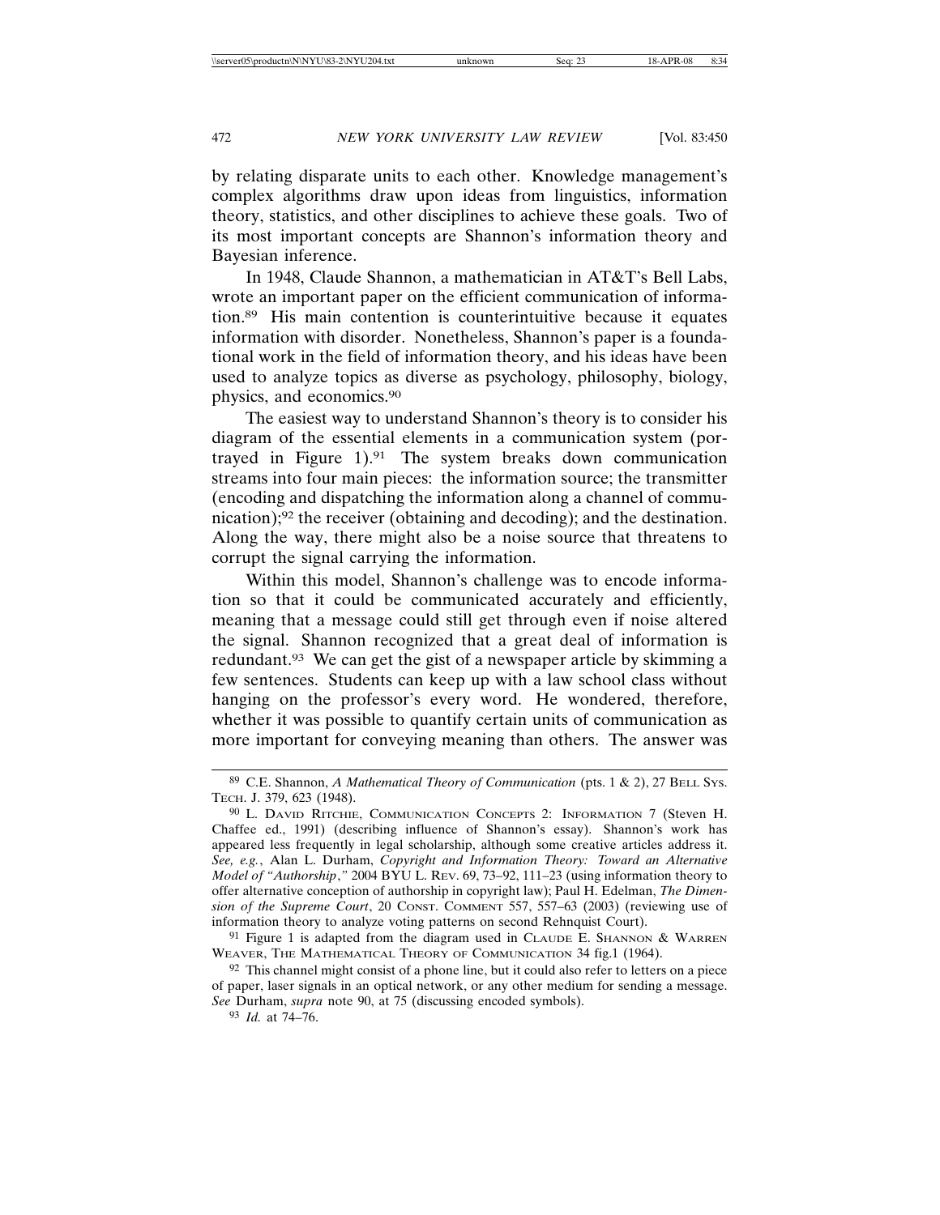by relating disparate units to each other. Knowledge management's complex algorithms draw upon ideas from linguistics, information theory, statistics, and other disciplines to achieve these goals. Two of its most important concepts are Shannon's information theory and Bayesian inference.

In 1948, Claude Shannon, a mathematician in AT&T's Bell Labs, wrote an important paper on the efficient communication of information.[89] His main contention is counterintuitive because it equates information with disorder. Nonetheless, Shannon's paper is a foundational work in the field of information theory, and his ideas have been used to analyze topics as diverse as psychology, philosophy, biology, physics, and economics.[90]

The easiest way to understand Shannon's theory is to consider his diagram of the essential elements in a communication system (portrayed in Figure 1).[91] The system breaks down communication streams into four main pieces: the information source; the transmitter (encoding and dispatching the information along a channel of communication);[92] the receiver (obtaining and decoding); and the destination. Along the way, there might also be a noise source that threatens to corrupt the signal carrying the information.

Within this model, Shannon's challenge was to encode information so that it could be communicated accurately and efficiently, meaning that a message could still get through even if noise altered the signal. Shannon recognized that a great deal of information is redundant.[93] We can get the gist of a newspaper article by skimming a few sentences. Students can keep up with a law school class without hanging on the professor's every word. He wondered, therefore, whether it was possible to quantify certain units of communication as more important for conveying meaning than others. The answer was

---

[89] C.E. Shannon, *A Mathematical Theory of Communication* (pts. 1 & 2), 27 BELL SYS. TECH. J. 379, 623 (1948).

[90] L. DAVID RITCHIE, COMMUNICATION CONCEPTS 2: INFORMATION 7 (Steven H. Chaffee ed., 1991) (describing influence of Shannon's essay). Shannon's work has appeared less frequently in legal scholarship, although some creative articles address it. *See, e.g.*, Alan L. Durham, *Copyright and Information Theory: Toward an Alternative Model of "Authorship*,*"* 2004 BYU L. REV. 69, 73–92, 111–23 (using information theory to offer alternative conception of authorship in copyright law); Paul H. Edelman, *The Dimension of the Supreme Court*, 20 CONST. COMMENT 557, 557–63 (2003) (reviewing use of information theory to analyze voting patterns on second Rehnquist Court).

[91] Figure 1 is adapted from the diagram used in CLAUDE E. SHANNON & WARREN WEAVER, THE MATHEMATICAL THEORY OF COMMUNICATION 34 fig.1 (1964).

[92] This channel might consist of a phone line, but it could also refer to letters on a piece of paper, laser signals in an optical network, or any other medium for sending a message. *See* Durham, *supra* note 90, at 75 (discussing encoded symbols).

[93] *Id.* at 74–76.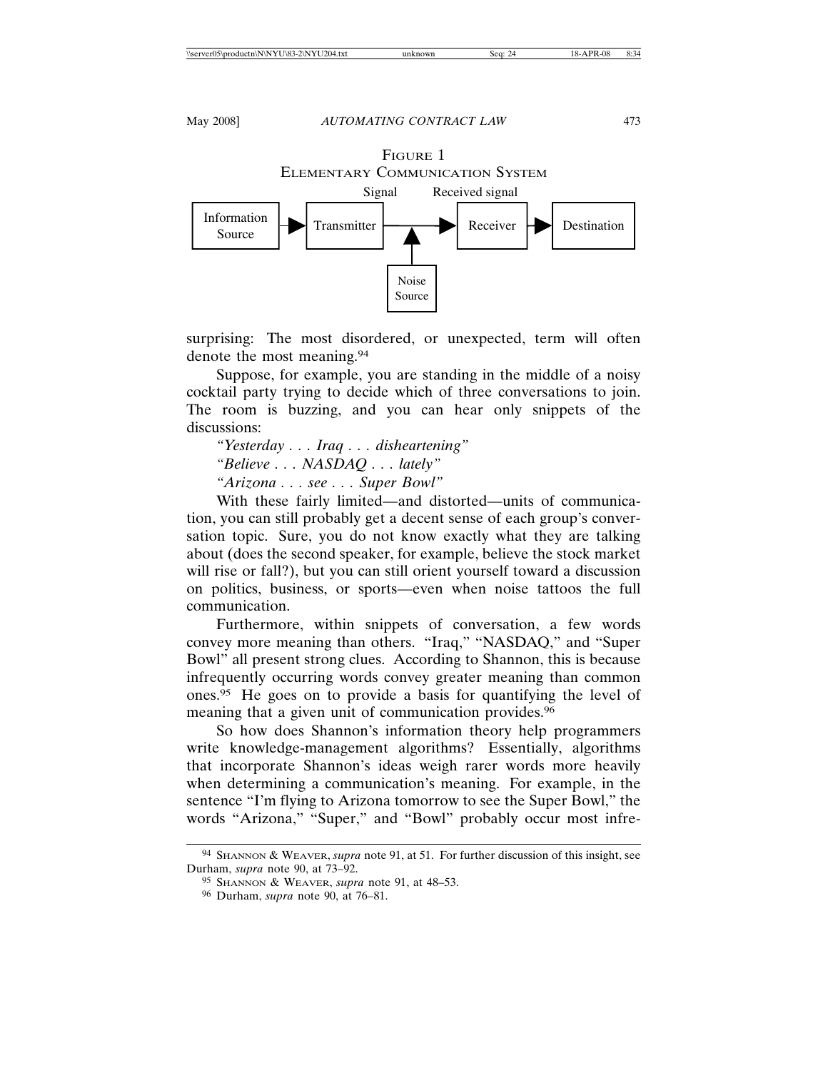FIGURE 1
ELEMENTARY COMMUNICATION SYSTEM

Information Source → Transmitter → (Signal) → (Received signal) → Receiver → Destination

Noise Source

surprising: The most disordered, or unexpected, term will often denote the most meaning.[94]

Suppose, for example, you are standing in the middle of a noisy cocktail party trying to decide which of three conversations to join. The room is buzzing, and you can hear only snippets of the discussions:

*"Yesterday . . . Iraq . . . disheartening"*

*"Believe . . . NASDAQ . . . lately"*

*"Arizona . . . see . . . Super Bowl"*

With these fairly limited—and distorted—units of communication, you can still probably get a decent sense of each group's conversation topic. Sure, you do not know exactly what they are talking about (does the second speaker, for example, believe the stock market will rise or fall?), but you can still orient yourself toward a discussion on politics, business, or sports—even when noise tattoos the full communication.

Furthermore, within snippets of conversation, a few words convey more meaning than others. "Iraq," "NASDAQ," and "Super Bowl" all present strong clues. According to Shannon, this is because infrequently occurring words convey greater meaning than common ones.[95] He goes on to provide a basis for quantifying the level of meaning that a given unit of communication provides.[96]

So how does Shannon's information theory help programmers write knowledge-management algorithms? Essentially, algorithms that incorporate Shannon's ideas weigh rarer words more heavily when determining a communication's meaning. For example, in the sentence "I'm flying to Arizona tomorrow to see the Super Bowl," the words "Arizona," "Super," and "Bowl" probably occur most infre-

---

[94] SHANNON & WEAVER, *supra* note 91, at 51. For further discussion of this insight, see Durham, *supra* note 90, at 73–92.

[95] SHANNON & WEAVER, *supra* note 91, at 48–53.

[96] Durham, *supra* note 90, at 76–81.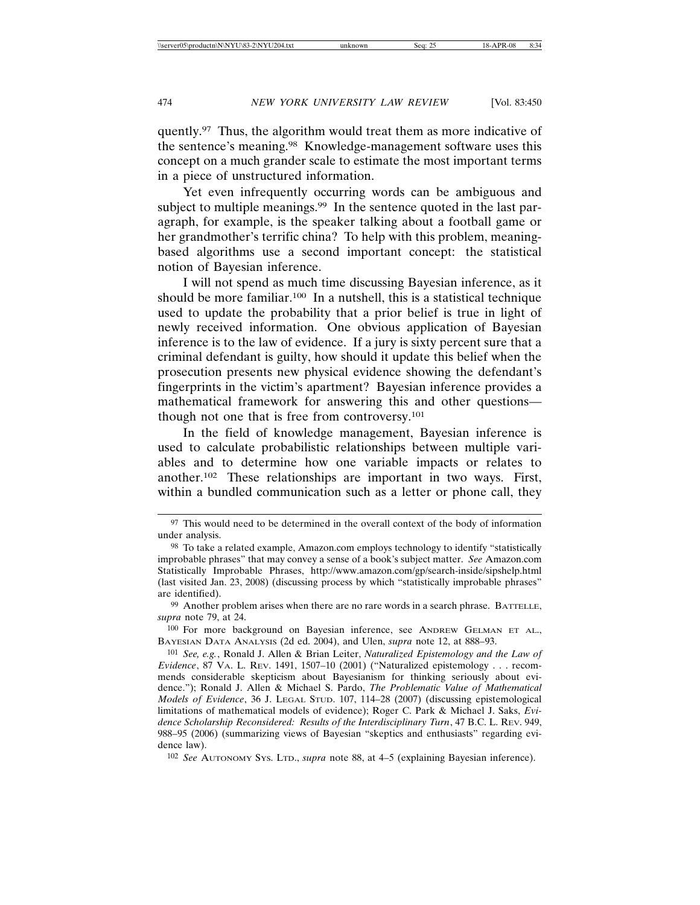quently.[97] Thus, the algorithm would treat them as more indicative of the sentence's meaning.[98] Knowledge-management software uses this concept on a much grander scale to estimate the most important terms in a piece of unstructured information.

Yet even infrequently occurring words can be ambiguous and subject to multiple meanings.[99] In the sentence quoted in the last paragraph, for example, is the speaker talking about a football game or her grandmother's terrific china? To help with this problem, meaning-based algorithms use a second important concept: the statistical notion of Bayesian inference.

I will not spend as much time discussing Bayesian inference, as it should be more familiar.[100] In a nutshell, this is a statistical technique used to update the probability that a prior belief is true in light of newly received information. One obvious application of Bayesian inference is to the law of evidence. If a jury is sixty percent sure that a criminal defendant is guilty, how should it update this belief when the prosecution presents new physical evidence showing the defendant's fingerprints in the victim's apartment? Bayesian inference provides a mathematical framework for answering this and other questions—though not one that is free from controversy.[101]

In the field of knowledge management, Bayesian inference is used to calculate probabilistic relationships between multiple variables and to determine how one variable impacts or relates to another.[102] These relationships are important in two ways. First, within a bundled communication such as a letter or phone call, they

---

[97] This would need to be determined in the overall context of the body of information under analysis.

[98] To take a related example, Amazon.com employs technology to identify "statistically improbable phrases" that may convey a sense of a book's subject matter. *See* Amazon.com Statistically Improbable Phrases, http://www.amazon.com/gp/search-inside/sipshelp.html (last visited Jan. 23, 2008) (discussing process by which "statistically improbable phrases" are identified).

[99] Another problem arises when there are no rare words in a search phrase. BATTELLE, *supra* note 79, at 24.

[100] For more background on Bayesian inference, see ANDREW GELMAN ET AL., BAYESIAN DATA ANALYSIS (2d ed. 2004), and Ulen, *supra* note 12, at 888–93.

[101] *See, e.g.*, Ronald J. Allen & Brian Leiter, *Naturalized Epistemology and the Law of Evidence*, 87 VA. L. REV. 1491, 1507–10 (2001) ("Naturalized epistemology . . . recommends considerable skepticism about Bayesianism for thinking seriously about evidence."); Ronald J. Allen & Michael S. Pardo, *The Problematic Value of Mathematical Models of Evidence*, 36 J. LEGAL STUD. 107, 114–28 (2007) (discussing epistemological limitations of mathematical models of evidence); Roger C. Park & Michael J. Saks, *Evidence Scholarship Reconsidered: Results of the Interdisciplinary Turn*, 47 B.C. L. REV. 949, 988–95 (2006) (summarizing views of Bayesian "skeptics and enthusiasts" regarding evidence law).

[102] *See* AUTONOMY SYS. LTD., *supra* note 88, at 4–5 (explaining Bayesian inference).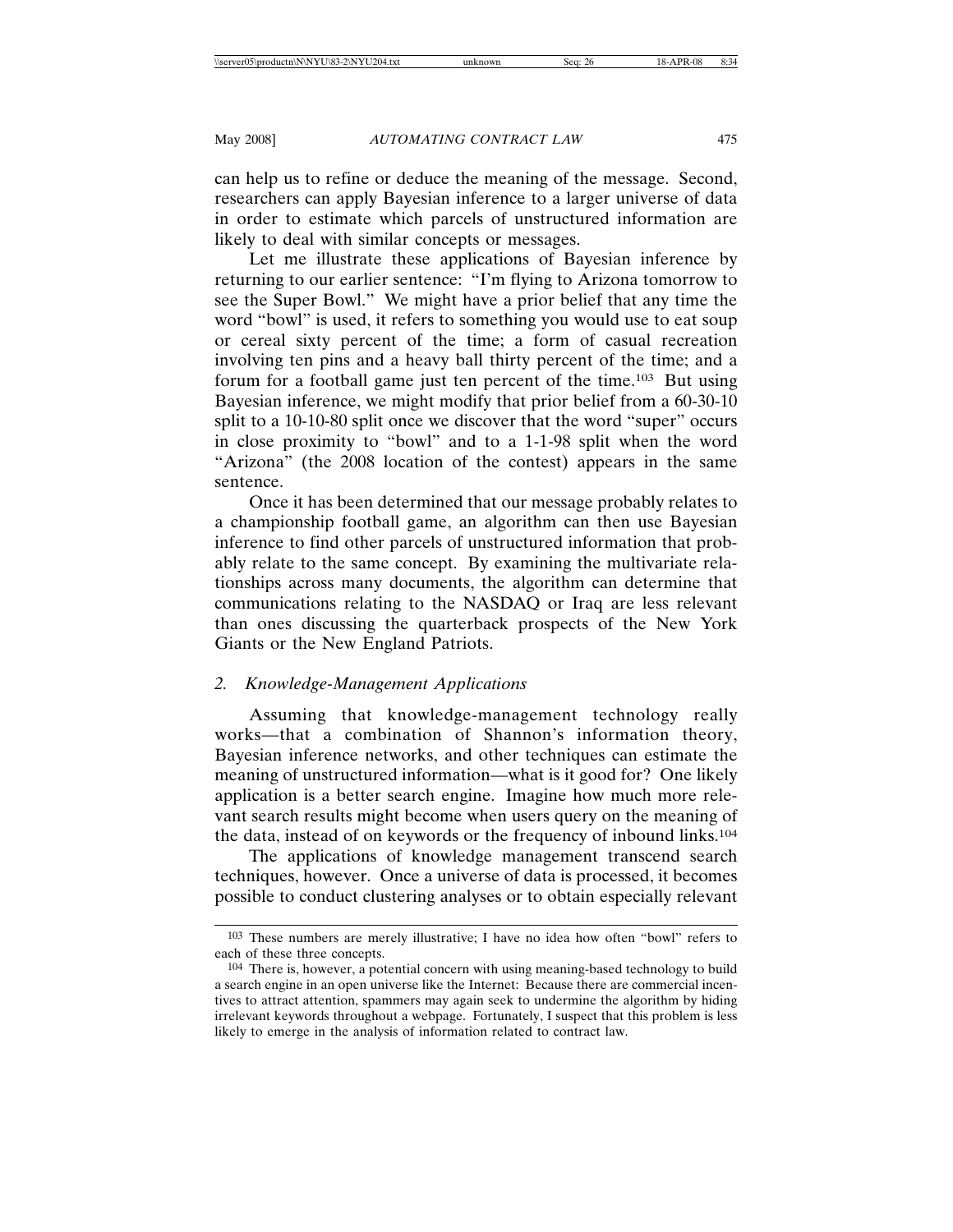can help us to refine or deduce the meaning of the message. Second, researchers can apply Bayesian inference to a larger universe of data in order to estimate which parcels of unstructured information are likely to deal with similar concepts or messages.

Let me illustrate these applications of Bayesian inference by returning to our earlier sentence: "I'm flying to Arizona tomorrow to see the Super Bowl." We might have a prior belief that any time the word "bowl" is used, it refers to something you would use to eat soup or cereal sixty percent of the time; a form of casual recreation involving ten pins and a heavy ball thirty percent of the time; and a forum for a football game just ten percent of the time.[103] But using Bayesian inference, we might modify that prior belief from a 60-30-10 split to a 10-10-80 split once we discover that the word "super" occurs in close proximity to "bowl" and to a 1-1-98 split when the word "Arizona" (the 2008 location of the contest) appears in the same sentence.

Once it has been determined that our message probably relates to a championship football game, an algorithm can then use Bayesian inference to find other parcels of unstructured information that probably relate to the same concept. By examining the multivariate relationships across many documents, the algorithm can determine that communications relating to the NASDAQ or Iraq are less relevant than ones discussing the quarterback prospects of the New York Giants or the New England Patriots.

### *2. Knowledge-Management Applications*

Assuming that knowledge-management technology really works—that a combination of Shannon's information theory, Bayesian inference networks, and other techniques can estimate the meaning of unstructured information—what is it good for? One likely application is a better search engine. Imagine how much more relevant search results might become when users query on the meaning of the data, instead of on keywords or the frequency of inbound links.[104]

The applications of knowledge management transcend search techniques, however. Once a universe of data is processed, it becomes possible to conduct clustering analyses or to obtain especially relevant

---

[103] These numbers are merely illustrative; I have no idea how often "bowl" refers to each of these three concepts.

[104] There is, however, a potential concern with using meaning-based technology to build a search engine in an open universe like the Internet: Because there are commercial incentives to attract attention, spammers may again seek to undermine the algorithm by hiding irrelevant keywords throughout a webpage. Fortunately, I suspect that this problem is less likely to emerge in the analysis of information related to contract law.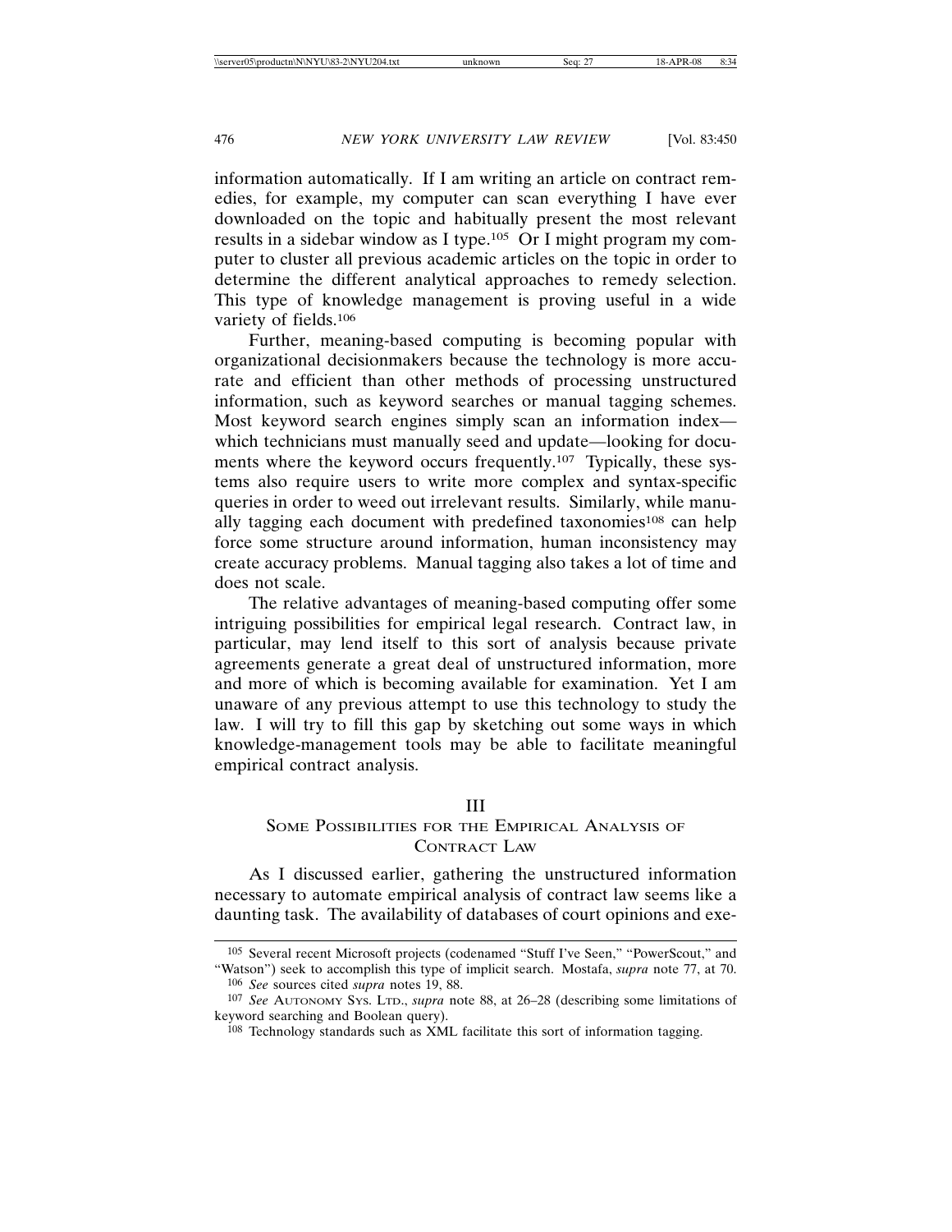information automatically. If I am writing an article on contract remedies, for example, my computer can scan everything I have ever downloaded on the topic and habitually present the most relevant results in a sidebar window as I type.[105] Or I might program my computer to cluster all previous academic articles on the topic in order to determine the different analytical approaches to remedy selection. This type of knowledge management is proving useful in a wide variety of fields.[106]

Further, meaning-based computing is becoming popular with organizational decisionmakers because the technology is more accurate and efficient than other methods of processing unstructured information, such as keyword searches or manual tagging schemes. Most keyword search engines simply scan an information index—which technicians must manually seed and update—looking for documents where the keyword occurs frequently.[107] Typically, these systems also require users to write more complex and syntax-specific queries in order to weed out irrelevant results. Similarly, while manually tagging each document with predefined taxonomies[108] can help force some structure around information, human inconsistency may create accuracy problems. Manual tagging also takes a lot of time and does not scale.

The relative advantages of meaning-based computing offer some intriguing possibilities for empirical legal research. Contract law, in particular, may lend itself to this sort of analysis because private agreements generate a great deal of unstructured information, more and more of which is becoming available for examination. Yet I am unaware of any previous attempt to use this technology to study the law. I will try to fill this gap by sketching out some ways in which knowledge-management tools may be able to facilitate meaningful empirical contract analysis.

## III
## Some Possibilities for the Empirical Analysis of Contract Law

As I discussed earlier, gathering the unstructured information necessary to automate empirical analysis of contract law seems like a daunting task. The availability of databases of court opinions and exe-

---

[105] Several recent Microsoft projects (codenamed "Stuff I've Seen," "PowerScout," and "Watson") seek to accomplish this type of implicit search. Mostafa, *supra* note 77, at 70.

[106] *See* sources cited *supra* notes 19, 88.

[107] *See* Autonomy Sys. Ltd., *supra* note 88, at 26–28 (describing some limitations of keyword searching and Boolean query).

[108] Technology standards such as XML facilitate this sort of information tagging.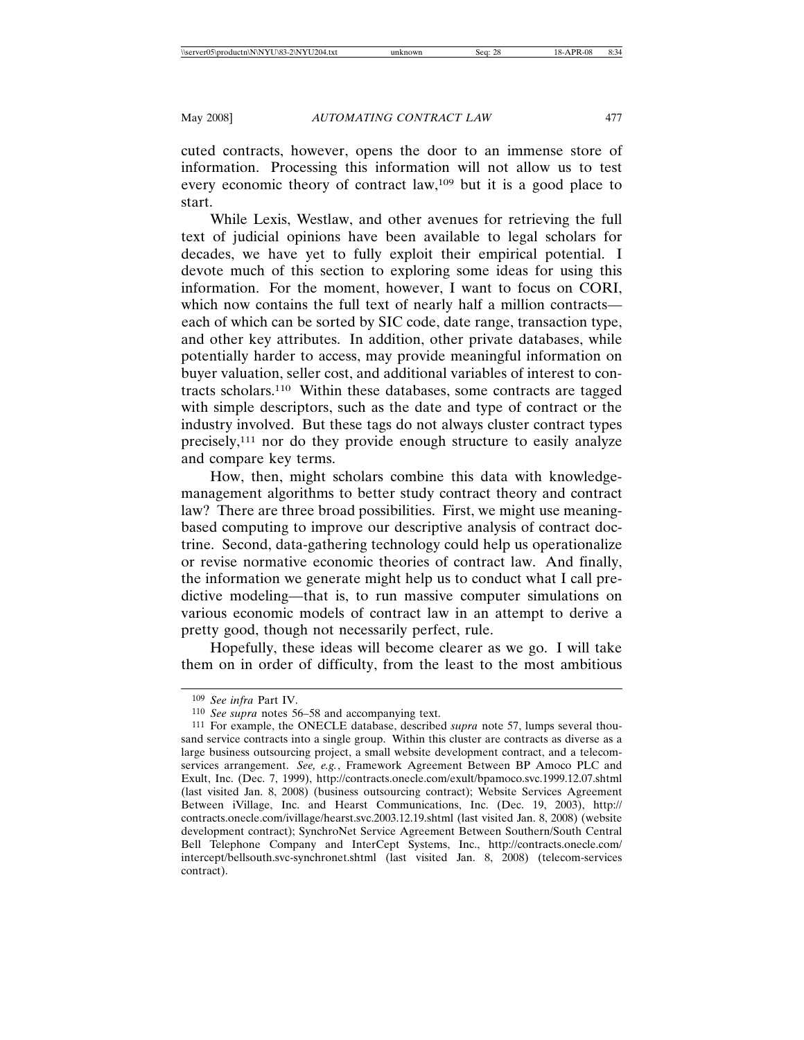cuted contracts, however, opens the door to an immense store of information. Processing this information will not allow us to test every economic theory of contract law,[109] but it is a good place to start.

While Lexis, Westlaw, and other avenues for retrieving the full text of judicial opinions have been available to legal scholars for decades, we have yet to fully exploit their empirical potential. I devote much of this section to exploring some ideas for using this information. For the moment, however, I want to focus on CORI, which now contains the full text of nearly half a million contracts—each of which can be sorted by SIC code, date range, transaction type, and other key attributes. In addition, other private databases, while potentially harder to access, may provide meaningful information on buyer valuation, seller cost, and additional variables of interest to contracts scholars.[110] Within these databases, some contracts are tagged with simple descriptors, such as the date and type of contract or the industry involved. But these tags do not always cluster contract types precisely,[111] nor do they provide enough structure to easily analyze and compare key terms.

How, then, might scholars combine this data with knowledge-management algorithms to better study contract theory and contract law? There are three broad possibilities. First, we might use meaning-based computing to improve our descriptive analysis of contract doctrine. Second, data-gathering technology could help us operationalize or revise normative economic theories of contract law. And finally, the information we generate might help us to conduct what I call predictive modeling—that is, to run massive computer simulations on various economic models of contract law in an attempt to derive a pretty good, though not necessarily perfect, rule.

Hopefully, these ideas will become clearer as we go. I will take them on in order of difficulty, from the least to the most ambitious

---

[109] *See infra* Part IV.

[110] *See supra* notes 56–58 and accompanying text.

[111] For example, the ONECLE database, described *supra* note 57, lumps several thousand service contracts into a single group. Within this cluster are contracts as diverse as a large business outsourcing project, a small website development contract, and a telecom-services arrangement. *See, e.g.*, Framework Agreement Between BP Amoco PLC and Exult, Inc. (Dec. 7, 1999), http://contracts.onecle.com/exult/bpamoco.svc.1999.12.07.shtml (last visited Jan. 8, 2008) (business outsourcing contract); Website Services Agreement Between iVillage, Inc. and Hearst Communications, Inc. (Dec. 19, 2003), http://contracts.onecle.com/ivillage/hearst.svc.2003.12.19.shtml (last visited Jan. 8, 2008) (website development contract); SynchroNet Service Agreement Between Southern/South Central Bell Telephone Company and InterCept Systems, Inc., http://contracts.onecle.com/intercept/bellsouth.svc-synchronet.shtml (last visited Jan. 8, 2008) (telecom-services contract).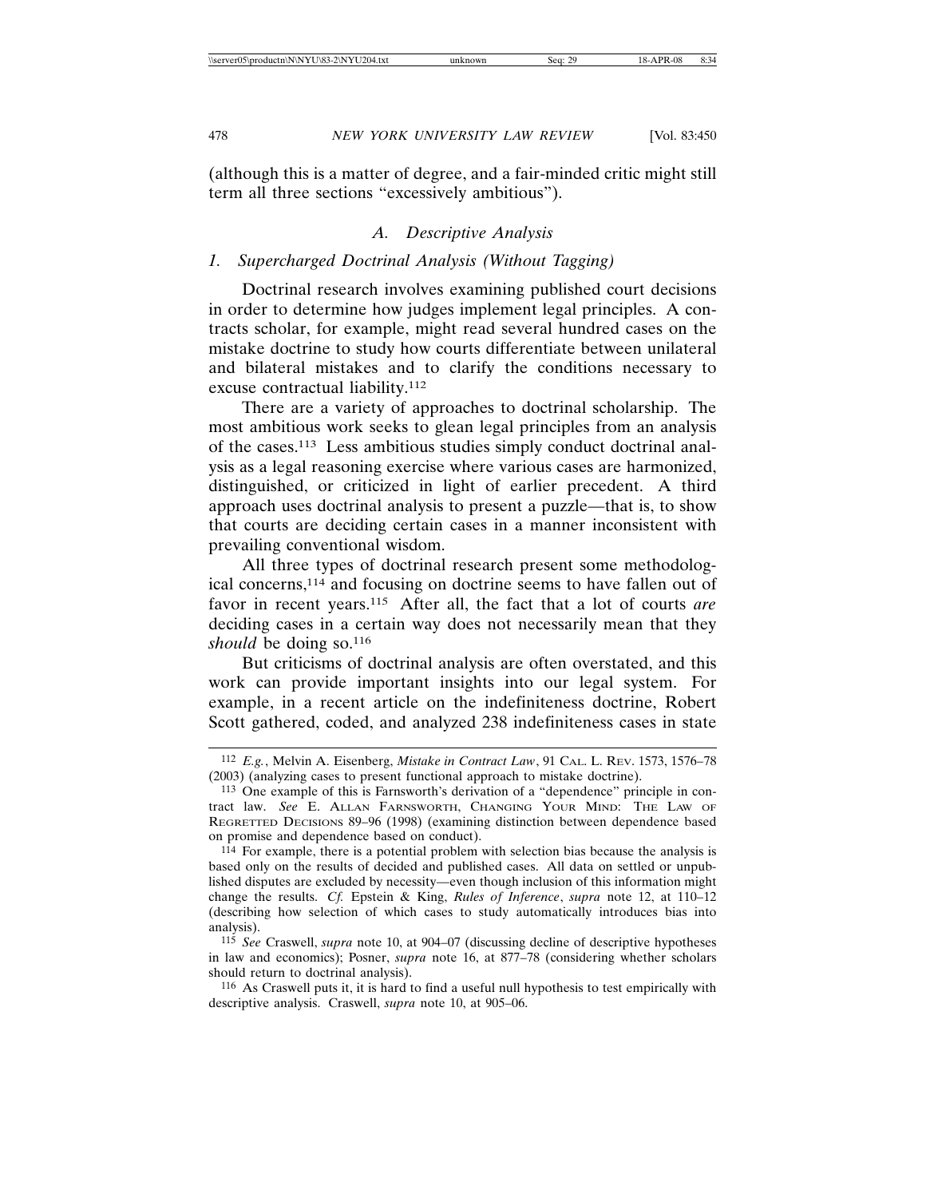(although this is a matter of degree, and a fair-minded critic might still term all three sections "excessively ambitious").

### *A. Descriptive Analysis*

#### *1. Supercharged Doctrinal Analysis (Without Tagging)*

Doctrinal research involves examining published court decisions in order to determine how judges implement legal principles. A contracts scholar, for example, might read several hundred cases on the mistake doctrine to study how courts differentiate between unilateral and bilateral mistakes and to clarify the conditions necessary to excuse contractual liability.[112]

There are a variety of approaches to doctrinal scholarship. The most ambitious work seeks to glean legal principles from an analysis of the cases.[113] Less ambitious studies simply conduct doctrinal analysis as a legal reasoning exercise where various cases are harmonized, distinguished, or criticized in light of earlier precedent. A third approach uses doctrinal analysis to present a puzzle—that is, to show that courts are deciding certain cases in a manner inconsistent with prevailing conventional wisdom.

All three types of doctrinal research present some methodological concerns,[114] and focusing on doctrine seems to have fallen out of favor in recent years.[115] After all, the fact that a lot of courts *are* deciding cases in a certain way does not necessarily mean that they *should* be doing so.[116]

But criticisms of doctrinal analysis are often overstated, and this work can provide important insights into our legal system. For example, in a recent article on the indefiniteness doctrine, Robert Scott gathered, coded, and analyzed 238 indefiniteness cases in state

---

[112] *E.g.*, Melvin A. Eisenberg, *Mistake in Contract Law*, 91 CAL. L. REV. 1573, 1576–78 (2003) (analyzing cases to present functional approach to mistake doctrine).

[113] One example of this is Farnsworth's derivation of a "dependence" principle in contract law. *See* E. ALLAN FARNSWORTH, CHANGING YOUR MIND: THE LAW OF REGRETTED DECISIONS 89–96 (1998) (examining distinction between dependence based on promise and dependence based on conduct).

[114] For example, there is a potential problem with selection bias because the analysis is based only on the results of decided and published cases. All data on settled or unpublished disputes are excluded by necessity—even though inclusion of this information might change the results. *Cf.* Epstein & King, *Rules of Inference*, *supra* note 12, at 110–12 (describing how selection of which cases to study automatically introduces bias into analysis).

[115] *See* Craswell, *supra* note 10, at 904–07 (discussing decline of descriptive hypotheses in law and economics); Posner, *supra* note 16, at 877–78 (considering whether scholars should return to doctrinal analysis).

[116] As Craswell puts it, it is hard to find a useful null hypothesis to test empirically with descriptive analysis. Craswell, *supra* note 10, at 905–06.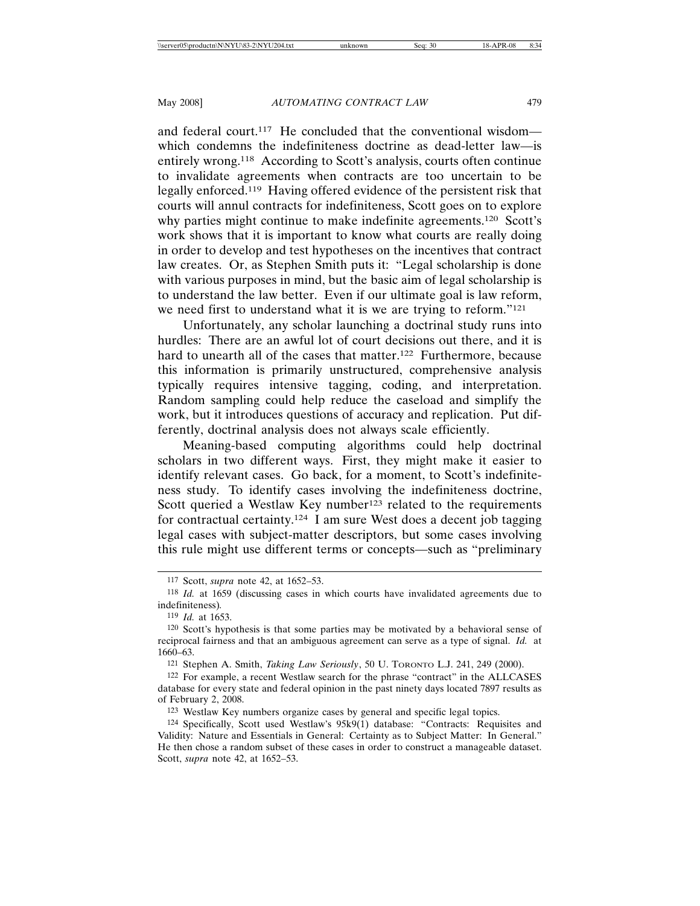and federal court.[117] He concluded that the conventional wisdom—which condemns the indefiniteness doctrine as dead-letter law—is entirely wrong.[118] According to Scott's analysis, courts often continue to invalidate agreements when contracts are too uncertain to be legally enforced.[119] Having offered evidence of the persistent risk that courts will annul contracts for indefiniteness, Scott goes on to explore why parties might continue to make indefinite agreements.[120] Scott's work shows that it is important to know what courts are really doing in order to develop and test hypotheses on the incentives that contract law creates. Or, as Stephen Smith puts it: "Legal scholarship is done with various purposes in mind, but the basic aim of legal scholarship is to understand the law better. Even if our ultimate goal is law reform, we need first to understand what it is we are trying to reform."[121]

Unfortunately, any scholar launching a doctrinal study runs into hurdles: There are an awful lot of court decisions out there, and it is hard to unearth all of the cases that matter.[122] Furthermore, because this information is primarily unstructured, comprehensive analysis typically requires intensive tagging, coding, and interpretation. Random sampling could help reduce the caseload and simplify the work, but it introduces questions of accuracy and replication. Put differently, doctrinal analysis does not always scale efficiently.

Meaning-based computing algorithms could help doctrinal scholars in two different ways. First, they might make it easier to identify relevant cases. Go back, for a moment, to Scott's indefiniteness study. To identify cases involving the indefiniteness doctrine, Scott queried a Westlaw Key number[123] related to the requirements for contractual certainty.[124] I am sure West does a decent job tagging legal cases with subject-matter descriptors, but some cases involving this rule might use different terms or concepts—such as "preliminary

---

[117] Scott, *supra* note 42, at 1652–53.

[118] *Id.* at 1659 (discussing cases in which courts have invalidated agreements due to indefiniteness).

[119] *Id.* at 1653.

[120] Scott's hypothesis is that some parties may be motivated by a behavioral sense of reciprocal fairness and that an ambiguous agreement can serve as a type of signal. *Id.* at 1660–63.

[121] Stephen A. Smith, *Taking Law Seriously*, 50 U. TORONTO L.J. 241, 249 (2000).

[122] For example, a recent Westlaw search for the phrase "contract" in the ALLCASES database for every state and federal opinion in the past ninety days located 7897 results as of February 2, 2008.

[123] Westlaw Key numbers organize cases by general and specific legal topics.

[124] Specifically, Scott used Westlaw's 95k9(1) database: "Contracts: Requisites and Validity: Nature and Essentials in General: Certainty as to Subject Matter: In General." He then chose a random subset of these cases in order to construct a manageable dataset. Scott, *supra* note 42, at 1652–53.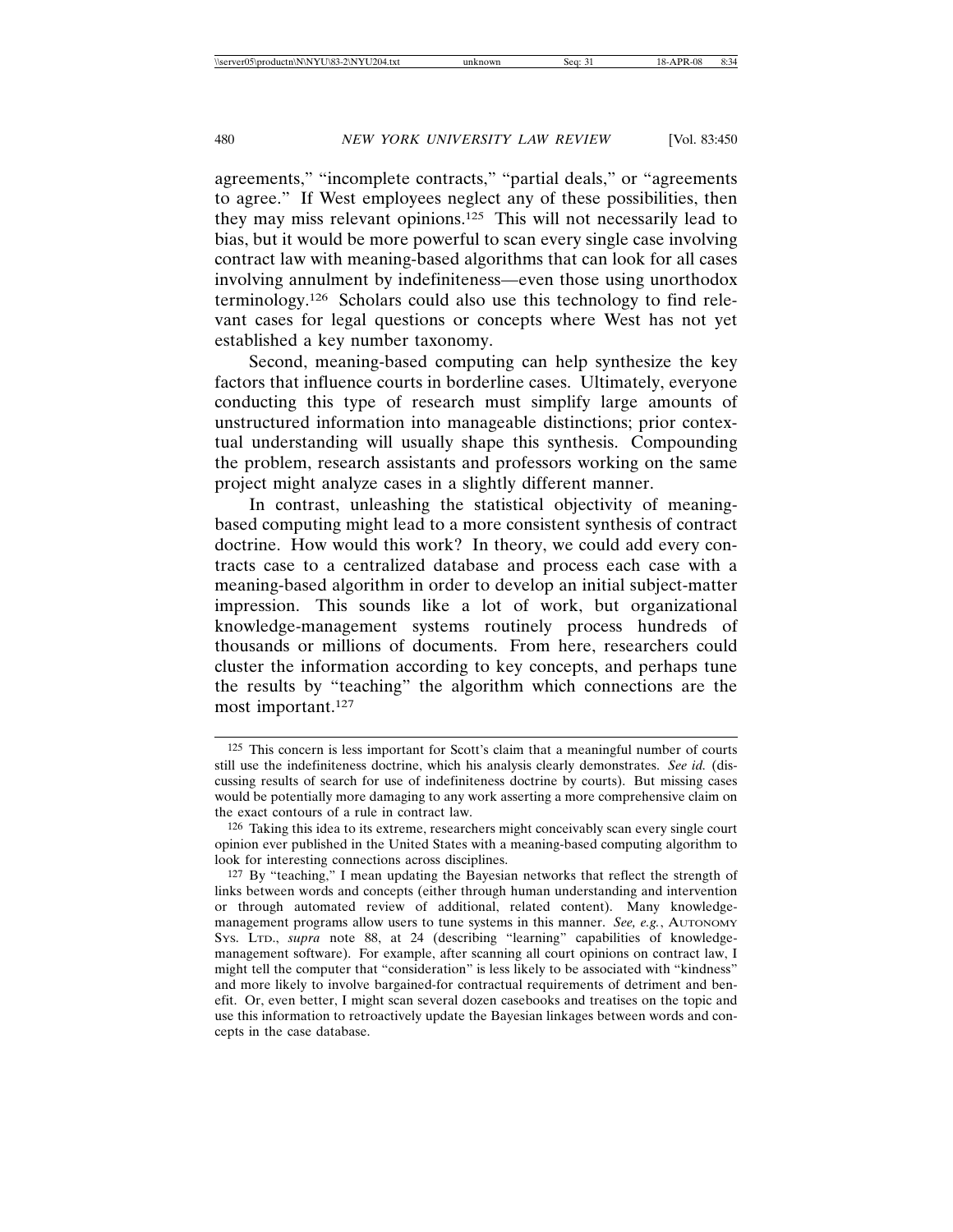agreements," "incomplete contracts," "partial deals," or "agreements to agree." If West employees neglect any of these possibilities, then they may miss relevant opinions.[125] This will not necessarily lead to bias, but it would be more powerful to scan every single case involving contract law with meaning-based algorithms that can look for all cases involving annulment by indefiniteness—even those using unorthodox terminology.[126] Scholars could also use this technology to find relevant cases for legal questions or concepts where West has not yet established a key number taxonomy.

Second, meaning-based computing can help synthesize the key factors that influence courts in borderline cases. Ultimately, everyone conducting this type of research must simplify large amounts of unstructured information into manageable distinctions; prior contextual understanding will usually shape this synthesis. Compounding the problem, research assistants and professors working on the same project might analyze cases in a slightly different manner.

In contrast, unleashing the statistical objectivity of meaning-based computing might lead to a more consistent synthesis of contract doctrine. How would this work? In theory, we could add every contracts case to a centralized database and process each case with a meaning-based algorithm in order to develop an initial subject-matter impression. This sounds like a lot of work, but organizational knowledge-management systems routinely process hundreds of thousands or millions of documents. From here, researchers could cluster the information according to key concepts, and perhaps tune the results by "teaching" the algorithm which connections are the most important.[127]

---

[125] This concern is less important for Scott's claim that a meaningful number of courts still use the indefiniteness doctrine, which his analysis clearly demonstrates. *See id.* (discussing results of search for use of indefiniteness doctrine by courts). But missing cases would be potentially more damaging to any work asserting a more comprehensive claim on the exact contours of a rule in contract law.

[126] Taking this idea to its extreme, researchers might conceivably scan every single court opinion ever published in the United States with a meaning-based computing algorithm to look for interesting connections across disciplines.

[127] By "teaching," I mean updating the Bayesian networks that reflect the strength of links between words and concepts (either through human understanding and intervention or through automated review of additional, related content). Many knowledge-management programs allow users to tune systems in this manner. *See, e.g.*, AUTONOMY SYS. LTD., *supra* note 88, at 24 (describing "learning" capabilities of knowledge-management software). For example, after scanning all court opinions on contract law, I might tell the computer that "consideration" is less likely to be associated with "kindness" and more likely to involve bargained-for contractual requirements of detriment and benefit. Or, even better, I might scan several dozen casebooks and treatises on the topic and use this information to retroactively update the Bayesian linkages between words and concepts in the case database.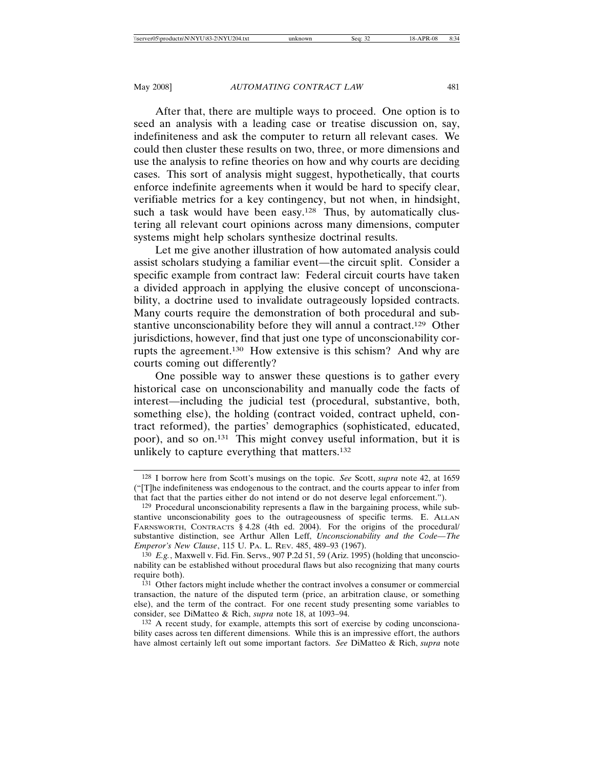After that, there are multiple ways to proceed. One option is to seed an analysis with a leading case or treatise discussion on, say, indefiniteness and ask the computer to return all relevant cases. We could then cluster these results on two, three, or more dimensions and use the analysis to refine theories on how and why courts are deciding cases. This sort of analysis might suggest, hypothetically, that courts enforce indefinite agreements when it would be hard to specify clear, verifiable metrics for a key contingency, but not when, in hindsight, such a task would have been easy.[128] Thus, by automatically clustering all relevant court opinions across many dimensions, computer systems might help scholars synthesize doctrinal results.

Let me give another illustration of how automated analysis could assist scholars studying a familiar event—the circuit split. Consider a specific example from contract law: Federal circuit courts have taken a divided approach in applying the elusive concept of unconscionability, a doctrine used to invalidate outrageously lopsided contracts. Many courts require the demonstration of both procedural and substantive unconscionability before they will annul a contract.[129] Other jurisdictions, however, find that just one type of unconscionability corrupts the agreement.[130] How extensive is this schism? And why are courts coming out differently?

One possible way to answer these questions is to gather every historical case on unconscionability and manually code the facts of interest—including the judicial test (procedural, substantive, both, something else), the holding (contract voided, contract upheld, contract reformed), the parties' demographics (sophisticated, educated, poor), and so on.[131] This might convey useful information, but it is unlikely to capture everything that matters.[132]

---

[128] I borrow here from Scott's musings on the topic. *See* Scott, *supra* note 42, at 1659 ("[T]he indefiniteness was endogenous to the contract, and the courts appear to infer from that fact that the parties either do not intend or do not deserve legal enforcement.").

[129] Procedural unconscionability represents a flaw in the bargaining process, while substantive unconscionability goes to the outrageousness of specific terms. E. ALLAN FARNSWORTH, CONTRACTS § 4.28 (4th ed. 2004). For the origins of the procedural/substantive distinction, see Arthur Allen Leff, *Unconscionability and the Code—The Emperor's New Clause*, 115 U. PA. L. REV. 485, 489–93 (1967).

[130] *E.g.*, Maxwell v. Fid. Fin. Servs., 907 P.2d 51, 59 (Ariz. 1995) (holding that unconscionability can be established without procedural flaws but also recognizing that many courts require both).

[131] Other factors might include whether the contract involves a consumer or commercial transaction, the nature of the disputed term (price, an arbitration clause, or something else), and the term of the contract. For one recent study presenting some variables to consider, see DiMatteo & Rich, *supra* note 18, at 1093–94.

[132] A recent study, for example, attempts this sort of exercise by coding unconscionability cases across ten different dimensions. While this is an impressive effort, the authors have almost certainly left out some important factors. *See* DiMatteo & Rich, *supra* note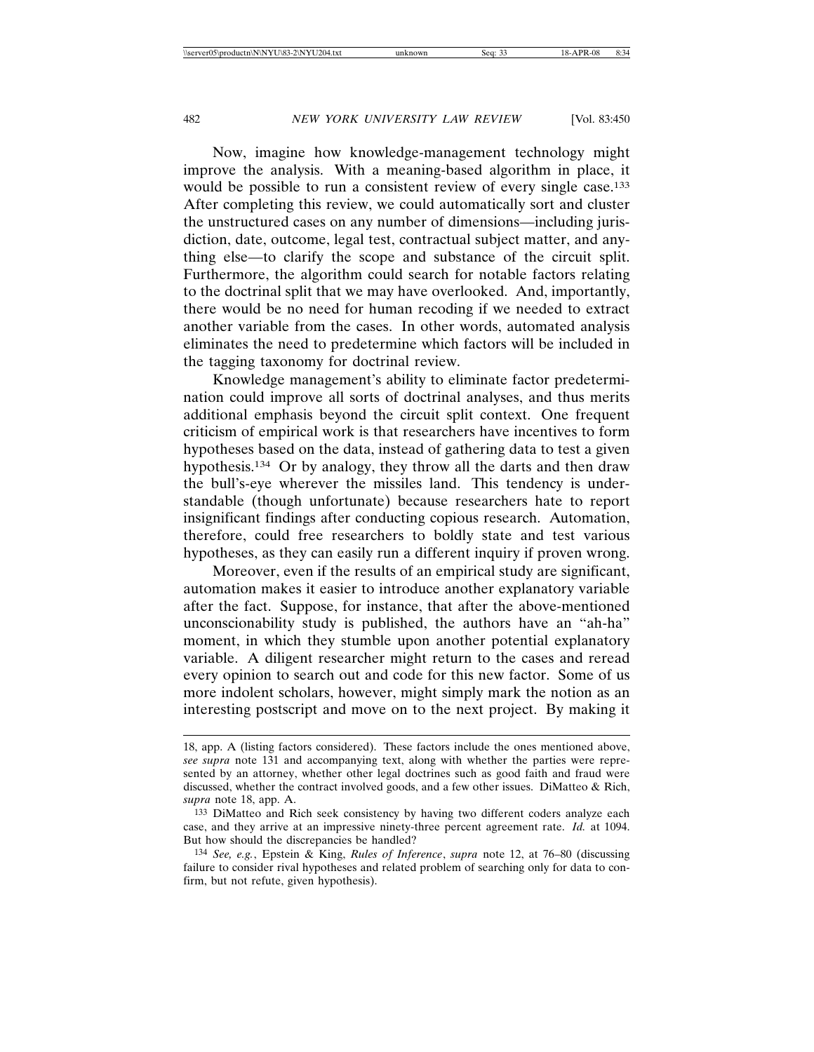Now, imagine how knowledge-management technology might improve the analysis. With a meaning-based algorithm in place, it would be possible to run a consistent review of every single case.[133] After completing this review, we could automatically sort and cluster the unstructured cases on any number of dimensions—including jurisdiction, date, outcome, legal test, contractual subject matter, and anything else—to clarify the scope and substance of the circuit split. Furthermore, the algorithm could search for notable factors relating to the doctrinal split that we may have overlooked. And, importantly, there would be no need for human recoding if we needed to extract another variable from the cases. In other words, automated analysis eliminates the need to predetermine which factors will be included in the tagging taxonomy for doctrinal review.

Knowledge management's ability to eliminate factor predetermination could improve all sorts of doctrinal analyses, and thus merits additional emphasis beyond the circuit split context. One frequent criticism of empirical work is that researchers have incentives to form hypotheses based on the data, instead of gathering data to test a given hypothesis.[134] Or by analogy, they throw all the darts and then draw the bull's-eye wherever the missiles land. This tendency is understandable (though unfortunate) because researchers hate to report insignificant findings after conducting copious research. Automation, therefore, could free researchers to boldly state and test various hypotheses, as they can easily run a different inquiry if proven wrong.

Moreover, even if the results of an empirical study are significant, automation makes it easier to introduce another explanatory variable after the fact. Suppose, for instance, that after the above-mentioned unconscionability study is published, the authors have an "ah-ha" moment, in which they stumble upon another potential explanatory variable. A diligent researcher might return to the cases and reread every opinion to search out and code for this new factor. Some of us more indolent scholars, however, might simply mark the notion as an interesting postscript and move on to the next project. By making it

---

18, app. A (listing factors considered). These factors include the ones mentioned above, *see supra* note 131 and accompanying text, along with whether the parties were represented by an attorney, whether other legal doctrines such as good faith and fraud were discussed, whether the contract involved goods, and a few other issues. DiMatteo & Rich, *supra* note 18, app. A.

[133] DiMatteo and Rich seek consistency by having two different coders analyze each case, and they arrive at an impressive ninety-three percent agreement rate. *Id.* at 1094. But how should the discrepancies be handled?

[134] *See, e.g.*, Epstein & King, *Rules of Inference*, *supra* note 12, at 76–80 (discussing failure to consider rival hypotheses and related problem of searching only for data to confirm, but not refute, given hypothesis).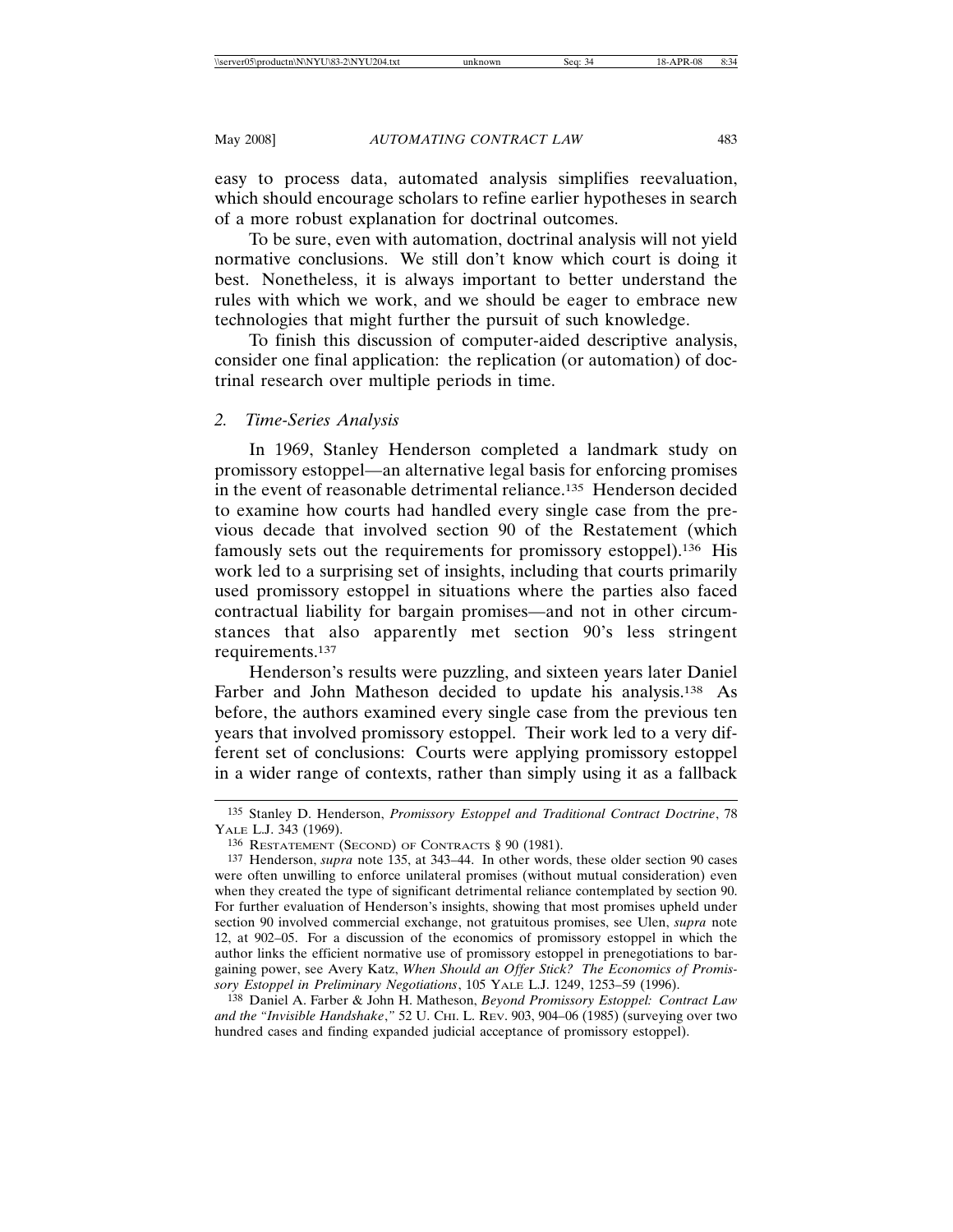easy to process data, automated analysis simplifies reevaluation, which should encourage scholars to refine earlier hypotheses in search of a more robust explanation for doctrinal outcomes.

To be sure, even with automation, doctrinal analysis will not yield normative conclusions. We still don't know which court is doing it best. Nonetheless, it is always important to better understand the rules with which we work, and we should be eager to embrace new technologies that might further the pursuit of such knowledge.

To finish this discussion of computer-aided descriptive analysis, consider one final application: the replication (or automation) of doctrinal research over multiple periods in time.

### *2. Time-Series Analysis*

In 1969, Stanley Henderson completed a landmark study on promissory estoppel—an alternative legal basis for enforcing promises in the event of reasonable detrimental reliance.[135] Henderson decided to examine how courts had handled every single case from the previous decade that involved section 90 of the Restatement (which famously sets out the requirements for promissory estoppel).[136] His work led to a surprising set of insights, including that courts primarily used promissory estoppel in situations where the parties also faced contractual liability for bargain promises—and not in other circumstances that also apparently met section 90's less stringent requirements.[137]

Henderson's results were puzzling, and sixteen years later Daniel Farber and John Matheson decided to update his analysis.[138] As before, the authors examined every single case from the previous ten years that involved promissory estoppel. Their work led to a very different set of conclusions: Courts were applying promissory estoppel in a wider range of contexts, rather than simply using it as a fallback

---

[135] Stanley D. Henderson, *Promissory Estoppel and Traditional Contract Doctrine*, 78 YALE L.J. 343 (1969).

[136] RESTATEMENT (SECOND) OF CONTRACTS § 90 (1981).

[137] Henderson, *supra* note 135, at 343–44. In other words, these older section 90 cases were often unwilling to enforce unilateral promises (without mutual consideration) even when they created the type of significant detrimental reliance contemplated by section 90. For further evaluation of Henderson's insights, showing that most promises upheld under section 90 involved commercial exchange, not gratuitous promises, see Ulen, *supra* note 12, at 902–05. For a discussion of the economics of promissory estoppel in which the author links the efficient normative use of promissory estoppel in prenegotiations to bargaining power, see Avery Katz, *When Should an Offer Stick? The Economics of Promissory Estoppel in Preliminary Negotiations*, 105 YALE L.J. 1249, 1253–59 (1996).

[138] Daniel A. Farber & John H. Matheson, *Beyond Promissory Estoppel: Contract Law and the "Invisible Handshake*,*"* 52 U. CHI. L. REV. 903, 904–06 (1985) (surveying over two hundred cases and finding expanded judicial acceptance of promissory estoppel).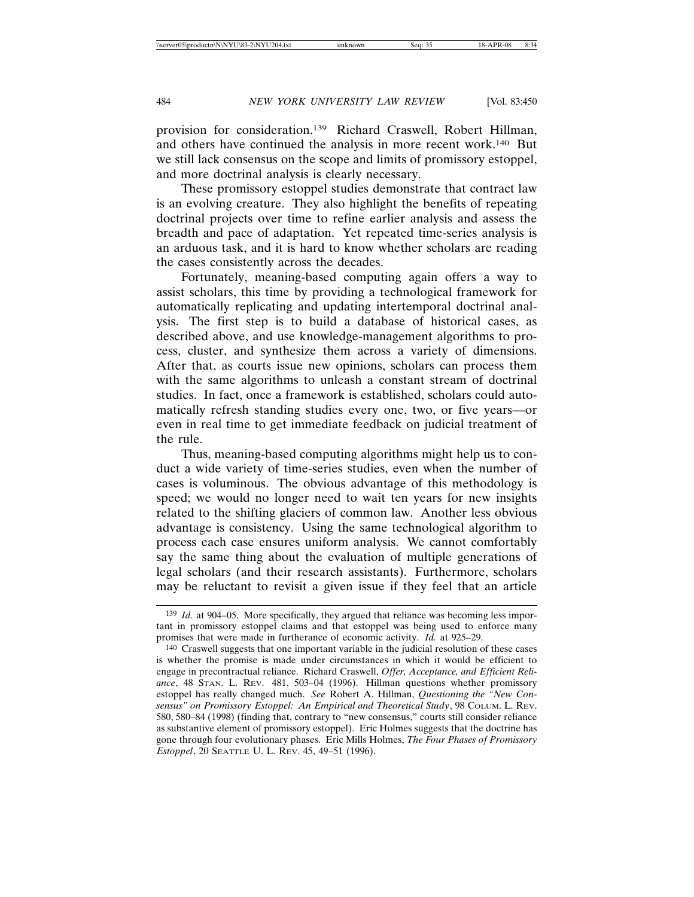provision for consideration.[139] Richard Craswell, Robert Hillman, and others have continued the analysis in more recent work.[140] But we still lack consensus on the scope and limits of promissory estoppel, and more doctrinal analysis is clearly necessary.

These promissory estoppel studies demonstrate that contract law is an evolving creature. They also highlight the benefits of repeating doctrinal projects over time to refine earlier analysis and assess the breadth and pace of adaptation. Yet repeated time-series analysis is an arduous task, and it is hard to know whether scholars are reading the cases consistently across the decades.

Fortunately, meaning-based computing again offers a way to assist scholars, this time by providing a technological framework for automatically replicating and updating intertemporal doctrinal analysis. The first step is to build a database of historical cases, as described above, and use knowledge-management algorithms to process, cluster, and synthesize them across a variety of dimensions. After that, as courts issue new opinions, scholars can process them with the same algorithms to unleash a constant stream of doctrinal studies. In fact, once a framework is established, scholars could automatically refresh standing studies every one, two, or five years—or even in real time to get immediate feedback on judicial treatment of the rule.

Thus, meaning-based computing algorithms might help us to conduct a wide variety of time-series studies, even when the number of cases is voluminous. The obvious advantage of this methodology is speed; we would no longer need to wait ten years for new insights related to the shifting glaciers of common law. Another less obvious advantage is consistency. Using the same technological algorithm to process each case ensures uniform analysis. We cannot comfortably say the same thing about the evaluation of multiple generations of legal scholars (and their research assistants). Furthermore, scholars may be reluctant to revisit a given issue if they feel that an article

---

[139] *Id.* at 904–05. More specifically, they argued that reliance was becoming less important in promissory estoppel claims and that estoppel was being used to enforce many promises that were made in furtherance of economic activity. *Id.* at 925–29.

[140] Craswell suggests that one important variable in the judicial resolution of these cases is whether the promise is made under circumstances in which it would be efficient to engage in precontractual reliance. Richard Craswell, *Offer, Acceptance, and Efficient Reliance*, 48 STAN. L. REV. 481, 503–04 (1996). Hillman questions whether promissory estoppel has really changed much. *See* Robert A. Hillman, *Questioning the "New Consensus" on Promissory Estoppel: An Empirical and Theoretical Study*, 98 COLUM. L. REV. 580, 580–84 (1998) (finding that, contrary to "new consensus," courts still consider reliance as substantive element of promissory estoppel). Eric Holmes suggests that the doctrine has gone through four evolutionary phases. Eric Mills Holmes, *The Four Phases of Promissory Estoppel*, 20 SEATTLE U. L. REV. 45, 49–51 (1996).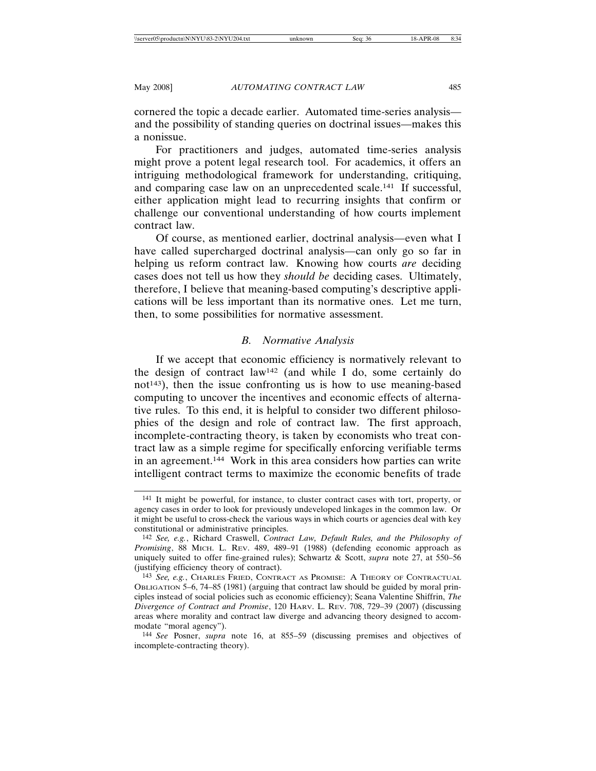cornered the topic a decade earlier. Automated time-series analysis—and the possibility of standing queries on doctrinal issues—makes this a nonissue.

For practitioners and judges, automated time-series analysis might prove a potent legal research tool. For academics, it offers an intriguing methodological framework for understanding, critiquing, and comparing case law on an unprecedented scale.[141] If successful, either application might lead to recurring insights that confirm or challenge our conventional understanding of how courts implement contract law.

Of course, as mentioned earlier, doctrinal analysis—even what I have called supercharged doctrinal analysis—can only go so far in helping us reform contract law. Knowing how courts *are* deciding cases does not tell us how they *should be* deciding cases. Ultimately, therefore, I believe that meaning-based computing's descriptive applications will be less important than its normative ones. Let me turn, then, to some possibilities for normative assessment.

### *B. Normative Analysis*

If we accept that economic efficiency is normatively relevant to the design of contract law[142] (and while I do, some certainly do not[143]), then the issue confronting us is how to use meaning-based computing to uncover the incentives and economic effects of alternative rules. To this end, it is helpful to consider two different philosophies of the design and role of contract law. The first approach, incomplete-contracting theory, is taken by economists who treat contract law as a simple regime for specifically enforcing verifiable terms in an agreement.[144] Work in this area considers how parties can write intelligent contract terms to maximize the economic benefits of trade

---

[141] It might be powerful, for instance, to cluster contract cases with tort, property, or agency cases in order to look for previously undeveloped linkages in the common law. Or it might be useful to cross-check the various ways in which courts or agencies deal with key constitutional or administrative principles.

[142] *See, e.g.*, Richard Craswell, *Contract Law, Default Rules, and the Philosophy of Promising*, 88 MICH. L. REV. 489, 489–91 (1988) (defending economic approach as uniquely suited to offer fine-grained rules); Schwartz & Scott, *supra* note 27, at 550–56 (justifying efficiency theory of contract).

[143] *See, e.g.*, CHARLES FRIED, CONTRACT AS PROMISE: A THEORY OF CONTRACTUAL OBLIGATION 5–6, 74–85 (1981) (arguing that contract law should be guided by moral principles instead of social policies such as economic efficiency); Seana Valentine Shiffrin, *The Divergence of Contract and Promise*, 120 HARV. L. REV. 708, 729–39 (2007) (discussing areas where morality and contract law diverge and advancing theory designed to accommodate "moral agency").

[144] *See* Posner, *supra* note 16, at 855–59 (discussing premises and objectives of incomplete-contracting theory).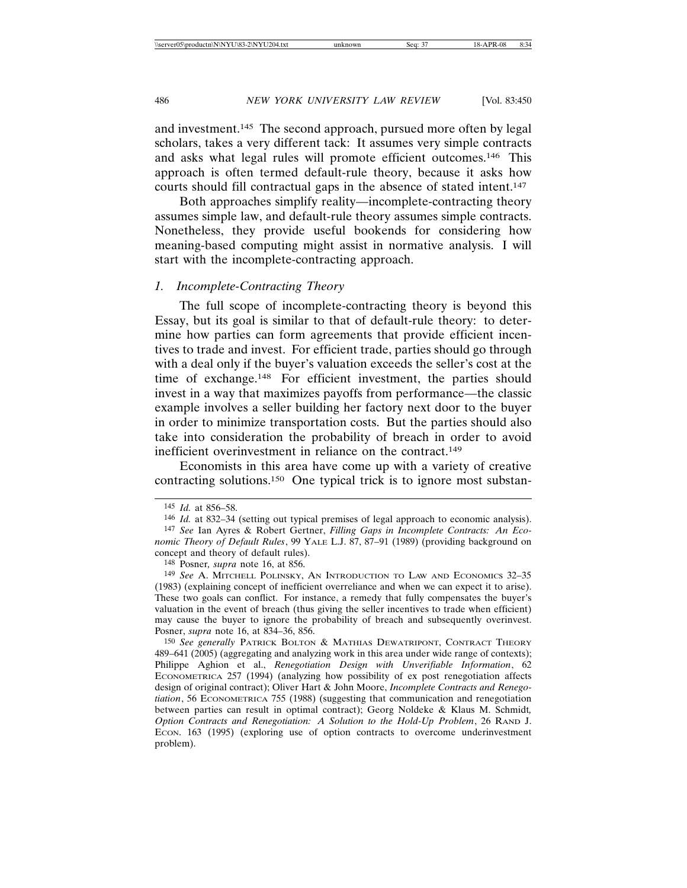and investment.[145] The second approach, pursued more often by legal scholars, takes a very different tack: It assumes very simple contracts and asks what legal rules will promote efficient outcomes.[146] This approach is often termed default-rule theory, because it asks how courts should fill contractual gaps in the absence of stated intent.[147]

Both approaches simplify reality—incomplete-contracting theory assumes simple law, and default-rule theory assumes simple contracts. Nonetheless, they provide useful bookends for considering how meaning-based computing might assist in normative analysis. I will start with the incomplete-contracting approach.

### 1. *Incomplete-Contracting Theory*

The full scope of incomplete-contracting theory is beyond this Essay, but its goal is similar to that of default-rule theory: to determine how parties can form agreements that provide efficient incentives to trade and invest. For efficient trade, parties should go through with a deal only if the buyer's valuation exceeds the seller's cost at the time of exchange.[148] For efficient investment, the parties should invest in a way that maximizes payoffs from performance—the classic example involves a seller building her factory next door to the buyer in order to minimize transportation costs. But the parties should also take into consideration the probability of breach in order to avoid inefficient overinvestment in reliance on the contract.[149]

Economists in this area have come up with a variety of creative contracting solutions.[150] One typical trick is to ignore most substan-

---

[145] *Id.* at 856–58.

[146] *Id.* at 832–34 (setting out typical premises of legal approach to economic analysis).

[147] *See* Ian Ayres & Robert Gertner, *Filling Gaps in Incomplete Contracts: An Economic Theory of Default Rules*, 99 YALE L.J. 87, 87–91 (1989) (providing background on concept and theory of default rules).

[148] Posner, *supra* note 16, at 856.

[149] *See* A. MITCHELL POLINSKY, AN INTRODUCTION TO LAW AND ECONOMICS 32–35 (1983) (explaining concept of inefficient overreliance and when we can expect it to arise). These two goals can conflict. For instance, a remedy that fully compensates the buyer's valuation in the event of breach (thus giving the seller incentives to trade when efficient) may cause the buyer to ignore the probability of breach and subsequently overinvest. Posner, *supra* note 16, at 834–36, 856.

[150] *See generally* PATRICK BOLTON & MATHIAS DEWATRIPONT, CONTRACT THEORY 489–641 (2005) (aggregating and analyzing work in this area under wide range of contexts); Philippe Aghion et al., *Renegotiation Design with Unverifiable Information*, 62 ECONOMETRICA 257 (1994) (analyzing how possibility of ex post renegotiation affects design of original contract); Oliver Hart & John Moore, *Incomplete Contracts and Renegotiation*, 56 ECONOMETRICA 755 (1988) (suggesting that communication and renegotiation between parties can result in optimal contract); Georg Noldeke & Klaus M. Schmidt, *Option Contracts and Renegotiation: A Solution to the Hold-Up Problem*, 26 RAND J. ECON. 163 (1995) (exploring use of option contracts to overcome underinvestment problem).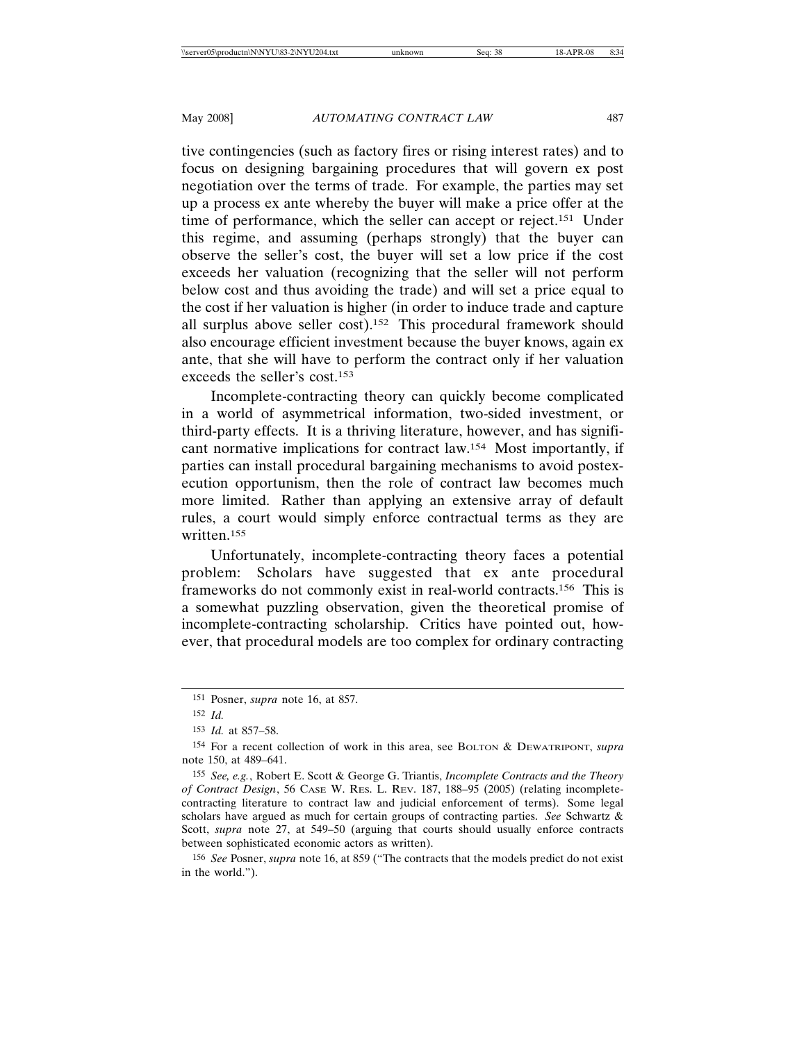tive contingencies (such as factory fires or rising interest rates) and to focus on designing bargaining procedures that will govern ex post negotiation over the terms of trade. For example, the parties may set up a process ex ante whereby the buyer will make a price offer at the time of performance, which the seller can accept or reject.[151] Under this regime, and assuming (perhaps strongly) that the buyer can observe the seller's cost, the buyer will set a low price if the cost exceeds her valuation (recognizing that the seller will not perform below cost and thus avoiding the trade) and will set a price equal to the cost if her valuation is higher (in order to induce trade and capture all surplus above seller cost).[152] This procedural framework should also encourage efficient investment because the buyer knows, again ex ante, that she will have to perform the contract only if her valuation exceeds the seller's cost.[153]

Incomplete-contracting theory can quickly become complicated in a world of asymmetrical information, two-sided investment, or third-party effects. It is a thriving literature, however, and has significant normative implications for contract law.[154] Most importantly, if parties can install procedural bargaining mechanisms to avoid postexecution opportunism, then the role of contract law becomes much more limited. Rather than applying an extensive array of default rules, a court would simply enforce contractual terms as they are written.[155]

Unfortunately, incomplete-contracting theory faces a potential problem: Scholars have suggested that ex ante procedural frameworks do not commonly exist in real-world contracts.[156] This is a somewhat puzzling observation, given the theoretical promise of incomplete-contracting scholarship. Critics have pointed out, however, that procedural models are too complex for ordinary contracting

---

[151] Posner, *supra* note 16, at 857.

[152] *Id.*

[153] *Id.* at 857–58.

[154] For a recent collection of work in this area, see BOLTON & DEWATRIPONT, *supra* note 150, at 489–641.

[155] *See, e.g.*, Robert E. Scott & George G. Triantis, *Incomplete Contracts and the Theory of Contract Design*, 56 CASE W. RES. L. REV. 187, 188–95 (2005) (relating incomplete-contracting literature to contract law and judicial enforcement of terms). Some legal scholars have argued as much for certain groups of contracting parties. *See* Schwartz & Scott, *supra* note 27, at 549–50 (arguing that courts should usually enforce contracts between sophisticated economic actors as written).

[156] *See* Posner, *supra* note 16, at 859 ("The contracts that the models predict do not exist in the world.").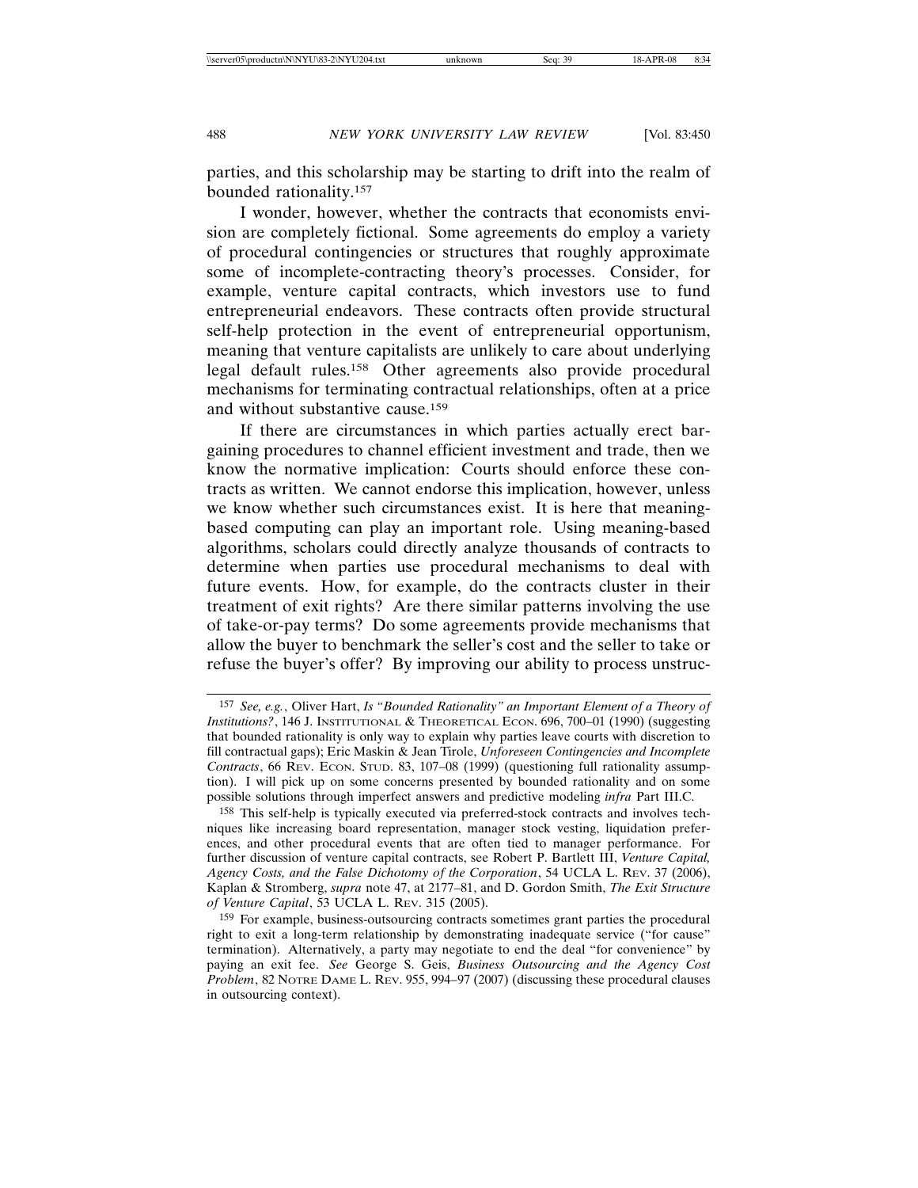parties, and this scholarship may be starting to drift into the realm of bounded rationality.[157]

I wonder, however, whether the contracts that economists envision are completely fictional. Some agreements do employ a variety of procedural contingencies or structures that roughly approximate some of incomplete-contracting theory's processes. Consider, for example, venture capital contracts, which investors use to fund entrepreneurial endeavors. These contracts often provide structural self-help protection in the event of entrepreneurial opportunism, meaning that venture capitalists are unlikely to care about underlying legal default rules.[158] Other agreements also provide procedural mechanisms for terminating contractual relationships, often at a price and without substantive cause.[159]

If there are circumstances in which parties actually erect bargaining procedures to channel efficient investment and trade, then we know the normative implication: Courts should enforce these contracts as written. We cannot endorse this implication, however, unless we know whether such circumstances exist. It is here that meaning-based computing can play an important role. Using meaning-based algorithms, scholars could directly analyze thousands of contracts to determine when parties use procedural mechanisms to deal with future events. How, for example, do the contracts cluster in their treatment of exit rights? Are there similar patterns involving the use of take-or-pay terms? Do some agreements provide mechanisms that allow the buyer to benchmark the seller's cost and the seller to take or refuse the buyer's offer? By improving our ability to process unstruc-

---

[157] *See, e.g.*, Oliver Hart, *Is "Bounded Rationality" an Important Element of a Theory of Institutions?*, 146 J. INSTITUTIONAL & THEORETICAL ECON. 696, 700–01 (1990) (suggesting that bounded rationality is only way to explain why parties leave courts with discretion to fill contractual gaps); Eric Maskin & Jean Tirole, *Unforeseen Contingencies and Incomplete Contracts*, 66 REV. ECON. STUD. 83, 107–08 (1999) (questioning full rationality assumption). I will pick up on some concerns presented by bounded rationality and on some possible solutions through imperfect answers and predictive modeling *infra* Part III.C.

[158] This self-help is typically executed via preferred-stock contracts and involves techniques like increasing board representation, manager stock vesting, liquidation preferences, and other procedural events that are often tied to manager performance. For further discussion of venture capital contracts, see Robert P. Bartlett III, *Venture Capital, Agency Costs, and the False Dichotomy of the Corporation*, 54 UCLA L. REV. 37 (2006), Kaplan & Stromberg, *supra* note 47, at 2177–81, and D. Gordon Smith, *The Exit Structure of Venture Capital*, 53 UCLA L. REV. 315 (2005).

[159] For example, business-outsourcing contracts sometimes grant parties the procedural right to exit a long-term relationship by demonstrating inadequate service ("for cause" termination). Alternatively, a party may negotiate to end the deal "for convenience" by paying an exit fee. *See* George S. Geis, *Business Outsourcing and the Agency Cost Problem*, 82 NOTRE DAME L. REV. 955, 994–97 (2007) (discussing these procedural clauses in outsourcing context).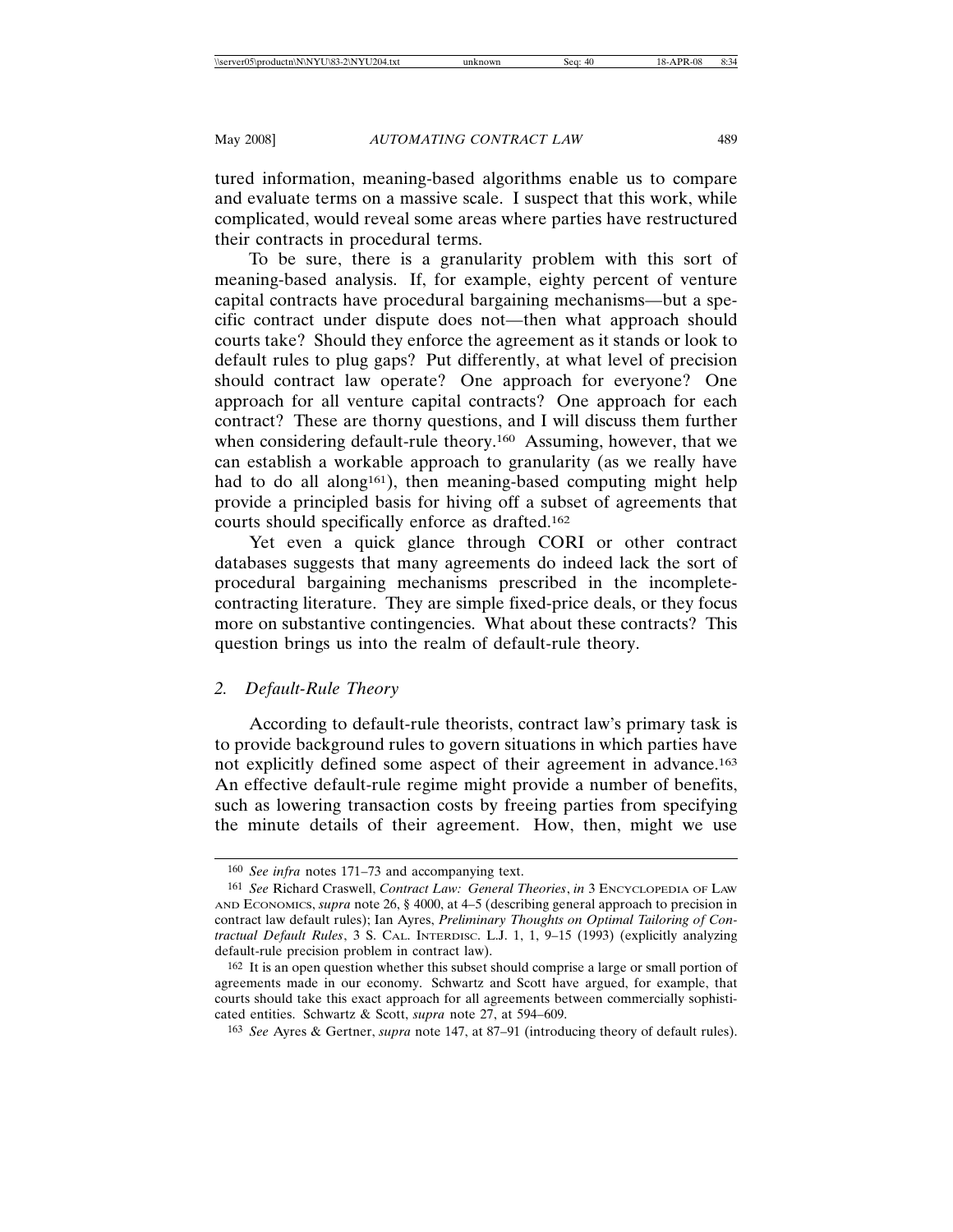tured information, meaning-based algorithms enable us to compare and evaluate terms on a massive scale. I suspect that this work, while complicated, would reveal some areas where parties have restructured their contracts in procedural terms.

To be sure, there is a granularity problem with this sort of meaning-based analysis. If, for example, eighty percent of venture capital contracts have procedural bargaining mechanisms—but a specific contract under dispute does not—then what approach should courts take? Should they enforce the agreement as it stands or look to default rules to plug gaps? Put differently, at what level of precision should contract law operate? One approach for everyone? One approach for all venture capital contracts? One approach for each contract? These are thorny questions, and I will discuss them further when considering default-rule theory.[160] Assuming, however, that we can establish a workable approach to granularity (as we really have had to do all along[161]), then meaning-based computing might help provide a principled basis for hiving off a subset of agreements that courts should specifically enforce as drafted.[162]

Yet even a quick glance through CORI or other contract databases suggests that many agreements do indeed lack the sort of procedural bargaining mechanisms prescribed in the incomplete-contracting literature. They are simple fixed-price deals, or they focus more on substantive contingencies. What about these contracts? This question brings us into the realm of default-rule theory.

### 2. *Default-Rule Theory*

According to default-rule theorists, contract law's primary task is to provide background rules to govern situations in which parties have not explicitly defined some aspect of their agreement in advance.[163] An effective default-rule regime might provide a number of benefits, such as lowering transaction costs by freeing parties from specifying the minute details of their agreement. How, then, might we use

---

[160] *See infra* notes 171–73 and accompanying text.

[161] *See* Richard Craswell, *Contract Law: General Theories*, *in* 3 ENCYCLOPEDIA OF LAW AND ECONOMICS, *supra* note 26, § 4000, at 4–5 (describing general approach to precision in contract law default rules); Ian Ayres, *Preliminary Thoughts on Optimal Tailoring of Contractual Default Rules*, 3 S. CAL. INTERDISC. L.J. 1, 1, 9–15 (1993) (explicitly analyzing default-rule precision problem in contract law).

[162] It is an open question whether this subset should comprise a large or small portion of agreements made in our economy. Schwartz and Scott have argued, for example, that courts should take this exact approach for all agreements between commercially sophisticated entities. Schwartz & Scott, *supra* note 27, at 594–609.

[163] *See* Ayres & Gertner, *supra* note 147, at 87–91 (introducing theory of default rules).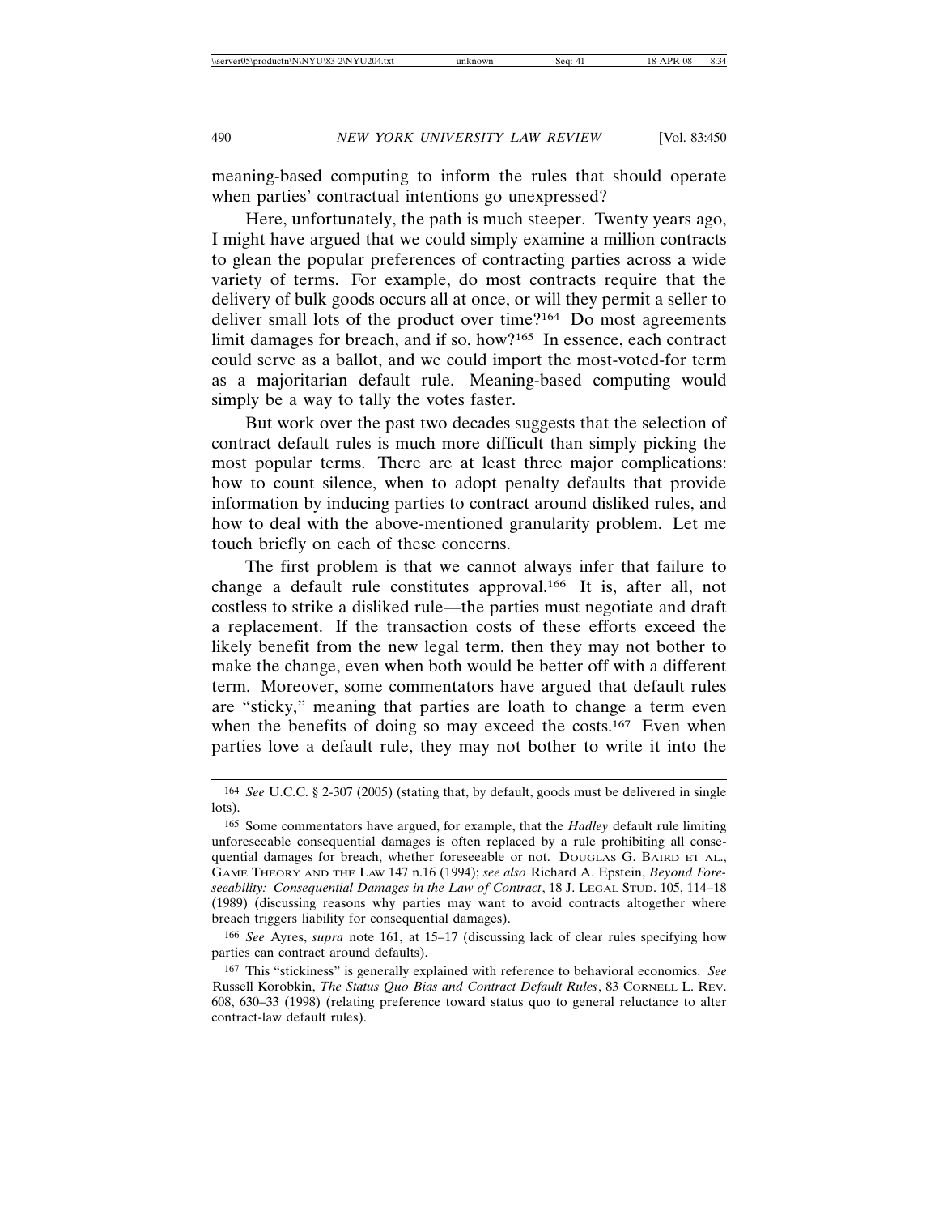meaning-based computing to inform the rules that should operate when parties' contractual intentions go unexpressed?

Here, unfortunately, the path is much steeper. Twenty years ago, I might have argued that we could simply examine a million contracts to glean the popular preferences of contracting parties across a wide variety of terms. For example, do most contracts require that the delivery of bulk goods occurs all at once, or will they permit a seller to deliver small lots of the product over time?[164] Do most agreements limit damages for breach, and if so, how?[165] In essence, each contract could serve as a ballot, and we could import the most-voted-for term as a majoritarian default rule. Meaning-based computing would simply be a way to tally the votes faster.

But work over the past two decades suggests that the selection of contract default rules is much more difficult than simply picking the most popular terms. There are at least three major complications: how to count silence, when to adopt penalty defaults that provide information by inducing parties to contract around disliked rules, and how to deal with the above-mentioned granularity problem. Let me touch briefly on each of these concerns.

The first problem is that we cannot always infer that failure to change a default rule constitutes approval.[166] It is, after all, not costless to strike a disliked rule—the parties must negotiate and draft a replacement. If the transaction costs of these efforts exceed the likely benefit from the new legal term, then they may not bother to make the change, even when both would be better off with a different term. Moreover, some commentators have argued that default rules are "sticky," meaning that parties are loath to change a term even when the benefits of doing so may exceed the costs.[167] Even when parties love a default rule, they may not bother to write it into the

---

[164] *See* U.C.C. § 2-307 (2005) (stating that, by default, goods must be delivered in single lots).

[165] Some commentators have argued, for example, that the *Hadley* default rule limiting unforeseeable consequential damages is often replaced by a rule prohibiting all consequential damages for breach, whether foreseeable or not. DOUGLAS G. BAIRD ET AL., GAME THEORY AND THE LAW 147 n.16 (1994); *see also* Richard A. Epstein, *Beyond Foreseeability: Consequential Damages in the Law of Contract*, 18 J. LEGAL STUD. 105, 114–18 (1989) (discussing reasons why parties may want to avoid contracts altogether where breach triggers liability for consequential damages).

[166] *See* Ayres, *supra* note 161, at 15–17 (discussing lack of clear rules specifying how parties can contract around defaults).

[167] This "stickiness" is generally explained with reference to behavioral economics. *See* Russell Korobkin, *The Status Quo Bias and Contract Default Rules*, 83 CORNELL L. REV. 608, 630–33 (1998) (relating preference toward status quo to general reluctance to alter contract-law default rules).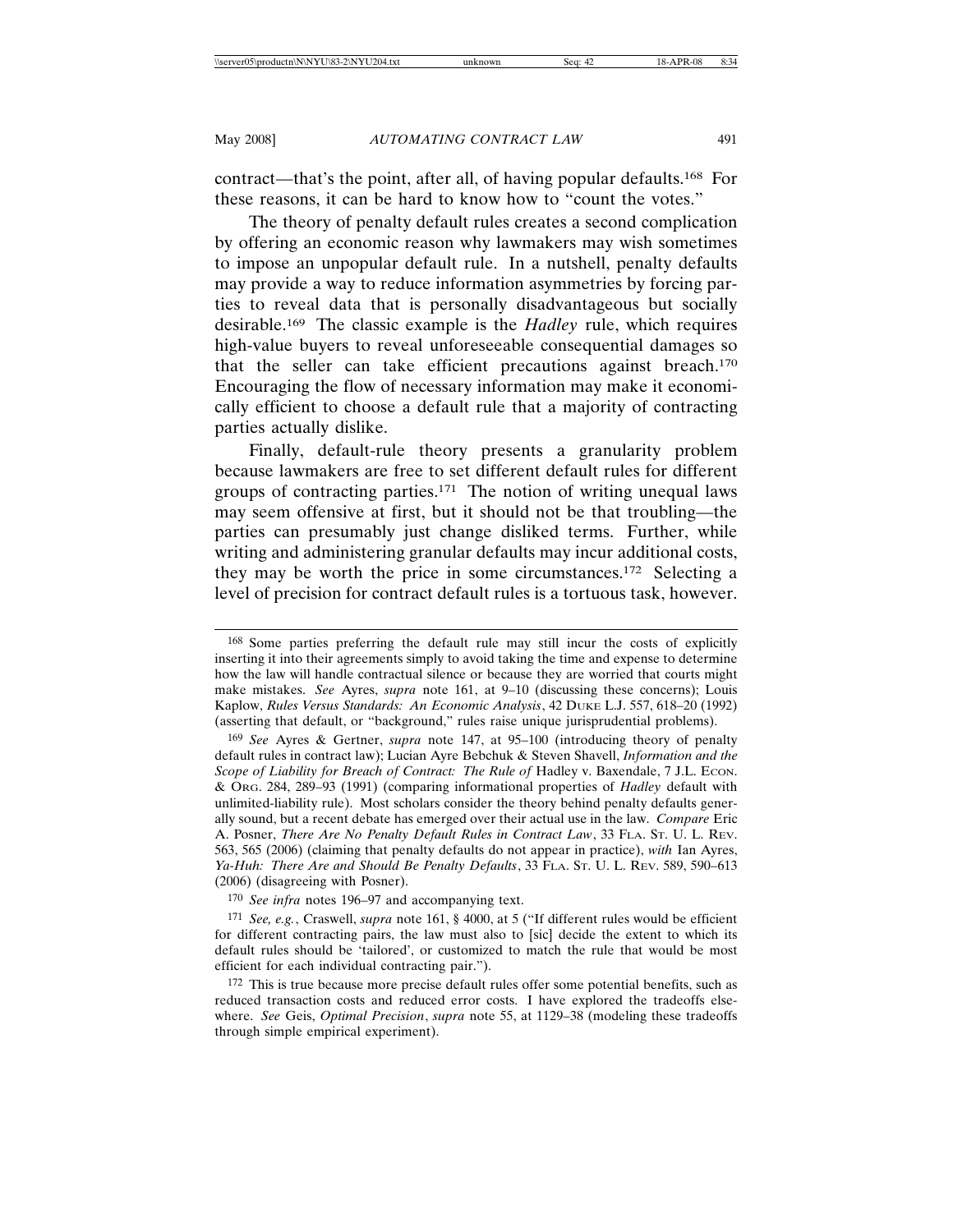contract—that's the point, after all, of having popular defaults.[168] For these reasons, it can be hard to know how to "count the votes."

The theory of penalty default rules creates a second complication by offering an economic reason why lawmakers may wish sometimes to impose an unpopular default rule. In a nutshell, penalty defaults may provide a way to reduce information asymmetries by forcing parties to reveal data that is personally disadvantageous but socially desirable.[169] The classic example is the *Hadley* rule, which requires high-value buyers to reveal unforeseeable consequential damages so that the seller can take efficient precautions against breach.[170] Encouraging the flow of necessary information may make it economically efficient to choose a default rule that a majority of contracting parties actually dislike.

Finally, default-rule theory presents a granularity problem because lawmakers are free to set different default rules for different groups of contracting parties.[171] The notion of writing unequal laws may seem offensive at first, but it should not be that troubling—the parties can presumably just change disliked terms. Further, while writing and administering granular defaults may incur additional costs, they may be worth the price in some circumstances.[172] Selecting a level of precision for contract default rules is a tortuous task, however.

---

[168] Some parties preferring the default rule may still incur the costs of explicitly inserting it into their agreements simply to avoid taking the time and expense to determine how the law will handle contractual silence or because they are worried that courts might make mistakes. *See* Ayres, *supra* note 161, at 9–10 (discussing these concerns); Louis Kaplow, *Rules Versus Standards: An Economic Analysis*, 42 DUKE L.J. 557, 618–20 (1992) (asserting that default, or "background," rules raise unique jurisprudential problems).

[169] *See* Ayres & Gertner, *supra* note 147, at 95–100 (introducing theory of penalty default rules in contract law); Lucian Ayre Bebchuk & Steven Shavell, *Information and the Scope of Liability for Breach of Contract: The Rule of* Hadley v. Baxendale, 7 J.L. ECON. & ORG. 284, 289–93 (1991) (comparing informational properties of *Hadley* default with unlimited-liability rule). Most scholars consider the theory behind penalty defaults generally sound, but a recent debate has emerged over their actual use in the law. *Compare* Eric A. Posner, *There Are No Penalty Default Rules in Contract Law*, 33 FLA. ST. U. L. REV. 563, 565 (2006) (claiming that penalty defaults do not appear in practice), *with* Ian Ayres, *Ya-Huh: There Are and Should Be Penalty Defaults*, 33 FLA. ST. U. L. REV. 589, 590–613 (2006) (disagreeing with Posner).

[170] *See infra* notes 196–97 and accompanying text.

[171] *See, e.g.*, Craswell, *supra* note 161, § 4000, at 5 ("If different rules would be efficient for different contracting pairs, the law must also to [sic] decide the extent to which its default rules should be 'tailored', or customized to match the rule that would be most efficient for each individual contracting pair.").

[172] This is true because more precise default rules offer some potential benefits, such as reduced transaction costs and reduced error costs. I have explored the tradeoffs elsewhere. *See* Geis, *Optimal Precision*, *supra* note 55, at 1129–38 (modeling these tradeoffs through simple empirical experiment).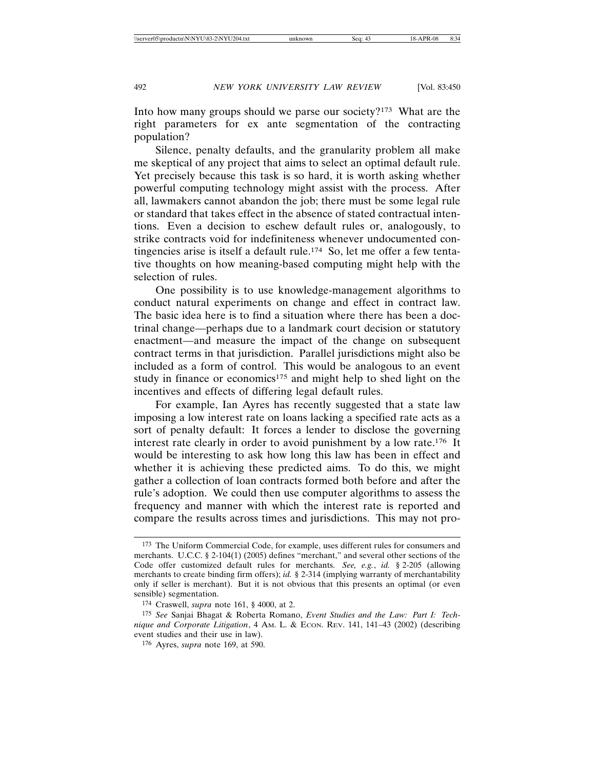Into how many groups should we parse our society?[173] What are the right parameters for ex ante segmentation of the contracting population?

Silence, penalty defaults, and the granularity problem all make me skeptical of any project that aims to select an optimal default rule. Yet precisely because this task is so hard, it is worth asking whether powerful computing technology might assist with the process. After all, lawmakers cannot abandon the job; there must be some legal rule or standard that takes effect in the absence of stated contractual intentions. Even a decision to eschew default rules or, analogously, to strike contracts void for indefiniteness whenever undocumented contingencies arise is itself a default rule.[174] So, let me offer a few tentative thoughts on how meaning-based computing might help with the selection of rules.

One possibility is to use knowledge-management algorithms to conduct natural experiments on change and effect in contract law. The basic idea here is to find a situation where there has been a doctrinal change—perhaps due to a landmark court decision or statutory enactment—and measure the impact of the change on subsequent contract terms in that jurisdiction. Parallel jurisdictions might also be included as a form of control. This would be analogous to an event study in finance or economics[175] and might help to shed light on the incentives and effects of differing legal default rules.

For example, Ian Ayres has recently suggested that a state law imposing a low interest rate on loans lacking a specified rate acts as a sort of penalty default: It forces a lender to disclose the governing interest rate clearly in order to avoid punishment by a low rate.[176] It would be interesting to ask how long this law has been in effect and whether it is achieving these predicted aims. To do this, we might gather a collection of loan contracts formed both before and after the rule's adoption. We could then use computer algorithms to assess the frequency and manner with which the interest rate is reported and compare the results across times and jurisdictions. This may not pro-

---

[173] The Uniform Commercial Code, for example, uses different rules for consumers and merchants. U.C.C. § 2-104(1) (2005) defines "merchant," and several other sections of the Code offer customized default rules for merchants. *See, e.g.*, *id.* § 2-205 (allowing merchants to create binding firm offers); *id.* § 2-314 (implying warranty of merchantability only if seller is merchant). But it is not obvious that this presents an optimal (or even sensible) segmentation.

[174] Craswell, *supra* note 161, § 4000, at 2.

[175] *See* Sanjai Bhagat & Roberta Romano, *Event Studies and the Law: Part I: Technique and Corporate Litigation*, 4 AM. L. & ECON. REV. 141, 141–43 (2002) (describing event studies and their use in law).

[176] Ayres, *supra* note 169, at 590.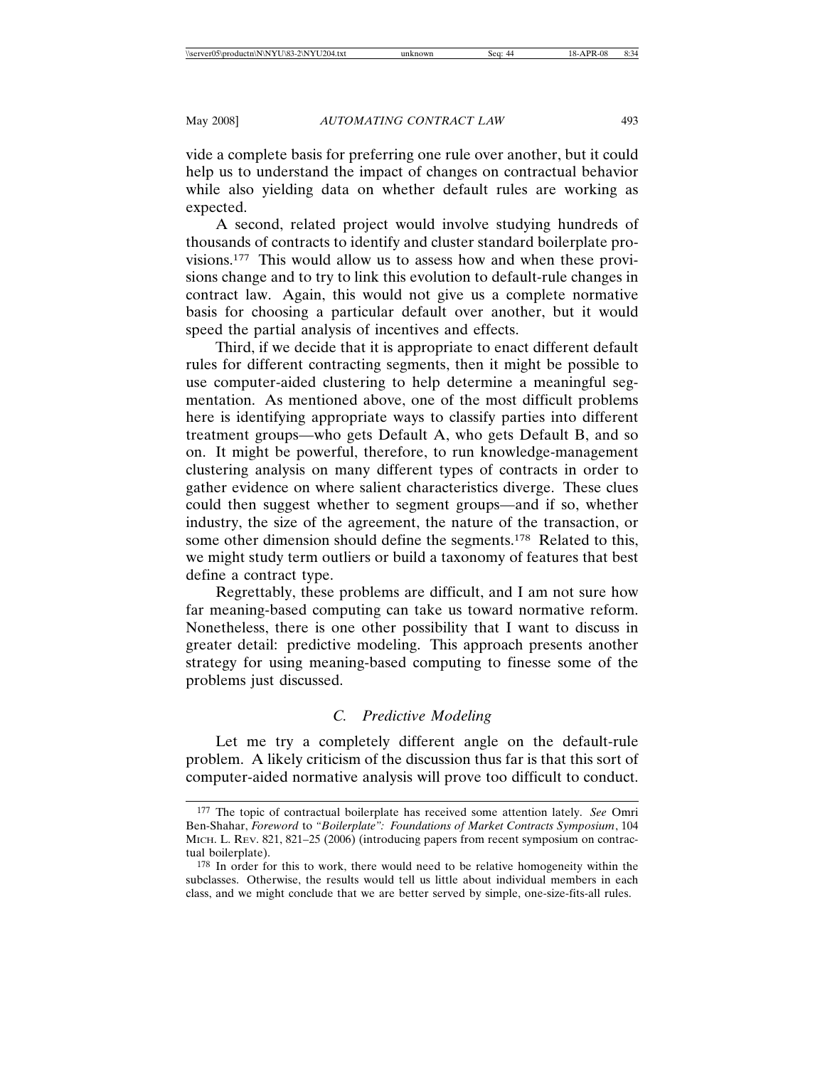vide a complete basis for preferring one rule over another, but it could help us to understand the impact of changes on contractual behavior while also yielding data on whether default rules are working as expected.

A second, related project would involve studying hundreds of thousands of contracts to identify and cluster standard boilerplate provisions.[177] This would allow us to assess how and when these provisions change and to try to link this evolution to default-rule changes in contract law. Again, this would not give us a complete normative basis for choosing a particular default over another, but it would speed the partial analysis of incentives and effects.

Third, if we decide that it is appropriate to enact different default rules for different contracting segments, then it might be possible to use computer-aided clustering to help determine a meaningful segmentation. As mentioned above, one of the most difficult problems here is identifying appropriate ways to classify parties into different treatment groups—who gets Default A, who gets Default B, and so on. It might be powerful, therefore, to run knowledge-management clustering analysis on many different types of contracts in order to gather evidence on where salient characteristics diverge. These clues could then suggest whether to segment groups—and if so, whether industry, the size of the agreement, the nature of the transaction, or some other dimension should define the segments.[178] Related to this, we might study term outliers or build a taxonomy of features that best define a contract type.

Regrettably, these problems are difficult, and I am not sure how far meaning-based computing can take us toward normative reform. Nonetheless, there is one other possibility that I want to discuss in greater detail: predictive modeling. This approach presents another strategy for using meaning-based computing to finesse some of the problems just discussed.

### *C. Predictive Modeling*

Let me try a completely different angle on the default-rule problem. A likely criticism of the discussion thus far is that this sort of computer-aided normative analysis will prove too difficult to conduct.

---

[177] The topic of contractual boilerplate has received some attention lately. *See* Omri Ben-Shahar, *Foreword* to *"Boilerplate": Foundations of Market Contracts Symposium*, 104 MICH. L. REV. 821, 821–25 (2006) (introducing papers from recent symposium on contractual boilerplate).

[178] In order for this to work, there would need to be relative homogeneity within the subclasses. Otherwise, the results would tell us little about individual members in each class, and we might conclude that we are better served by simple, one-size-fits-all rules.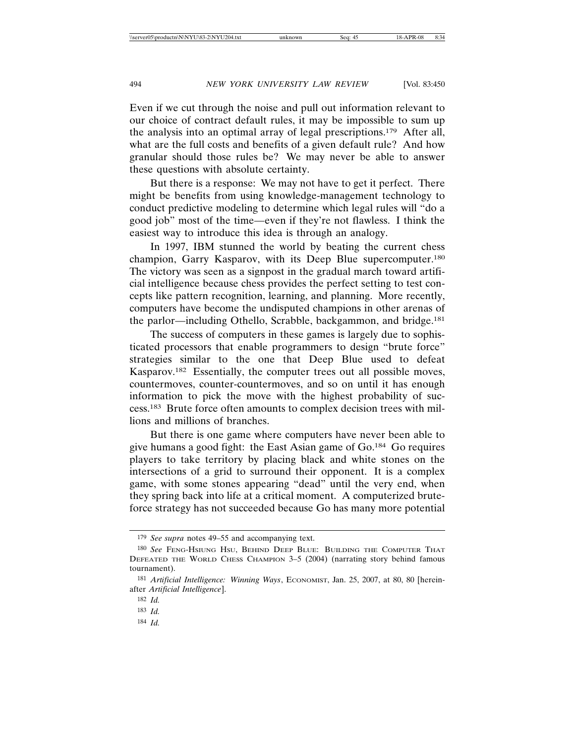Even if we cut through the noise and pull out information relevant to our choice of contract default rules, it may be impossible to sum up the analysis into an optimal array of legal prescriptions.[179] After all, what are the full costs and benefits of a given default rule? And how granular should those rules be? We may never be able to answer these questions with absolute certainty.

But there is a response: We may not have to get it perfect. There might be benefits from using knowledge-management technology to conduct predictive modeling to determine which legal rules will "do a good job" most of the time—even if they're not flawless. I think the easiest way to introduce this idea is through an analogy.

In 1997, IBM stunned the world by beating the current chess champion, Garry Kasparov, with its Deep Blue supercomputer.[180] The victory was seen as a signpost in the gradual march toward artificial intelligence because chess provides the perfect setting to test concepts like pattern recognition, learning, and planning. More recently, computers have become the undisputed champions in other arenas of the parlor—including Othello, Scrabble, backgammon, and bridge.[181]

The success of computers in these games is largely due to sophisticated processors that enable programmers to design "brute force" strategies similar to the one that Deep Blue used to defeat Kasparov.[182] Essentially, the computer trees out all possible moves, countermoves, counter-countermoves, and so on until it has enough information to pick the move with the highest probability of success.[183] Brute force often amounts to complex decision trees with millions and millions of branches.

But there is one game where computers have never been able to give humans a good fight: the East Asian game of Go.[184] Go requires players to take territory by placing black and white stones on the intersections of a grid to surround their opponent. It is a complex game, with some stones appearing "dead" until the very end, when they spring back into life at a critical moment. A computerized brute-force strategy has not succeeded because Go has many more potential

---

[179] *See supra* notes 49–55 and accompanying text.

[180] *See* FENG-HSIUNG HSU, BEHIND DEEP BLUE: BUILDING THE COMPUTER THAT DEFEATED THE WORLD CHESS CHAMPION 3–5 (2004) (narrating story behind famous tournament).

[181] *Artificial Intelligence: Winning Ways*, ECONOMIST, Jan. 25, 2007, at 80, 80 [hereinafter *Artificial Intelligence*].

[182] *Id.*

[183] *Id.*

[184] *Id.*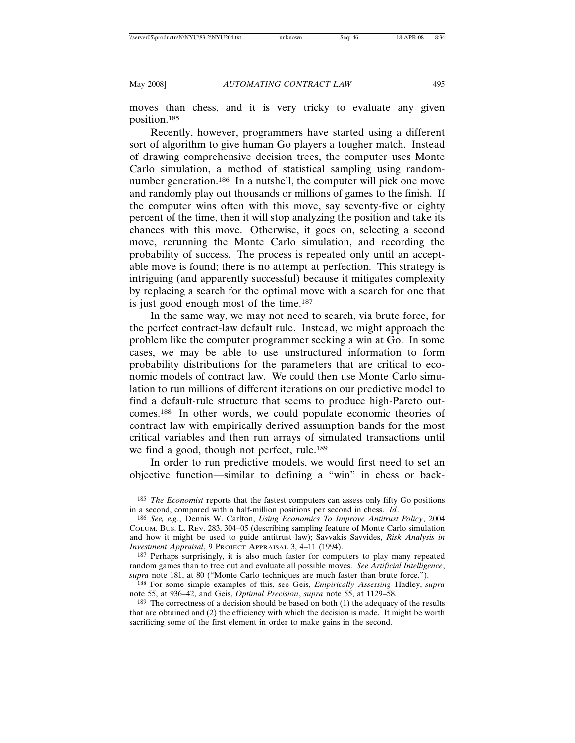moves than chess, and it is very tricky to evaluate any given position.[185]

Recently, however, programmers have started using a different sort of algorithm to give human Go players a tougher match. Instead of drawing comprehensive decision trees, the computer uses Monte Carlo simulation, a method of statistical sampling using random-number generation.[186] In a nutshell, the computer will pick one move and randomly play out thousands or millions of games to the finish. If the computer wins often with this move, say seventy-five or eighty percent of the time, then it will stop analyzing the position and take its chances with this move. Otherwise, it goes on, selecting a second move, rerunning the Monte Carlo simulation, and recording the probability of success. The process is repeated only until an acceptable move is found; there is no attempt at perfection. This strategy is intriguing (and apparently successful) because it mitigates complexity by replacing a search for the optimal move with a search for one that is just good enough most of the time.[187]

In the same way, we may not need to search, via brute force, for the perfect contract-law default rule. Instead, we might approach the problem like the computer programmer seeking a win at Go. In some cases, we may be able to use unstructured information to form probability distributions for the parameters that are critical to economic models of contract law. We could then use Monte Carlo simulation to run millions of different iterations on our predictive model to find a default-rule structure that seems to produce high-Pareto outcomes.[188] In other words, we could populate economic theories of contract law with empirically derived assumption bands for the most critical variables and then run arrays of simulated transactions until we find a good, though not perfect, rule.[189]

In order to run predictive models, we would first need to set an objective function—similar to defining a "win" in chess or back-

---

[185] *The Economist* reports that the fastest computers can assess only fifty Go positions in a second, compared with a half-million positions per second in chess. *Id*.

[186] *See, e.g.*, Dennis W. Carlton, *Using Economics To Improve Antitrust Policy*, 2004 COLUM. BUS. L. REV. 283, 304–05 (describing sampling feature of Monte Carlo simulation and how it might be used to guide antitrust law); Savvakis Savvides, *Risk Analysis in Investment Appraisal*, 9 PROJECT APPRAISAL 3, 4–11 (1994).

[187] Perhaps surprisingly, it is also much faster for computers to play many repeated random games than to tree out and evaluate all possible moves. *See Artificial Intelligence*, *supra* note 181, at 80 ("Monte Carlo techniques are much faster than brute force.").

[188] For some simple examples of this, see Geis, *Empirically Assessing* Hadley, *supra* note 55, at 936–42, and Geis, *Optimal Precision*, *supra* note 55, at 1129–58.

[189] The correctness of a decision should be based on both (1) the adequacy of the results that are obtained and (2) the efficiency with which the decision is made. It might be worth sacrificing some of the first element in order to make gains in the second.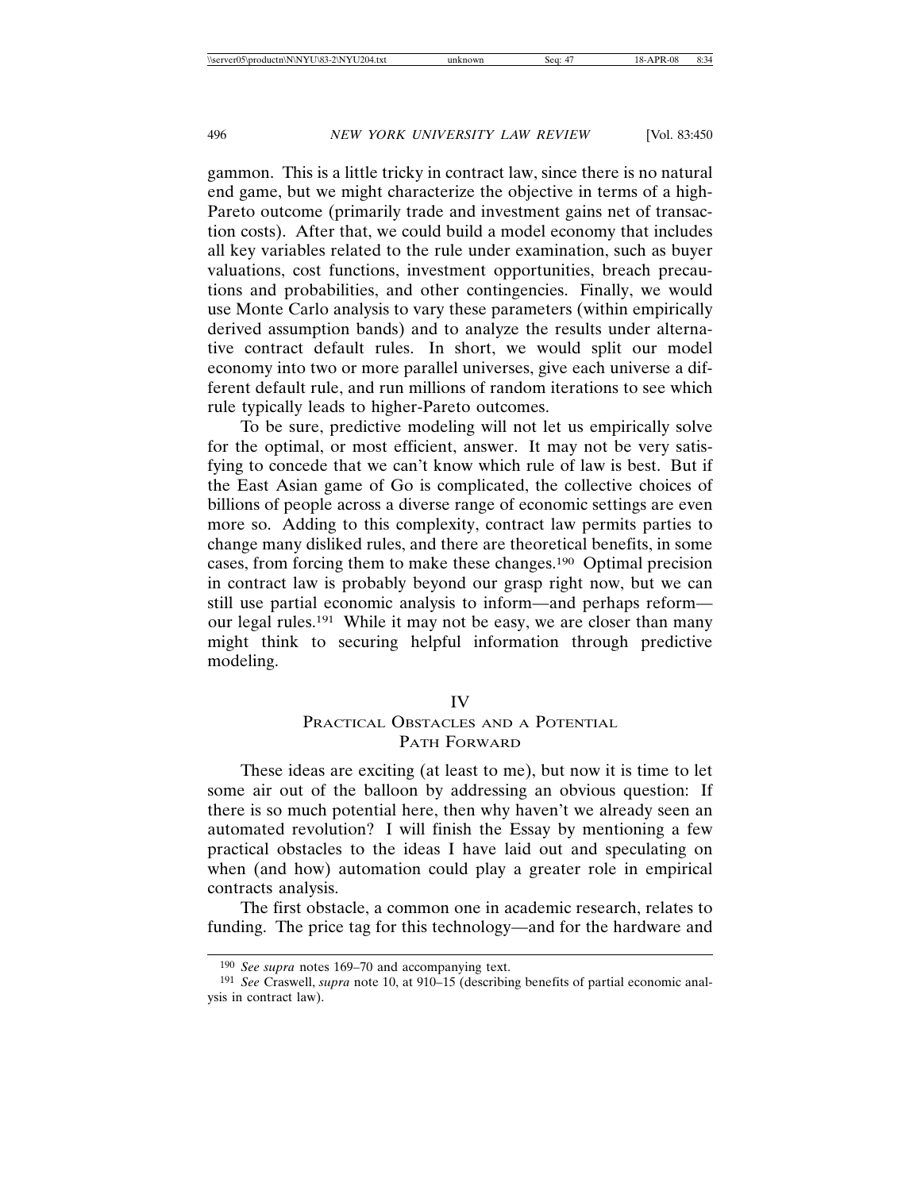gammon. This is a little tricky in contract law, since there is no natural end game, but we might characterize the objective in terms of a high-Pareto outcome (primarily trade and investment gains net of transaction costs). After that, we could build a model economy that includes all key variables related to the rule under examination, such as buyer valuations, cost functions, investment opportunities, breach precautions and probabilities, and other contingencies. Finally, we would use Monte Carlo analysis to vary these parameters (within empirically derived assumption bands) and to analyze the results under alternative contract default rules. In short, we would split our model economy into two or more parallel universes, give each universe a different default rule, and run millions of random iterations to see which rule typically leads to higher-Pareto outcomes.

To be sure, predictive modeling will not let us empirically solve for the optimal, or most efficient, answer. It may not be very satisfying to concede that we can't know which rule of law is best. But if the East Asian game of Go is complicated, the collective choices of billions of people across a diverse range of economic settings are even more so. Adding to this complexity, contract law permits parties to change many disliked rules, and there are theoretical benefits, in some cases, from forcing them to make these changes.[190] Optimal precision in contract law is probably beyond our grasp right now, but we can still use partial economic analysis to inform—and perhaps reform—our legal rules.[191] While it may not be easy, we are closer than many might think to securing helpful information through predictive modeling.

## IV
## Practical Obstacles and a Potential Path Forward

These ideas are exciting (at least to me), but now it is time to let some air out of the balloon by addressing an obvious question: If there is so much potential here, then why haven't we already seen an automated revolution? I will finish the Essay by mentioning a few practical obstacles to the ideas I have laid out and speculating on when (and how) automation could play a greater role in empirical contracts analysis.

The first obstacle, a common one in academic research, relates to funding. The price tag for this technology—and for the hardware and

---

[190] *See supra* notes 169–70 and accompanying text.

[191] *See* Craswell, *supra* note 10, at 910–15 (describing benefits of partial economic analysis in contract law).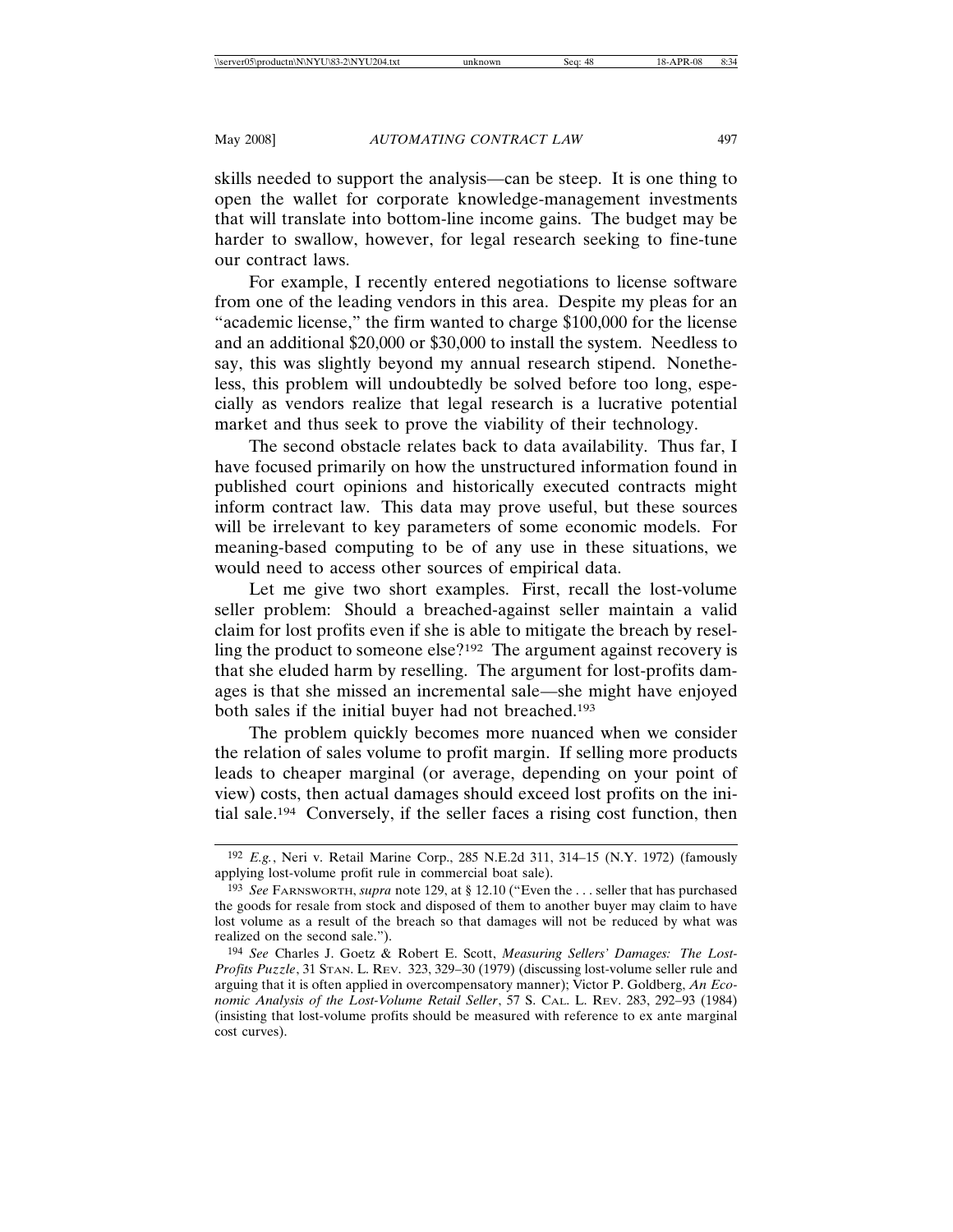skills needed to support the analysis—can be steep. It is one thing to open the wallet for corporate knowledge-management investments that will translate into bottom-line income gains. The budget may be harder to swallow, however, for legal research seeking to fine-tune our contract laws.

For example, I recently entered negotiations to license software from one of the leading vendors in this area. Despite my pleas for an "academic license," the firm wanted to charge $100,000 for the license and an additional $20,000 or $30,000 to install the system. Needless to say, this was slightly beyond my annual research stipend. Nonetheless, this problem will undoubtedly be solved before too long, especially as vendors realize that legal research is a lucrative potential market and thus seek to prove the viability of their technology.

The second obstacle relates back to data availability. Thus far, I have focused primarily on how the unstructured information found in published court opinions and historically executed contracts might inform contract law. This data may prove useful, but these sources will be irrelevant to key parameters of some economic models. For meaning-based computing to be of any use in these situations, we would need to access other sources of empirical data.

Let me give two short examples. First, recall the lost-volume seller problem: Should a breached-against seller maintain a valid claim for lost profits even if she is able to mitigate the breach by reselling the product to someone else?[192] The argument against recovery is that she eluded harm by reselling. The argument for lost-profits damages is that she missed an incremental sale—she might have enjoyed both sales if the initial buyer had not breached.[193]

The problem quickly becomes more nuanced when we consider the relation of sales volume to profit margin. If selling more products leads to cheaper marginal (or average, depending on your point of view) costs, then actual damages should exceed lost profits on the initial sale.[194] Conversely, if the seller faces a rising cost function, then

---

[192] *E.g.*, Neri v. Retail Marine Corp., 285 N.E.2d 311, 314–15 (N.Y. 1972) (famously applying lost-volume profit rule in commercial boat sale).

[193] *See* FARNSWORTH, *supra* note 129, at § 12.10 ("Even the . . . seller that has purchased the goods for resale from stock and disposed of them to another buyer may claim to have lost volume as a result of the breach so that damages will not be reduced by what was realized on the second sale.").

[194] *See* Charles J. Goetz & Robert E. Scott, *Measuring Sellers' Damages: The Lost-Profits Puzzle*, 31 STAN. L. REV. 323, 329–30 (1979) (discussing lost-volume seller rule and arguing that it is often applied in overcompensatory manner); Victor P. Goldberg, *An Economic Analysis of the Lost-Volume Retail Seller*, 57 S. CAL. L. REV. 283, 292–93 (1984) (insisting that lost-volume profits should be measured with reference to ex ante marginal cost curves).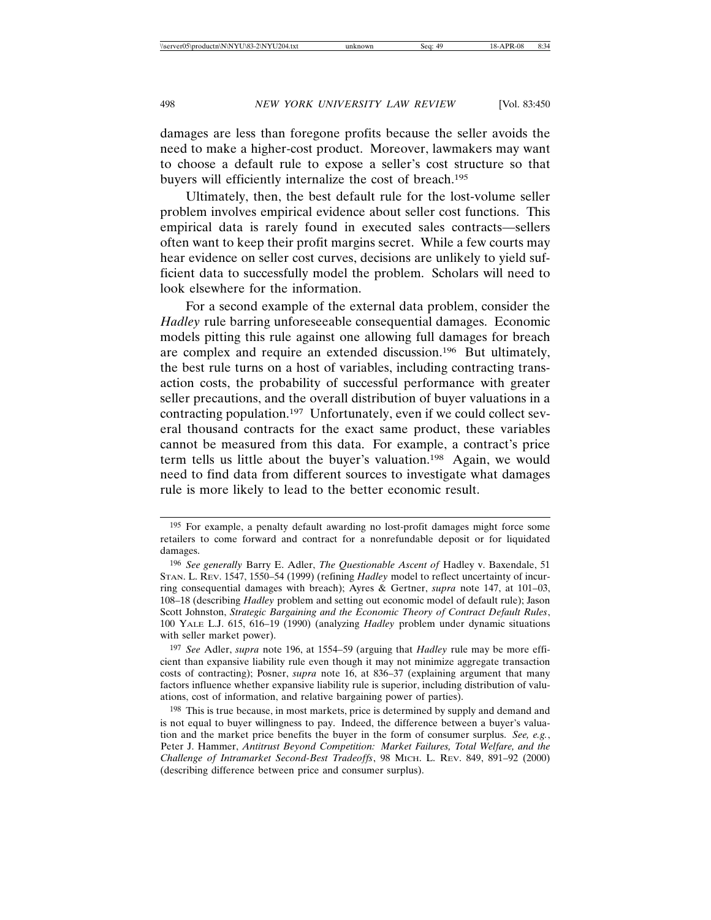damages are less than foregone profits because the seller avoids the need to make a higher-cost product. Moreover, lawmakers may want to choose a default rule to expose a seller's cost structure so that buyers will efficiently internalize the cost of breach.[195]

Ultimately, then, the best default rule for the lost-volume seller problem involves empirical evidence about seller cost functions. This empirical data is rarely found in executed sales contracts—sellers often want to keep their profit margins secret. While a few courts may hear evidence on seller cost curves, decisions are unlikely to yield sufficient data to successfully model the problem. Scholars will need to look elsewhere for the information.

For a second example of the external data problem, consider the *Hadley* rule barring unforeseeable consequential damages. Economic models pitting this rule against one allowing full damages for breach are complex and require an extended discussion.[196] But ultimately, the best rule turns on a host of variables, including contracting transaction costs, the probability of successful performance with greater seller precautions, and the overall distribution of buyer valuations in a contracting population.[197] Unfortunately, even if we could collect several thousand contracts for the exact same product, these variables cannot be measured from this data. For example, a contract's price term tells us little about the buyer's valuation.[198] Again, we would need to find data from different sources to investigate what damages rule is more likely to lead to the better economic result.

---

[195] For example, a penalty default awarding no lost-profit damages might force some retailers to come forward and contract for a nonrefundable deposit or for liquidated damages.

[196] *See generally* Barry E. Adler, *The Questionable Ascent of* Hadley v. Baxendale, 51 STAN. L. REV. 1547, 1550–54 (1999) (refining *Hadley* model to reflect uncertainty of incurring consequential damages with breach); Ayres & Gertner, *supra* note 147, at 101–03, 108–18 (describing *Hadley* problem and setting out economic model of default rule); Jason Scott Johnston, *Strategic Bargaining and the Economic Theory of Contract Default Rules*, 100 YALE L.J. 615, 616–19 (1990) (analyzing *Hadley* problem under dynamic situations with seller market power).

[197] *See* Adler, *supra* note 196, at 1554–59 (arguing that *Hadley* rule may be more efficient than expansive liability rule even though it may not minimize aggregate transaction costs of contracting); Posner, *supra* note 16, at 836–37 (explaining argument that many factors influence whether expansive liability rule is superior, including distribution of valuations, cost of information, and relative bargaining power of parties).

[198] This is true because, in most markets, price is determined by supply and demand and is not equal to buyer willingness to pay. Indeed, the difference between a buyer's valuation and the market price benefits the buyer in the form of consumer surplus. *See, e.g.*, Peter J. Hammer, *Antitrust Beyond Competition: Market Failures, Total Welfare, and the Challenge of Intramarket Second-Best Tradeoffs*, 98 MICH. L. REV. 849, 891–92 (2000) (describing difference between price and consumer surplus).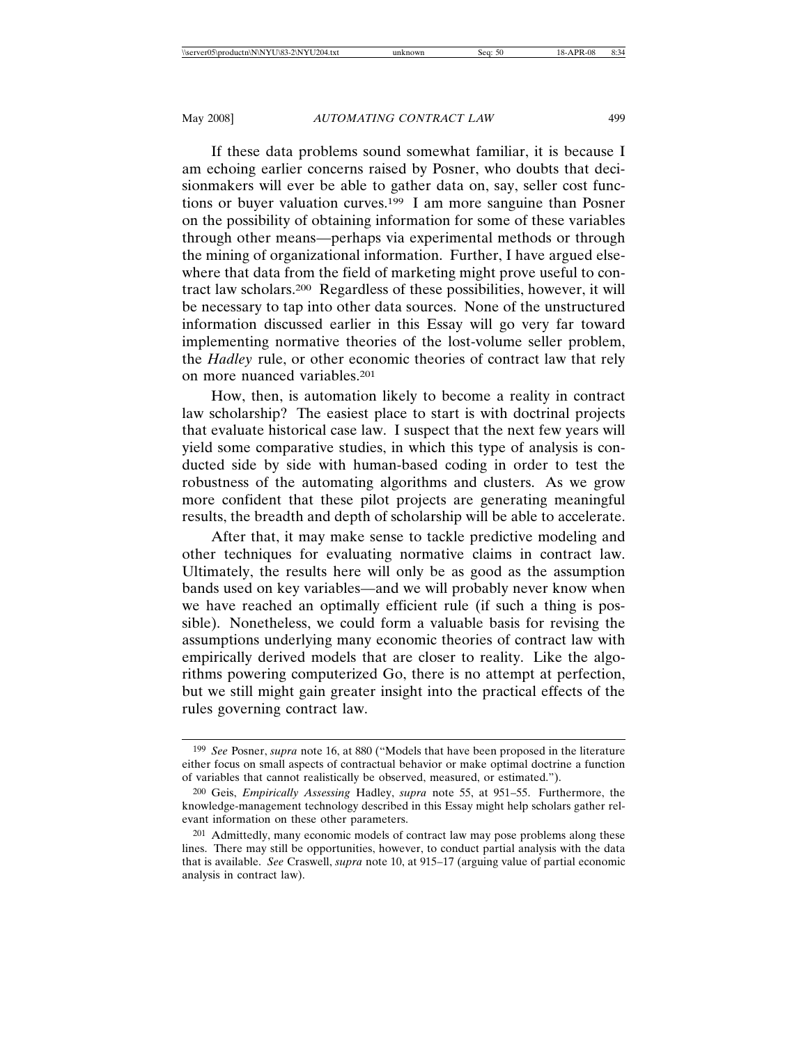If these data problems sound somewhat familiar, it is because I am echoing earlier concerns raised by Posner, who doubts that decisionmakers will ever be able to gather data on, say, seller cost functions or buyer valuation curves.[199] I am more sanguine than Posner on the possibility of obtaining information for some of these variables through other means—perhaps via experimental methods or through the mining of organizational information. Further, I have argued elsewhere that data from the field of marketing might prove useful to contract law scholars.[200] Regardless of these possibilities, however, it will be necessary to tap into other data sources. None of the unstructured information discussed earlier in this Essay will go very far toward implementing normative theories of the lost-volume seller problem, the *Hadley* rule, or other economic theories of contract law that rely on more nuanced variables.[201]

How, then, is automation likely to become a reality in contract law scholarship? The easiest place to start is with doctrinal projects that evaluate historical case law. I suspect that the next few years will yield some comparative studies, in which this type of analysis is conducted side by side with human-based coding in order to test the robustness of the automating algorithms and clusters. As we grow more confident that these pilot projects are generating meaningful results, the breadth and depth of scholarship will be able to accelerate.

After that, it may make sense to tackle predictive modeling and other techniques for evaluating normative claims in contract law. Ultimately, the results here will only be as good as the assumption bands used on key variables—and we will probably never know when we have reached an optimally efficient rule (if such a thing is possible). Nonetheless, we could form a valuable basis for revising the assumptions underlying many economic theories of contract law with empirically derived models that are closer to reality. Like the algorithms powering computerized Go, there is no attempt at perfection, but we still might gain greater insight into the practical effects of the rules governing contract law.

---

[199] *See* Posner, *supra* note 16, at 880 ("Models that have been proposed in the literature either focus on small aspects of contractual behavior or make optimal doctrine a function of variables that cannot realistically be observed, measured, or estimated.").

[200] Geis, *Empirically Assessing* Hadley, *supra* note 55, at 951–55. Furthermore, the knowledge-management technology described in this Essay might help scholars gather relevant information on these other parameters.

[201] Admittedly, many economic models of contract law may pose problems along these lines. There may still be opportunities, however, to conduct partial analysis with the data that is available. *See* Craswell, *supra* note 10, at 915–17 (arguing value of partial economic analysis in contract law).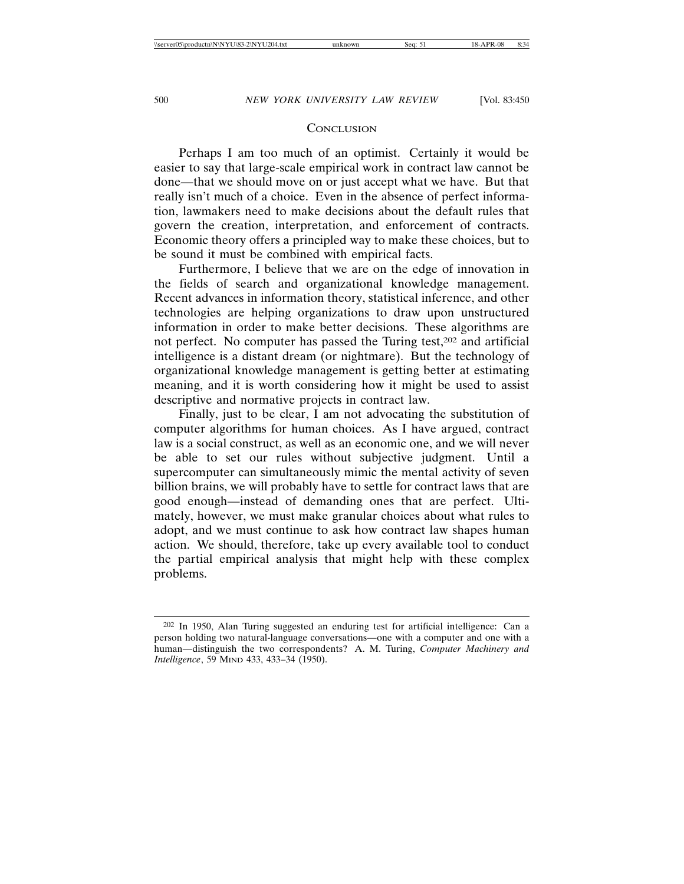## Conclusion

Perhaps I am too much of an optimist. Certainly it would be easier to say that large-scale empirical work in contract law cannot be done—that we should move on or just accept what we have. But that really isn't much of a choice. Even in the absence of perfect information, lawmakers need to make decisions about the default rules that govern the creation, interpretation, and enforcement of contracts. Economic theory offers a principled way to make these choices, but to be sound it must be combined with empirical facts.

Furthermore, I believe that we are on the edge of innovation in the fields of search and organizational knowledge management. Recent advances in information theory, statistical inference, and other technologies are helping organizations to draw upon unstructured information in order to make better decisions. These algorithms are not perfect. No computer has passed the Turing test,[202] and artificial intelligence is a distant dream (or nightmare). But the technology of organizational knowledge management is getting better at estimating meaning, and it is worth considering how it might be used to assist descriptive and normative projects in contract law.

Finally, just to be clear, I am not advocating the substitution of computer algorithms for human choices. As I have argued, contract law is a social construct, as well as an economic one, and we will never be able to set our rules without subjective judgment. Until a supercomputer can simultaneously mimic the mental activity of seven billion brains, we will probably have to settle for contract laws that are good enough—instead of demanding ones that are perfect. Ultimately, however, we must make granular choices about what rules to adopt, and we must continue to ask how contract law shapes human action. We should, therefore, take up every available tool to conduct the partial empirical analysis that might help with these complex problems.

---

[202] In 1950, Alan Turing suggested an enduring test for artificial intelligence: Can a person holding two natural-language conversations—one with a computer and one with a human—distinguish the two correspondents? A. M. Turing, *Computer Machinery and Intelligence*, 59 Mind 433, 433–34 (1950).